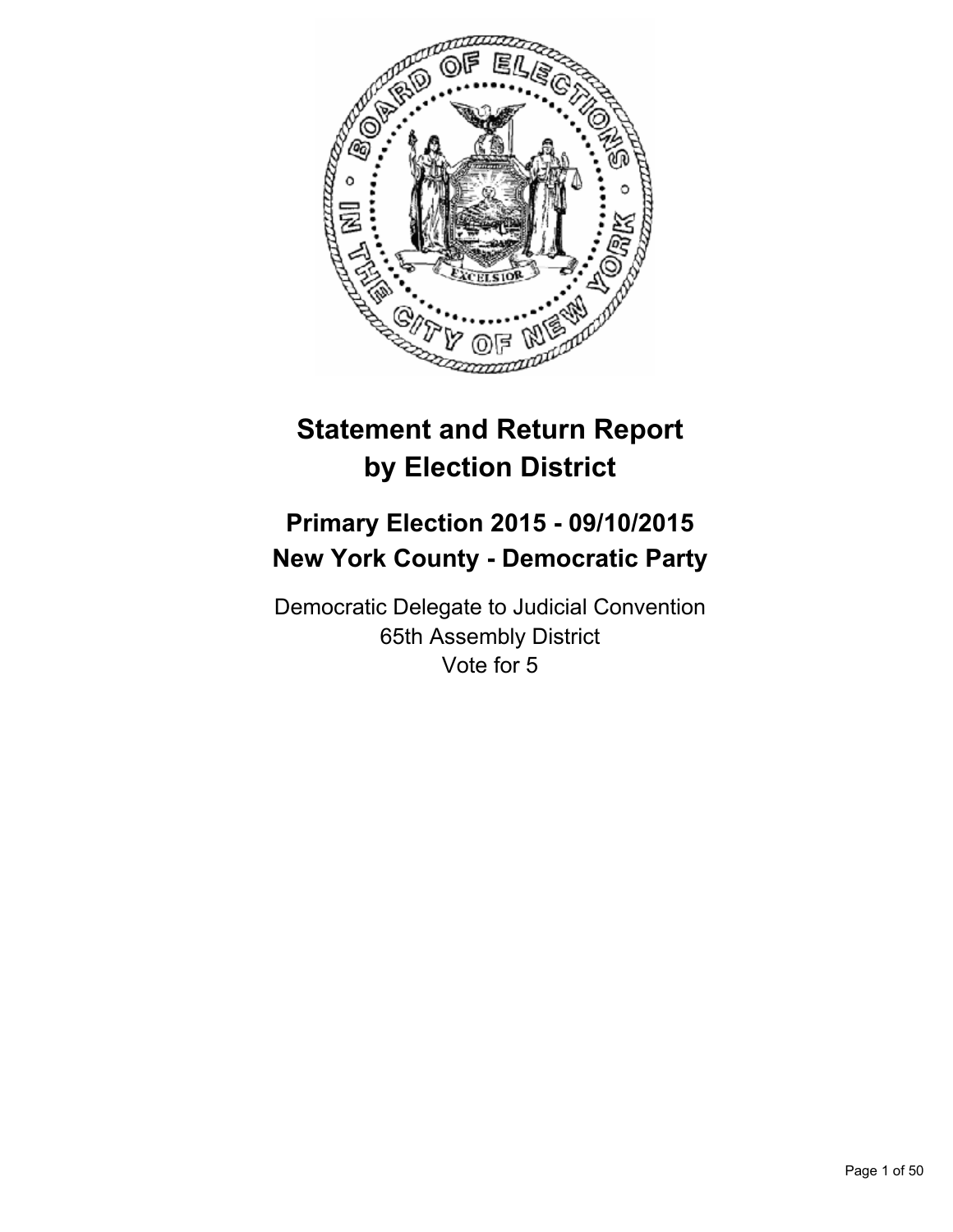# Statement and Return Report by Election District

## Primary Election 2015 - 09/10/2015
## New York County - Democratic Party

Democratic Delegate to Judicial Convention
65th Assembly District
Vote for 5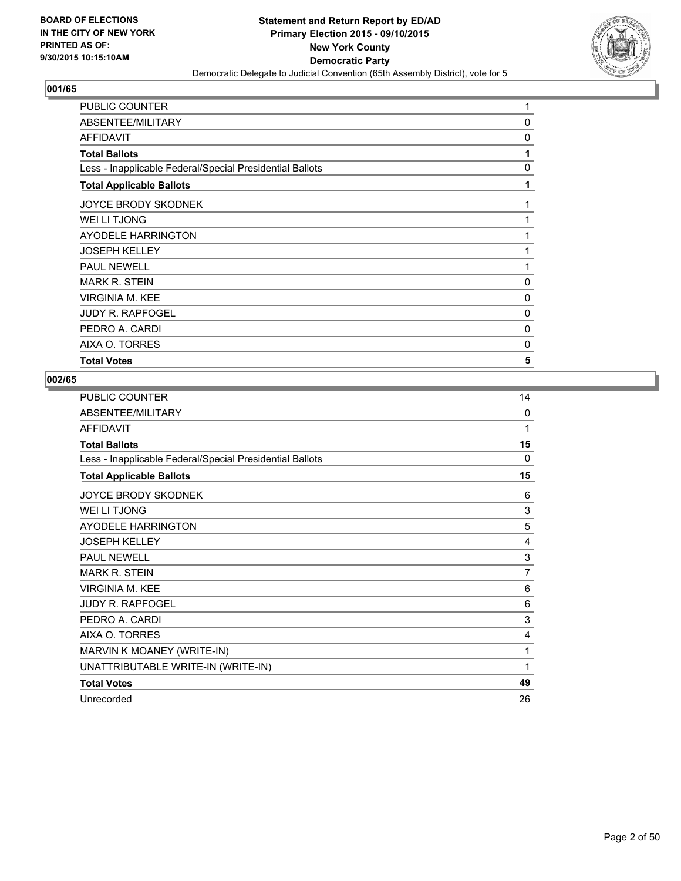**BOARD OF ELECTIONS IN THE CITY OF NEW YORK PRINTED AS OF: 9/30/2015 10:15:10AM**

**Statement and Return Report by ED/AD Primary Election 2015 - 09/10/2015 New York County Democratic Party**

Democratic Delegate to Judicial Convention (65th Assembly District), vote for 5

## 001/65

| | |
|---|---|
| PUBLIC COUNTER | 1 |
| ABSENTEE/MILITARY | 0 |
| AFFIDAVIT | 0 |
| **Total Ballots** | **1** |
| Less - Inapplicable Federal/Special Presidential Ballots | 0 |
| **Total Applicable Ballots** | **1** |
| JOYCE BRODY SKODNEK | 1 |
| WEI LI TJONG | 1 |
| AYODELE HARRINGTON | 1 |
| JOSEPH KELLEY | 1 |
| PAUL NEWELL | 1 |
| MARK R. STEIN | 0 |
| VIRGINIA M. KEE | 0 |
| JUDY R. RAPFOGEL | 0 |
| PEDRO A. CARDI | 0 |
| AIXA O. TORRES | 0 |
| **Total Votes** | **5** |

## 002/65

| | |
|---|---|
| PUBLIC COUNTER | 14 |
| ABSENTEE/MILITARY | 0 |
| AFFIDAVIT | 1 |
| **Total Ballots** | **15** |
| Less - Inapplicable Federal/Special Presidential Ballots | 0 |
| **Total Applicable Ballots** | **15** |
| JOYCE BRODY SKODNEK | 6 |
| WEI LI TJONG | 3 |
| AYODELE HARRINGTON | 5 |
| JOSEPH KELLEY | 4 |
| PAUL NEWELL | 3 |
| MARK R. STEIN | 7 |
| VIRGINIA M. KEE | 6 |
| JUDY R. RAPFOGEL | 6 |
| PEDRO A. CARDI | 3 |
| AIXA O. TORRES | 4 |
| MARVIN K MOANEY (WRITE-IN) | 1 |
| UNATTRIBUTABLE WRITE-IN (WRITE-IN) | 1 |
| **Total Votes** | **49** |
| Unrecorded | 26 |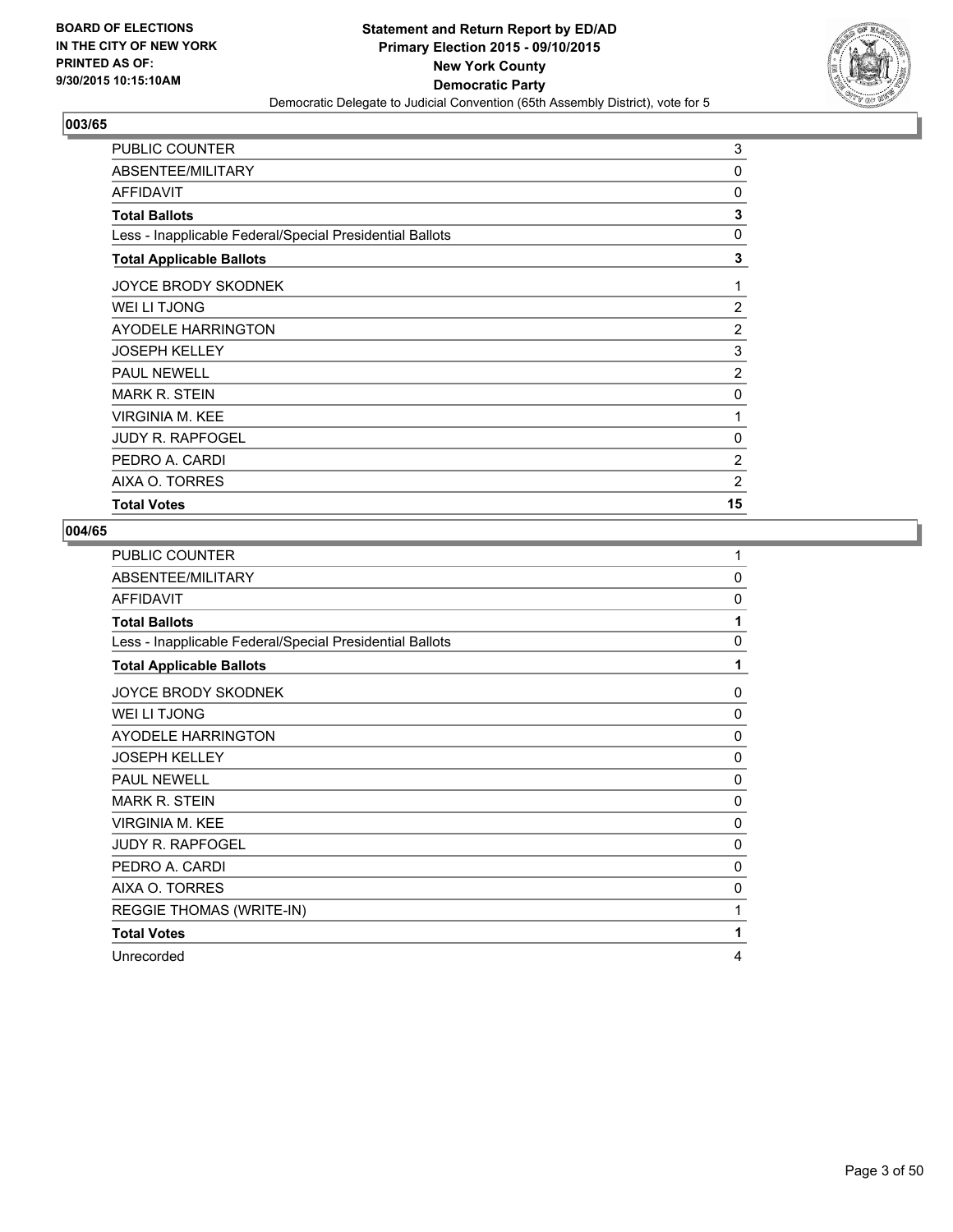BOARD OF ELECTIONS
IN THE CITY OF NEW YORK
PRINTED AS OF:
9/30/2015 10:15:10AM

**Statement and Return Report by ED/AD**
**Primary Election 2015 - 09/10/2015**
**New York County**
**Democratic Party**
Democratic Delegate to Judicial Convention (65th Assembly District), vote for 5

## 003/65

| | |
|---|---|
| PUBLIC COUNTER | 3 |
| ABSENTEE/MILITARY | 0 |
| AFFIDAVIT | 0 |
| **Total Ballots** | **3** |
| Less - Inapplicable Federal/Special Presidential Ballots | 0 |
| **Total Applicable Ballots** | **3** |
| JOYCE BRODY SKODNEK | 1 |
| WEI LI TJONG | 2 |
| AYODELE HARRINGTON | 2 |
| JOSEPH KELLEY | 3 |
| PAUL NEWELL | 2 |
| MARK R. STEIN | 0 |
| VIRGINIA M. KEE | 1 |
| JUDY R. RAPFOGEL | 0 |
| PEDRO A. CARDI | 2 |
| AIXA O. TORRES | 2 |
| **Total Votes** | **15** |

## 004/65

| | |
|---|---|
| PUBLIC COUNTER | 1 |
| ABSENTEE/MILITARY | 0 |
| AFFIDAVIT | 0 |
| **Total Ballots** | **1** |
| Less - Inapplicable Federal/Special Presidential Ballots | 0 |
| **Total Applicable Ballots** | **1** |
| JOYCE BRODY SKODNEK | 0 |
| WEI LI TJONG | 0 |
| AYODELE HARRINGTON | 0 |
| JOSEPH KELLEY | 0 |
| PAUL NEWELL | 0 |
| MARK R. STEIN | 0 |
| VIRGINIA M. KEE | 0 |
| JUDY R. RAPFOGEL | 0 |
| PEDRO A. CARDI | 0 |
| AIXA O. TORRES | 0 |
| REGGIE THOMAS (WRITE-IN) | 1 |
| **Total Votes** | **1** |
| Unrecorded | 4 |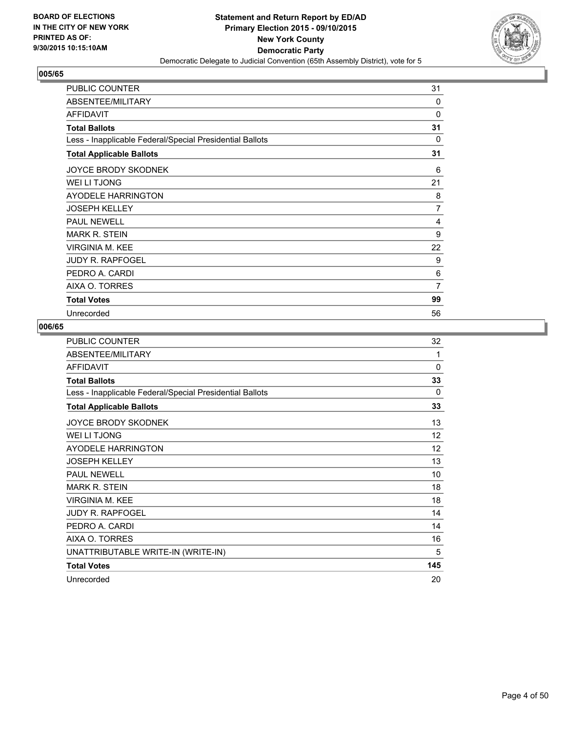BOARD OF ELECTIONS
IN THE CITY OF NEW YORK
PRINTED AS OF:
9/30/2015 10:15:10AM

**Statement and Return Report by ED/AD**
**Primary Election 2015 - 09/10/2015**
**New York County**
**Democratic Party**
Democratic Delegate to Judicial Convention (65th Assembly District), vote for 5

## 005/65

| | |
|---|---|
| PUBLIC COUNTER | 31 |
| ABSENTEE/MILITARY | 0 |
| AFFIDAVIT | 0 |
| **Total Ballots** | **31** |
| Less - Inapplicable Federal/Special Presidential Ballots | 0 |
| **Total Applicable Ballots** | **31** |
| JOYCE BRODY SKODNEK | 6 |
| WEI LI TJONG | 21 |
| AYODELE HARRINGTON | 8 |
| JOSEPH KELLEY | 7 |
| PAUL NEWELL | 4 |
| MARK R. STEIN | 9 |
| VIRGINIA M. KEE | 22 |
| JUDY R. RAPFOGEL | 9 |
| PEDRO A. CARDI | 6 |
| AIXA O. TORRES | 7 |
| **Total Votes** | **99** |
| Unrecorded | 56 |

## 006/65

| | |
|---|---|
| PUBLIC COUNTER | 32 |
| ABSENTEE/MILITARY | 1 |
| AFFIDAVIT | 0 |
| **Total Ballots** | **33** |
| Less - Inapplicable Federal/Special Presidential Ballots | 0 |
| **Total Applicable Ballots** | **33** |
| JOYCE BRODY SKODNEK | 13 |
| WEI LI TJONG | 12 |
| AYODELE HARRINGTON | 12 |
| JOSEPH KELLEY | 13 |
| PAUL NEWELL | 10 |
| MARK R. STEIN | 18 |
| VIRGINIA M. KEE | 18 |
| JUDY R. RAPFOGEL | 14 |
| PEDRO A. CARDI | 14 |
| AIXA O. TORRES | 16 |
| UNATTRIBUTABLE WRITE-IN (WRITE-IN) | 5 |
| **Total Votes** | **145** |
| Unrecorded | 20 |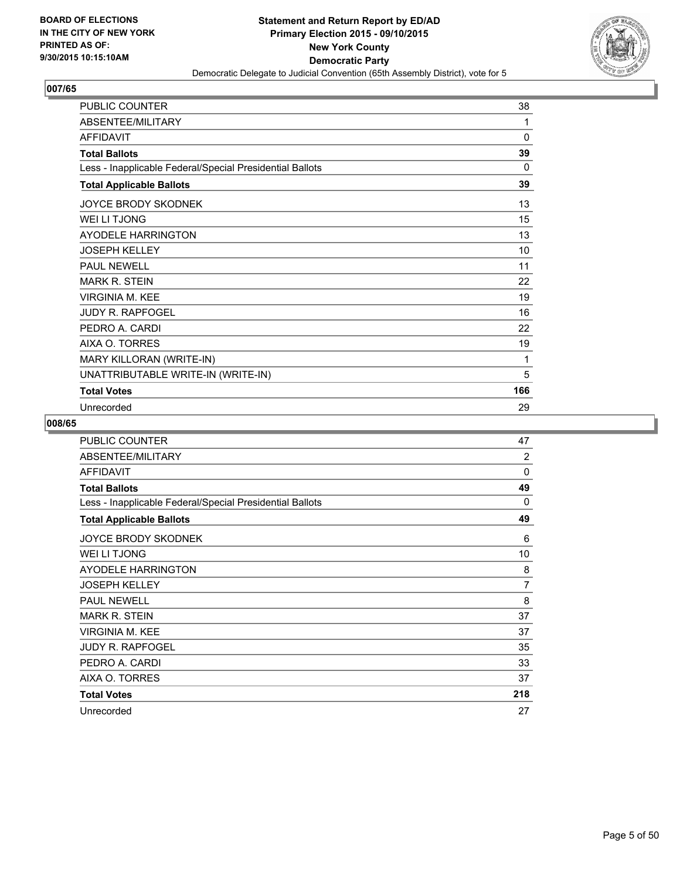BOARD OF ELECTIONS
IN THE CITY OF NEW YORK
PRINTED AS OF:
9/30/2015 10:15:10AM

**Statement and Return Report by ED/AD**
**Primary Election 2015 - 09/10/2015**
**New York County**
**Democratic Party**
Democratic Delegate to Judicial Convention (65th Assembly District), vote for 5

## 007/65

| | |
|---|---|
| PUBLIC COUNTER | 38 |
| ABSENTEE/MILITARY | 1 |
| AFFIDAVIT | 0 |
| **Total Ballots** | **39** |
| Less - Inapplicable Federal/Special Presidential Ballots | 0 |
| **Total Applicable Ballots** | **39** |
| JOYCE BRODY SKODNEK | 13 |
| WEI LI TJONG | 15 |
| AYODELE HARRINGTON | 13 |
| JOSEPH KELLEY | 10 |
| PAUL NEWELL | 11 |
| MARK R. STEIN | 22 |
| VIRGINIA M. KEE | 19 |
| JUDY R. RAPFOGEL | 16 |
| PEDRO A. CARDI | 22 |
| AIXA O. TORRES | 19 |
| MARY KILLORAN (WRITE-IN) | 1 |
| UNATTRIBUTABLE WRITE-IN (WRITE-IN) | 5 |
| **Total Votes** | **166** |
| Unrecorded | 29 |

## 008/65

| | |
|---|---|
| PUBLIC COUNTER | 47 |
| ABSENTEE/MILITARY | 2 |
| AFFIDAVIT | 0 |
| **Total Ballots** | **49** |
| Less - Inapplicable Federal/Special Presidential Ballots | 0 |
| **Total Applicable Ballots** | **49** |
| JOYCE BRODY SKODNEK | 6 |
| WEI LI TJONG | 10 |
| AYODELE HARRINGTON | 8 |
| JOSEPH KELLEY | 7 |
| PAUL NEWELL | 8 |
| MARK R. STEIN | 37 |
| VIRGINIA M. KEE | 37 |
| JUDY R. RAPFOGEL | 35 |
| PEDRO A. CARDI | 33 |
| AIXA O. TORRES | 37 |
| **Total Votes** | **218** |
| Unrecorded | 27 |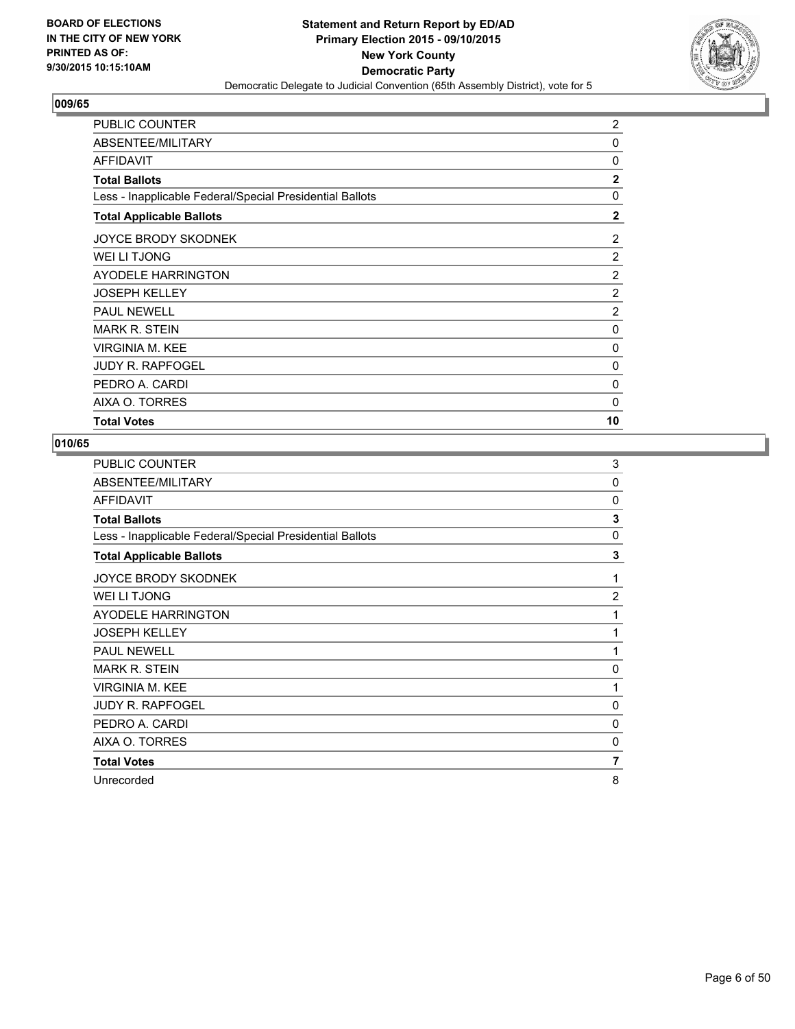BOARD OF ELECTIONS
IN THE CITY OF NEW YORK
PRINTED AS OF:
9/30/2015 10:15:10AM

**Statement and Return Report by ED/AD**
**Primary Election 2015 - 09/10/2015**
**New York County**
**Democratic Party**
Democratic Delegate to Judicial Convention (65th Assembly District), vote for 5

## 009/65

| | |
|---|---|
| PUBLIC COUNTER | 2 |
| ABSENTEE/MILITARY | 0 |
| AFFIDAVIT | 0 |
| **Total Ballots** | **2** |
| Less - Inapplicable Federal/Special Presidential Ballots | 0 |
| **Total Applicable Ballots** | **2** |
| JOYCE BRODY SKODNEK | 2 |
| WEI LI TJONG | 2 |
| AYODELE HARRINGTON | 2 |
| JOSEPH KELLEY | 2 |
| PAUL NEWELL | 2 |
| MARK R. STEIN | 0 |
| VIRGINIA M. KEE | 0 |
| JUDY R. RAPFOGEL | 0 |
| PEDRO A. CARDI | 0 |
| AIXA O. TORRES | 0 |
| **Total Votes** | **10** |

## 010/65

| | |
|---|---|
| PUBLIC COUNTER | 3 |
| ABSENTEE/MILITARY | 0 |
| AFFIDAVIT | 0 |
| **Total Ballots** | **3** |
| Less - Inapplicable Federal/Special Presidential Ballots | 0 |
| **Total Applicable Ballots** | **3** |
| JOYCE BRODY SKODNEK | 1 |
| WEI LI TJONG | 2 |
| AYODELE HARRINGTON | 1 |
| JOSEPH KELLEY | 1 |
| PAUL NEWELL | 1 |
| MARK R. STEIN | 0 |
| VIRGINIA M. KEE | 1 |
| JUDY R. RAPFOGEL | 0 |
| PEDRO A. CARDI | 0 |
| AIXA O. TORRES | 0 |
| **Total Votes** | **7** |
| Unrecorded | 8 |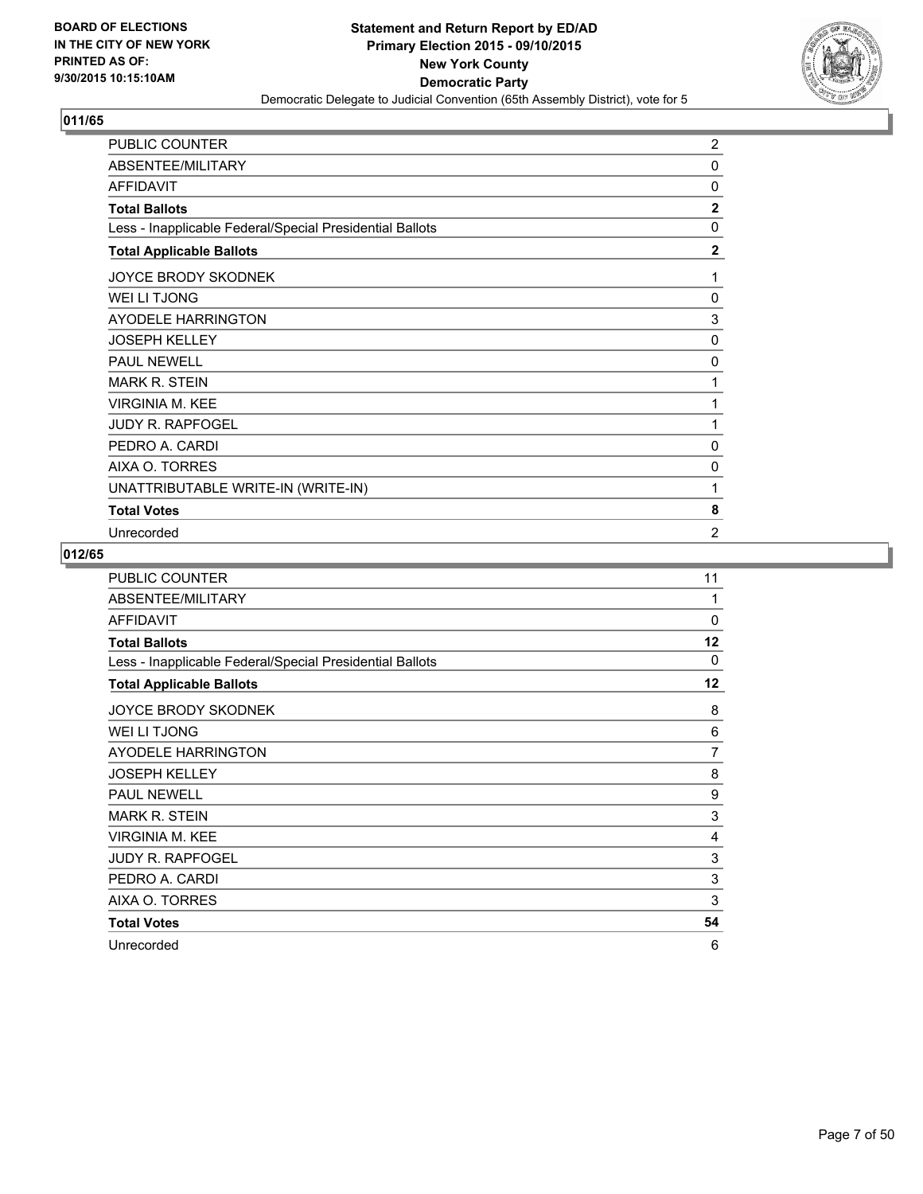**BOARD OF ELECTIONS IN THE CITY OF NEW YORK PRINTED AS OF: 9/30/2015 10:15:10AM**

**Statement and Return Report by ED/AD Primary Election 2015 - 09/10/2015 New York County Democratic Party**

Democratic Delegate to Judicial Convention (65th Assembly District), vote for 5

## 011/65

| | |
|---|---|
| PUBLIC COUNTER | 2 |
| ABSENTEE/MILITARY | 0 |
| AFFIDAVIT | 0 |
| **Total Ballots** | **2** |
| Less - Inapplicable Federal/Special Presidential Ballots | 0 |
| **Total Applicable Ballots** | **2** |
| JOYCE BRODY SKODNEK | 1 |
| WEI LI TJONG | 0 |
| AYODELE HARRINGTON | 3 |
| JOSEPH KELLEY | 0 |
| PAUL NEWELL | 0 |
| MARK R. STEIN | 1 |
| VIRGINIA M. KEE | 1 |
| JUDY R. RAPFOGEL | 1 |
| PEDRO A. CARDI | 0 |
| AIXA O. TORRES | 0 |
| UNATTRIBUTABLE WRITE-IN (WRITE-IN) | 1 |
| **Total Votes** | **8** |
| Unrecorded | 2 |

## 012/65

| | |
|---|---|
| PUBLIC COUNTER | 11 |
| ABSENTEE/MILITARY | 1 |
| AFFIDAVIT | 0 |
| **Total Ballots** | **12** |
| Less - Inapplicable Federal/Special Presidential Ballots | 0 |
| **Total Applicable Ballots** | **12** |
| JOYCE BRODY SKODNEK | 8 |
| WEI LI TJONG | 6 |
| AYODELE HARRINGTON | 7 |
| JOSEPH KELLEY | 8 |
| PAUL NEWELL | 9 |
| MARK R. STEIN | 3 |
| VIRGINIA M. KEE | 4 |
| JUDY R. RAPFOGEL | 3 |
| PEDRO A. CARDI | 3 |
| AIXA O. TORRES | 3 |
| **Total Votes** | **54** |
| Unrecorded | 6 |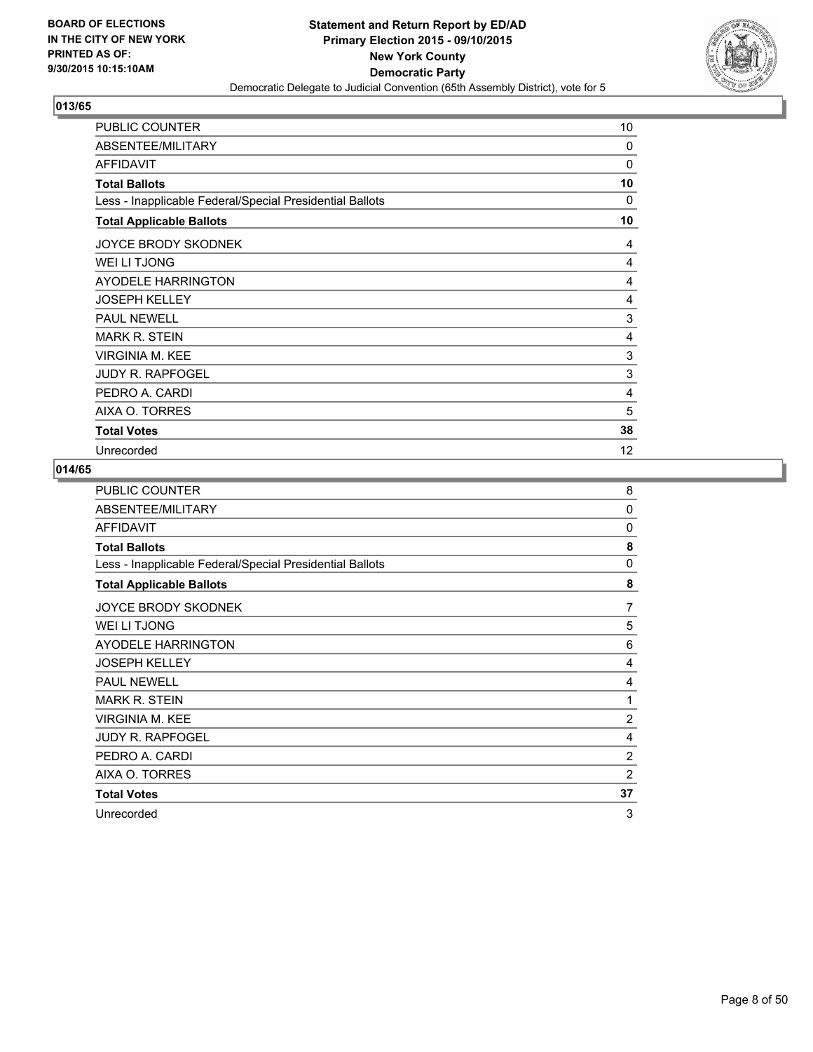BOARD OF ELECTIONS
IN THE CITY OF NEW YORK
PRINTED AS OF:
9/30/2015 10:15:10AM

**Statement and Return Report by ED/AD**
**Primary Election 2015 - 09/10/2015**
**New York County**
**Democratic Party**
Democratic Delegate to Judicial Convention (65th Assembly District), vote for 5

## 013/65

| | |
|---|---|
| PUBLIC COUNTER | 10 |
| ABSENTEE/MILITARY | 0 |
| AFFIDAVIT | 0 |
| **Total Ballots** | **10** |
| Less - Inapplicable Federal/Special Presidential Ballots | 0 |
| **Total Applicable Ballots** | **10** |
| JOYCE BRODY SKODNEK | 4 |
| WEI LI TJONG | 4 |
| AYODELE HARRINGTON | 4 |
| JOSEPH KELLEY | 4 |
| PAUL NEWELL | 3 |
| MARK R. STEIN | 4 |
| VIRGINIA M. KEE | 3 |
| JUDY R. RAPFOGEL | 3 |
| PEDRO A. CARDI | 4 |
| AIXA O. TORRES | 5 |
| **Total Votes** | **38** |
| Unrecorded | 12 |

## 014/65

| | |
|---|---|
| PUBLIC COUNTER | 8 |
| ABSENTEE/MILITARY | 0 |
| AFFIDAVIT | 0 |
| **Total Ballots** | **8** |
| Less - Inapplicable Federal/Special Presidential Ballots | 0 |
| **Total Applicable Ballots** | **8** |
| JOYCE BRODY SKODNEK | 7 |
| WEI LI TJONG | 5 |
| AYODELE HARRINGTON | 6 |
| JOSEPH KELLEY | 4 |
| PAUL NEWELL | 4 |
| MARK R. STEIN | 1 |
| VIRGINIA M. KEE | 2 |
| JUDY R. RAPFOGEL | 4 |
| PEDRO A. CARDI | 2 |
| AIXA O. TORRES | 2 |
| **Total Votes** | **37** |
| Unrecorded | 3 |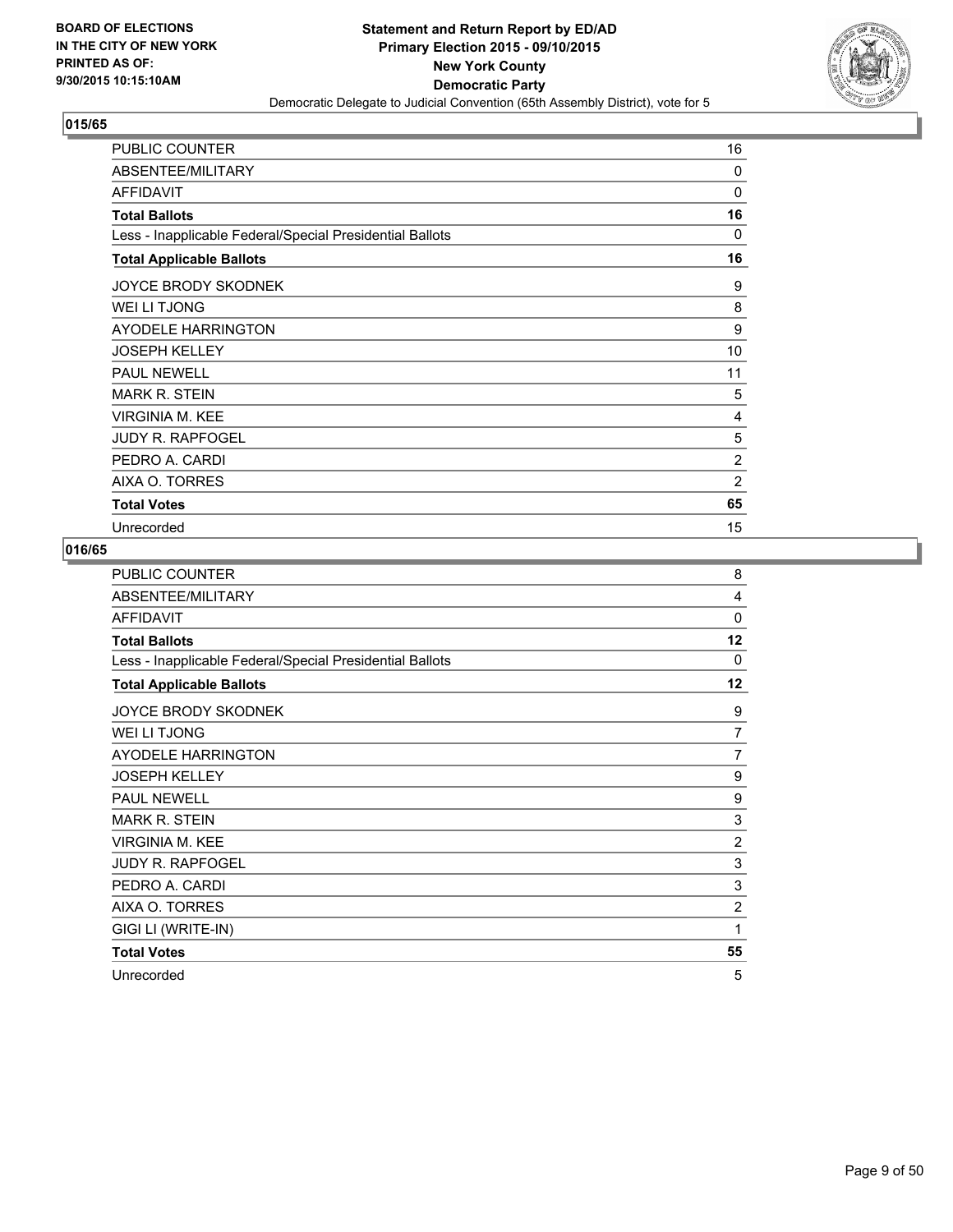**BOARD OF ELECTIONS IN THE CITY OF NEW YORK PRINTED AS OF: 9/30/2015 10:15:10AM**

**Statement and Return Report by ED/AD**
**Primary Election 2015 - 09/10/2015**
**New York County**
**Democratic Party**
Democratic Delegate to Judicial Convention (65th Assembly District), vote for 5

## 015/65

| | |
|---|---|
| PUBLIC COUNTER | 16 |
| ABSENTEE/MILITARY | 0 |
| AFFIDAVIT | 0 |
| **Total Ballots** | **16** |
| Less - Inapplicable Federal/Special Presidential Ballots | 0 |
| **Total Applicable Ballots** | **16** |
| JOYCE BRODY SKODNEK | 9 |
| WEI LI TJONG | 8 |
| AYODELE HARRINGTON | 9 |
| JOSEPH KELLEY | 10 |
| PAUL NEWELL | 11 |
| MARK R. STEIN | 5 |
| VIRGINIA M. KEE | 4 |
| JUDY R. RAPFOGEL | 5 |
| PEDRO A. CARDI | 2 |
| AIXA O. TORRES | 2 |
| **Total Votes** | **65** |
| Unrecorded | 15 |

## 016/65

| | |
|---|---|
| PUBLIC COUNTER | 8 |
| ABSENTEE/MILITARY | 4 |
| AFFIDAVIT | 0 |
| **Total Ballots** | **12** |
| Less - Inapplicable Federal/Special Presidential Ballots | 0 |
| **Total Applicable Ballots** | **12** |
| JOYCE BRODY SKODNEK | 9 |
| WEI LI TJONG | 7 |
| AYODELE HARRINGTON | 7 |
| JOSEPH KELLEY | 9 |
| PAUL NEWELL | 9 |
| MARK R. STEIN | 3 |
| VIRGINIA M. KEE | 2 |
| JUDY R. RAPFOGEL | 3 |
| PEDRO A. CARDI | 3 |
| AIXA O. TORRES | 2 |
| GIGI LI (WRITE-IN) | 1 |
| **Total Votes** | **55** |
| Unrecorded | 5 |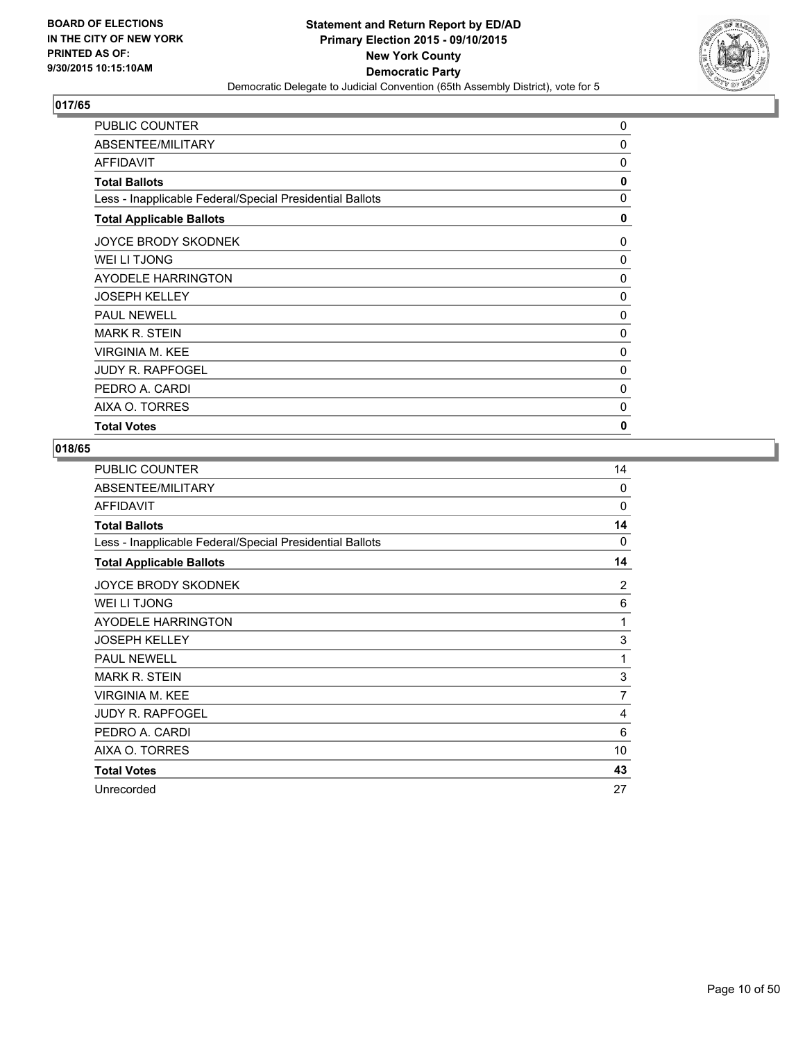BOARD OF ELECTIONS
IN THE CITY OF NEW YORK
PRINTED AS OF:
9/30/2015 10:15:10AM

**Statement and Return Report by ED/AD**
**Primary Election 2015 - 09/10/2015**
**New York County**
**Democratic Party**
Democratic Delegate to Judicial Convention (65th Assembly District), vote for 5

## 017/65

| | |
|---|---|
| PUBLIC COUNTER | 0 |
| ABSENTEE/MILITARY | 0 |
| AFFIDAVIT | 0 |
| **Total Ballots** | **0** |
| Less - Inapplicable Federal/Special Presidential Ballots | 0 |
| **Total Applicable Ballots** | **0** |
| JOYCE BRODY SKODNEK | 0 |
| WEI LI TJONG | 0 |
| AYODELE HARRINGTON | 0 |
| JOSEPH KELLEY | 0 |
| PAUL NEWELL | 0 |
| MARK R. STEIN | 0 |
| VIRGINIA M. KEE | 0 |
| JUDY R. RAPFOGEL | 0 |
| PEDRO A. CARDI | 0 |
| AIXA O. TORRES | 0 |
| **Total Votes** | **0** |

## 018/65

| | |
|---|---|
| PUBLIC COUNTER | 14 |
| ABSENTEE/MILITARY | 0 |
| AFFIDAVIT | 0 |
| **Total Ballots** | **14** |
| Less - Inapplicable Federal/Special Presidential Ballots | 0 |
| **Total Applicable Ballots** | **14** |
| JOYCE BRODY SKODNEK | 2 |
| WEI LI TJONG | 6 |
| AYODELE HARRINGTON | 1 |
| JOSEPH KELLEY | 3 |
| PAUL NEWELL | 1 |
| MARK R. STEIN | 3 |
| VIRGINIA M. KEE | 7 |
| JUDY R. RAPFOGEL | 4 |
| PEDRO A. CARDI | 6 |
| AIXA O. TORRES | 10 |
| **Total Votes** | **43** |
| Unrecorded | 27 |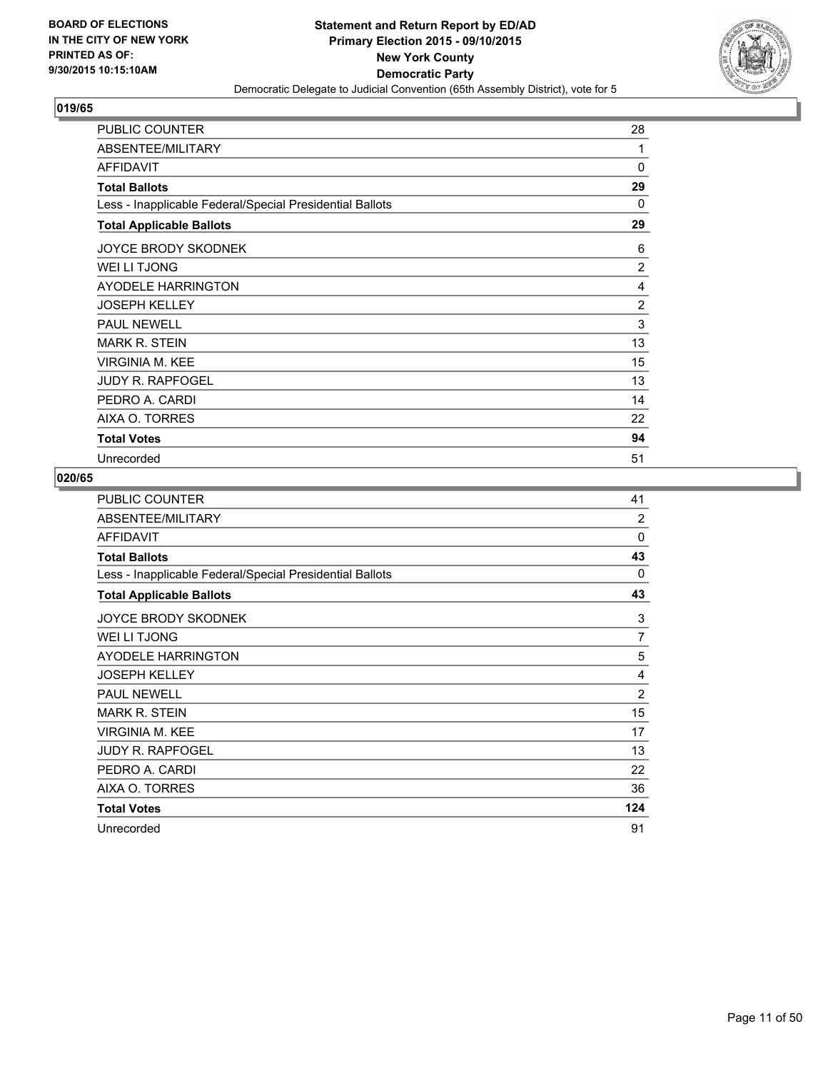BOARD OF ELECTIONS
IN THE CITY OF NEW YORK
PRINTED AS OF:
9/30/2015 10:15:10AM

**Statement and Return Report by ED/AD**
**Primary Election 2015 - 09/10/2015**
**New York County**
**Democratic Party**
Democratic Delegate to Judicial Convention (65th Assembly District), vote for 5

## 019/65

| | |
|---|---|
| PUBLIC COUNTER | 28 |
| ABSENTEE/MILITARY | 1 |
| AFFIDAVIT | 0 |
| **Total Ballots** | **29** |
| Less - Inapplicable Federal/Special Presidential Ballots | 0 |
| **Total Applicable Ballots** | **29** |
| JOYCE BRODY SKODNEK | 6 |
| WEI LI TJONG | 2 |
| AYODELE HARRINGTON | 4 |
| JOSEPH KELLEY | 2 |
| PAUL NEWELL | 3 |
| MARK R. STEIN | 13 |
| VIRGINIA M. KEE | 15 |
| JUDY R. RAPFOGEL | 13 |
| PEDRO A. CARDI | 14 |
| AIXA O. TORRES | 22 |
| **Total Votes** | **94** |
| Unrecorded | 51 |

## 020/65

| | |
|---|---|
| PUBLIC COUNTER | 41 |
| ABSENTEE/MILITARY | 2 |
| AFFIDAVIT | 0 |
| **Total Ballots** | **43** |
| Less - Inapplicable Federal/Special Presidential Ballots | 0 |
| **Total Applicable Ballots** | **43** |
| JOYCE BRODY SKODNEK | 3 |
| WEI LI TJONG | 7 |
| AYODELE HARRINGTON | 5 |
| JOSEPH KELLEY | 4 |
| PAUL NEWELL | 2 |
| MARK R. STEIN | 15 |
| VIRGINIA M. KEE | 17 |
| JUDY R. RAPFOGEL | 13 |
| PEDRO A. CARDI | 22 |
| AIXA O. TORRES | 36 |
| **Total Votes** | **124** |
| Unrecorded | 91 |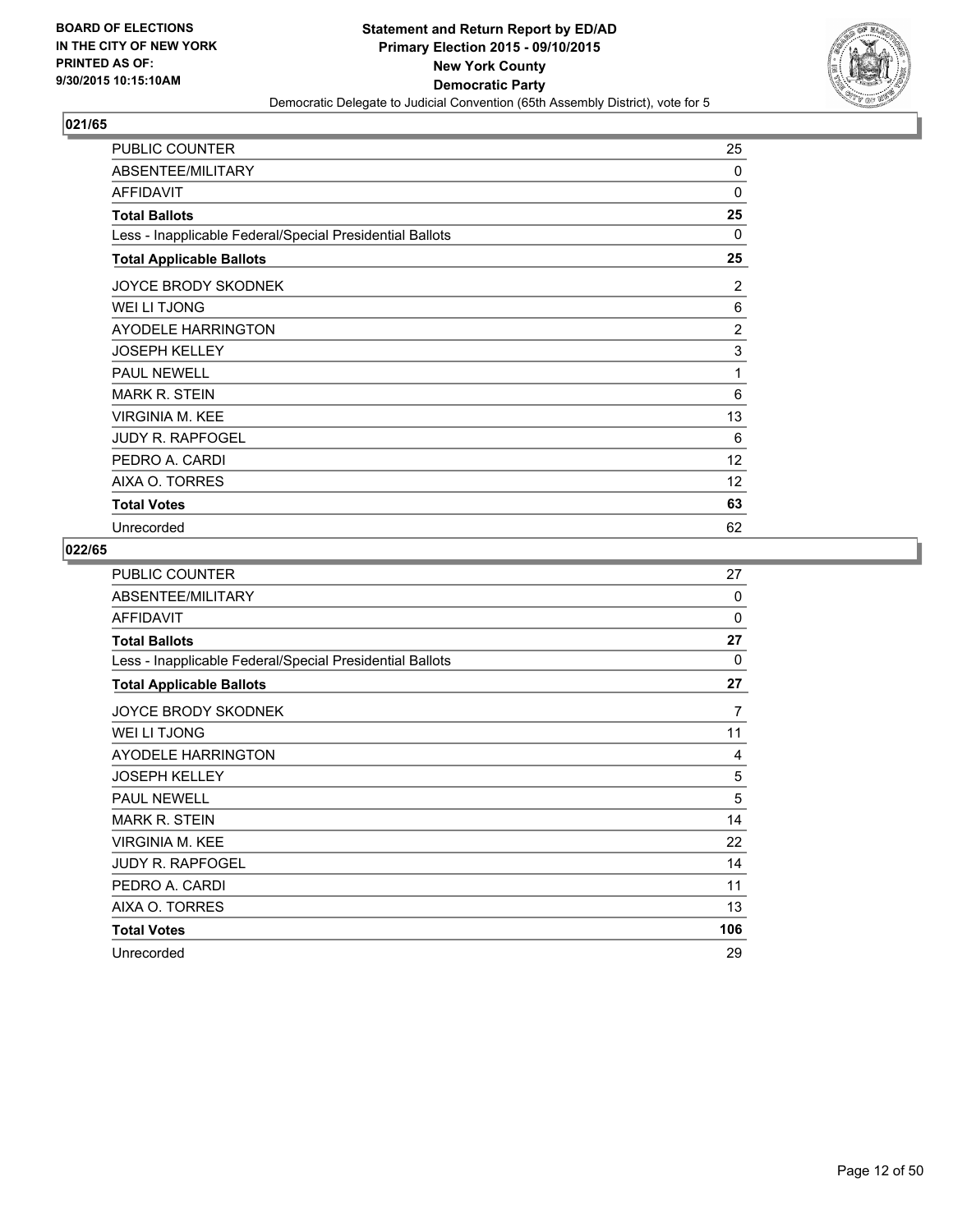**BOARD OF ELECTIONS IN THE CITY OF NEW YORK PRINTED AS OF: 9/30/2015 10:15:10AM**

**Statement and Return Report by ED/AD Primary Election 2015 - 09/10/2015 New York County Democratic Party**

Democratic Delegate to Judicial Convention (65th Assembly District), vote for 5

## 021/65

| | |
|---|---|
| PUBLIC COUNTER | 25 |
| ABSENTEE/MILITARY | 0 |
| AFFIDAVIT | 0 |
| **Total Ballots** | **25** |
| Less - Inapplicable Federal/Special Presidential Ballots | 0 |
| **Total Applicable Ballots** | **25** |
| JOYCE BRODY SKODNEK | 2 |
| WEI LI TJONG | 6 |
| AYODELE HARRINGTON | 2 |
| JOSEPH KELLEY | 3 |
| PAUL NEWELL | 1 |
| MARK R. STEIN | 6 |
| VIRGINIA M. KEE | 13 |
| JUDY R. RAPFOGEL | 6 |
| PEDRO A. CARDI | 12 |
| AIXA O. TORRES | 12 |
| **Total Votes** | **63** |
| Unrecorded | 62 |

## 022/65

| | |
|---|---|
| PUBLIC COUNTER | 27 |
| ABSENTEE/MILITARY | 0 |
| AFFIDAVIT | 0 |
| **Total Ballots** | **27** |
| Less - Inapplicable Federal/Special Presidential Ballots | 0 |
| **Total Applicable Ballots** | **27** |
| JOYCE BRODY SKODNEK | 7 |
| WEI LI TJONG | 11 |
| AYODELE HARRINGTON | 4 |
| JOSEPH KELLEY | 5 |
| PAUL NEWELL | 5 |
| MARK R. STEIN | 14 |
| VIRGINIA M. KEE | 22 |
| JUDY R. RAPFOGEL | 14 |
| PEDRO A. CARDI | 11 |
| AIXA O. TORRES | 13 |
| **Total Votes** | **106** |
| Unrecorded | 29 |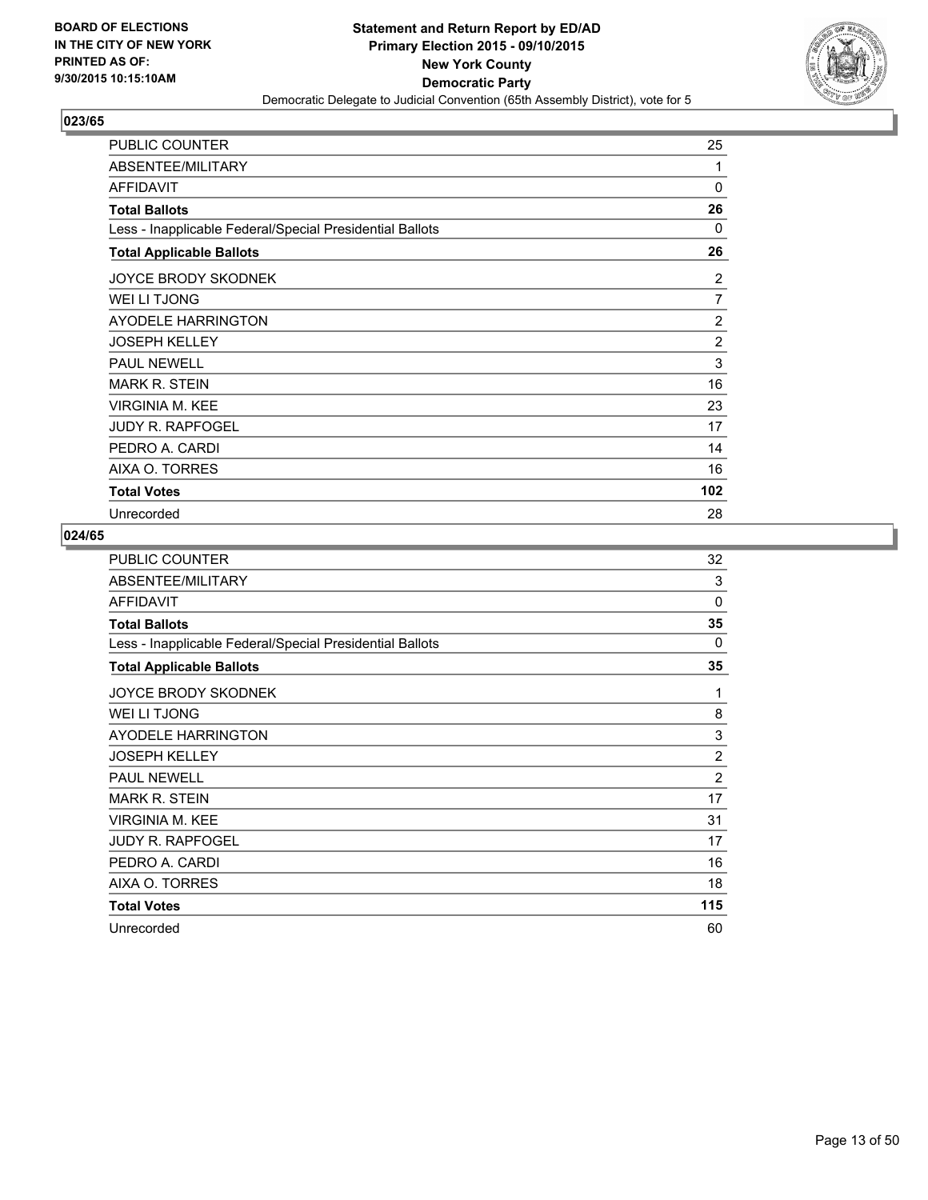BOARD OF ELECTIONS
IN THE CITY OF NEW YORK
PRINTED AS OF:
9/30/2015 10:15:10AM

**Statement and Return Report by ED/AD**
**Primary Election 2015 - 09/10/2015**
**New York County**
**Democratic Party**
Democratic Delegate to Judicial Convention (65th Assembly District), vote for 5

## 023/65

| | |
|---|---|
| PUBLIC COUNTER | 25 |
| ABSENTEE/MILITARY | 1 |
| AFFIDAVIT | 0 |
| **Total Ballots** | **26** |
| Less - Inapplicable Federal/Special Presidential Ballots | 0 |
| **Total Applicable Ballots** | **26** |
| JOYCE BRODY SKODNEK | 2 |
| WEI LI TJONG | 7 |
| AYODELE HARRINGTON | 2 |
| JOSEPH KELLEY | 2 |
| PAUL NEWELL | 3 |
| MARK R. STEIN | 16 |
| VIRGINIA M. KEE | 23 |
| JUDY R. RAPFOGEL | 17 |
| PEDRO A. CARDI | 14 |
| AIXA O. TORRES | 16 |
| **Total Votes** | **102** |
| Unrecorded | 28 |

## 024/65

| | |
|---|---|
| PUBLIC COUNTER | 32 |
| ABSENTEE/MILITARY | 3 |
| AFFIDAVIT | 0 |
| **Total Ballots** | **35** |
| Less - Inapplicable Federal/Special Presidential Ballots | 0 |
| **Total Applicable Ballots** | **35** |
| JOYCE BRODY SKODNEK | 1 |
| WEI LI TJONG | 8 |
| AYODELE HARRINGTON | 3 |
| JOSEPH KELLEY | 2 |
| PAUL NEWELL | 2 |
| MARK R. STEIN | 17 |
| VIRGINIA M. KEE | 31 |
| JUDY R. RAPFOGEL | 17 |
| PEDRO A. CARDI | 16 |
| AIXA O. TORRES | 18 |
| **Total Votes** | **115** |
| Unrecorded | 60 |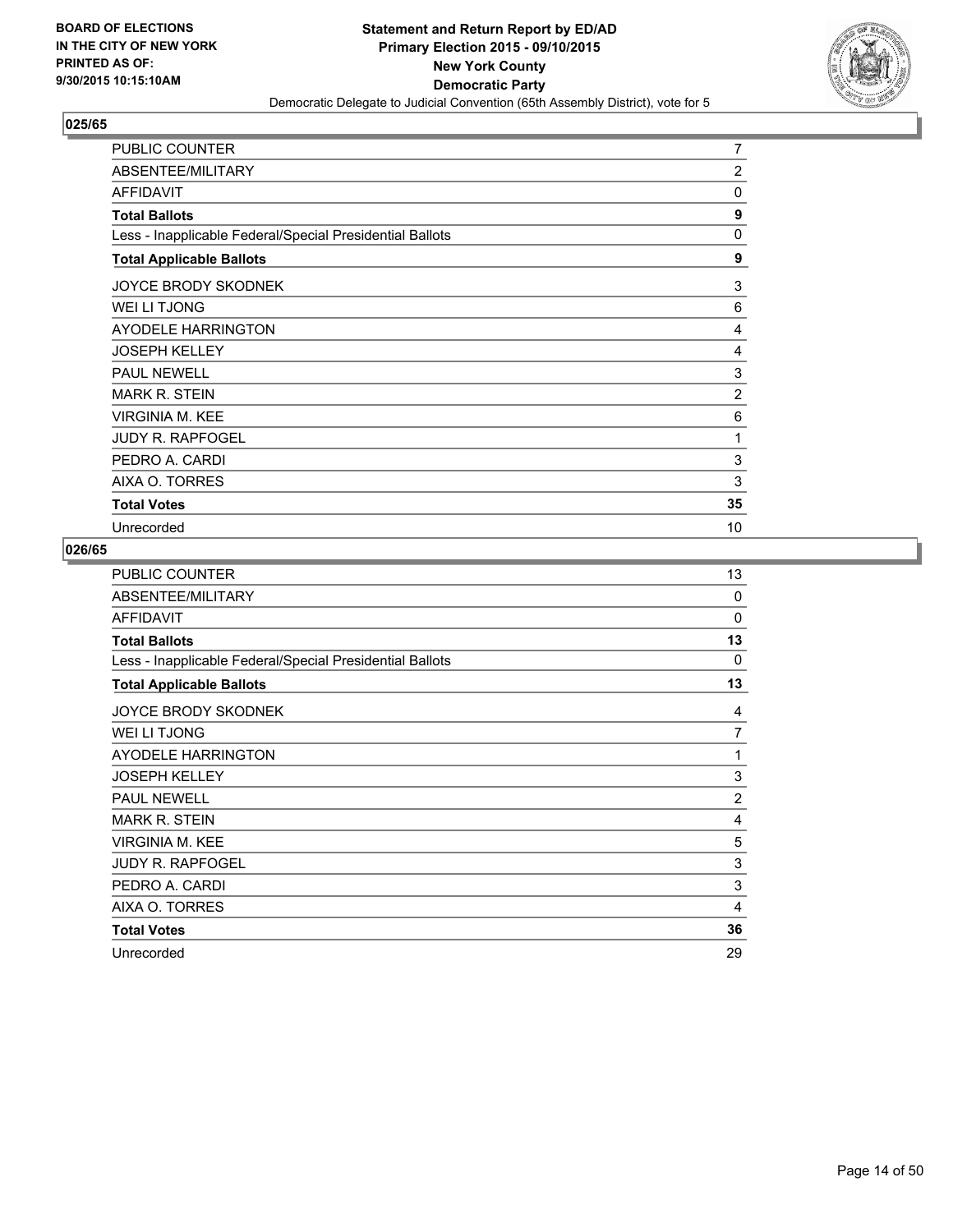**BOARD OF ELECTIONS IN THE CITY OF NEW YORK PRINTED AS OF: 9/30/2015 10:15:10AM**

**Statement and Return Report by ED/AD**
**Primary Election 2015 - 09/10/2015**
**New York County**
**Democratic Party**
Democratic Delegate to Judicial Convention (65th Assembly District), vote for 5

**025/65**

| | |
|---|---|
| PUBLIC COUNTER | 7 |
| ABSENTEE/MILITARY | 2 |
| AFFIDAVIT | 0 |
| **Total Ballots** | **9** |
| Less - Inapplicable Federal/Special Presidential Ballots | 0 |
| **Total Applicable Ballots** | **9** |
| JOYCE BRODY SKODNEK | 3 |
| WEI LI TJONG | 6 |
| AYODELE HARRINGTON | 4 |
| JOSEPH KELLEY | 4 |
| PAUL NEWELL | 3 |
| MARK R. STEIN | 2 |
| VIRGINIA M. KEE | 6 |
| JUDY R. RAPFOGEL | 1 |
| PEDRO A. CARDI | 3 |
| AIXA O. TORRES | 3 |
| **Total Votes** | **35** |
| Unrecorded | 10 |

**026/65**

| | |
|---|---|
| PUBLIC COUNTER | 13 |
| ABSENTEE/MILITARY | 0 |
| AFFIDAVIT | 0 |
| **Total Ballots** | **13** |
| Less - Inapplicable Federal/Special Presidential Ballots | 0 |
| **Total Applicable Ballots** | **13** |
| JOYCE BRODY SKODNEK | 4 |
| WEI LI TJONG | 7 |
| AYODELE HARRINGTON | 1 |
| JOSEPH KELLEY | 3 |
| PAUL NEWELL | 2 |
| MARK R. STEIN | 4 |
| VIRGINIA M. KEE | 5 |
| JUDY R. RAPFOGEL | 3 |
| PEDRO A. CARDI | 3 |
| AIXA O. TORRES | 4 |
| **Total Votes** | **36** |
| Unrecorded | 29 |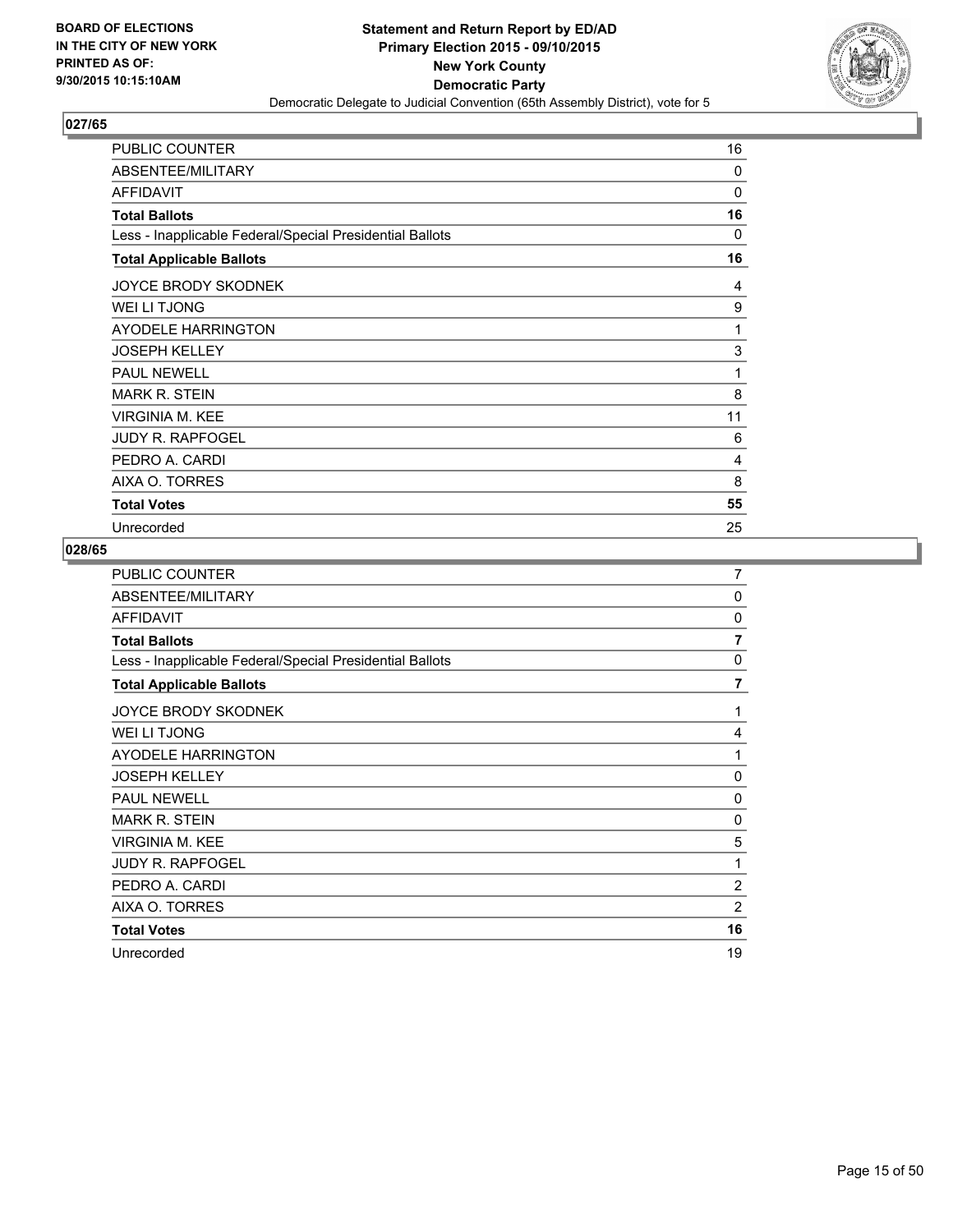BOARD OF ELECTIONS
IN THE CITY OF NEW YORK
PRINTED AS OF:
9/30/2015 10:15:10AM

**Statement and Return Report by ED/AD**
**Primary Election 2015 - 09/10/2015**
**New York County**
**Democratic Party**
Democratic Delegate to Judicial Convention (65th Assembly District), vote for 5

## 027/65

| | |
|---|---|
| PUBLIC COUNTER | 16 |
| ABSENTEE/MILITARY | 0 |
| AFFIDAVIT | 0 |
| **Total Ballots** | **16** |
| Less - Inapplicable Federal/Special Presidential Ballots | 0 |
| **Total Applicable Ballots** | **16** |
| JOYCE BRODY SKODNEK | 4 |
| WEI LI TJONG | 9 |
| AYODELE HARRINGTON | 1 |
| JOSEPH KELLEY | 3 |
| PAUL NEWELL | 1 |
| MARK R. STEIN | 8 |
| VIRGINIA M. KEE | 11 |
| JUDY R. RAPFOGEL | 6 |
| PEDRO A. CARDI | 4 |
| AIXA O. TORRES | 8 |
| **Total Votes** | **55** |
| Unrecorded | 25 |

## 028/65

| | |
|---|---|
| PUBLIC COUNTER | 7 |
| ABSENTEE/MILITARY | 0 |
| AFFIDAVIT | 0 |
| **Total Ballots** | **7** |
| Less - Inapplicable Federal/Special Presidential Ballots | 0 |
| **Total Applicable Ballots** | **7** |
| JOYCE BRODY SKODNEK | 1 |
| WEI LI TJONG | 4 |
| AYODELE HARRINGTON | 1 |
| JOSEPH KELLEY | 0 |
| PAUL NEWELL | 0 |
| MARK R. STEIN | 0 |
| VIRGINIA M. KEE | 5 |
| JUDY R. RAPFOGEL | 1 |
| PEDRO A. CARDI | 2 |
| AIXA O. TORRES | 2 |
| **Total Votes** | **16** |
| Unrecorded | 19 |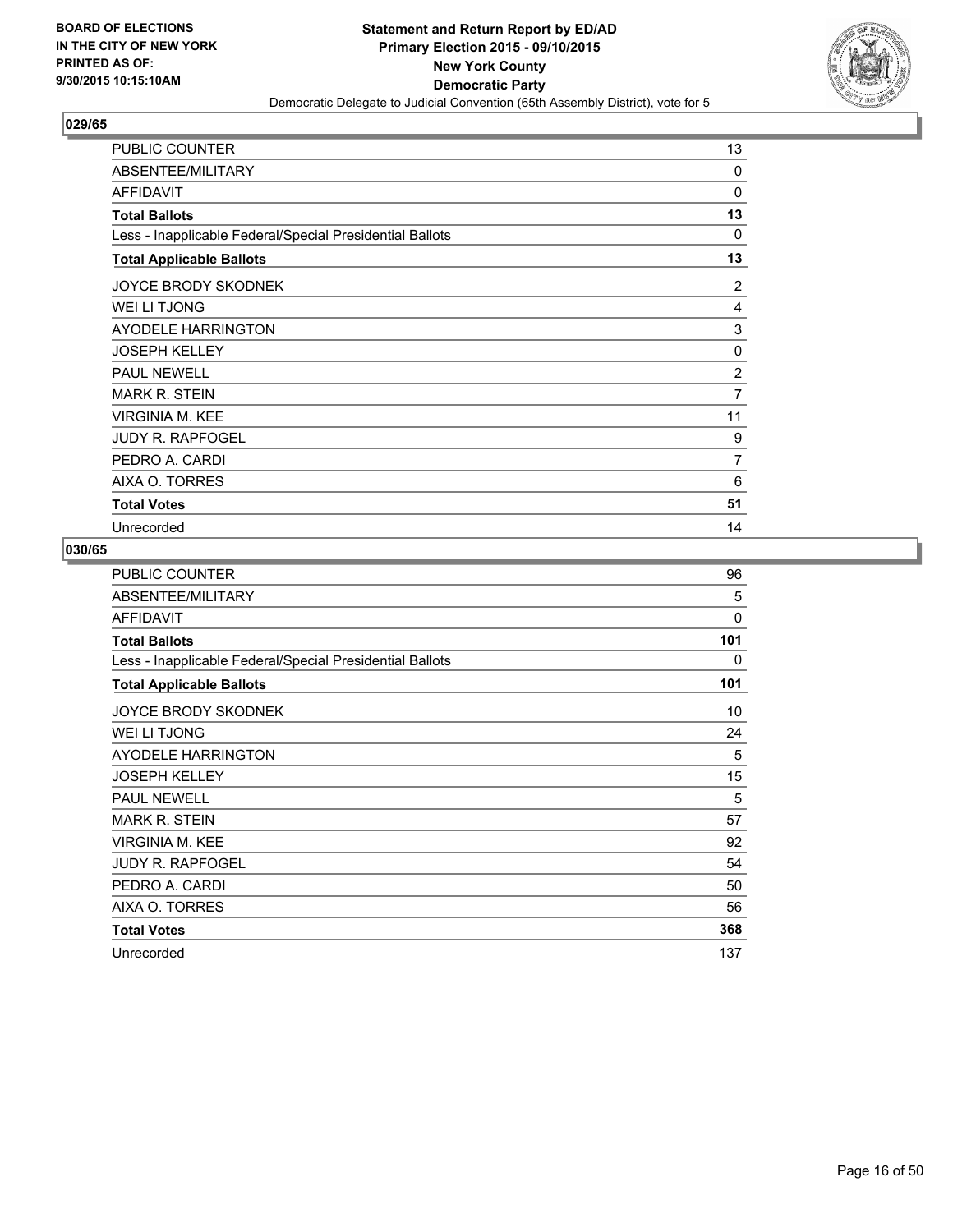**BOARD OF ELECTIONS IN THE CITY OF NEW YORK PRINTED AS OF: 9/30/2015 10:15:10AM**

**Statement and Return Report by ED/AD**
**Primary Election 2015 - 09/10/2015**
**New York County**
**Democratic Party**
Democratic Delegate to Judicial Convention (65th Assembly District), vote for 5

## 029/65

| | |
|---|---|
| PUBLIC COUNTER | 13 |
| ABSENTEE/MILITARY | 0 |
| AFFIDAVIT | 0 |
| **Total Ballots** | **13** |
| Less - Inapplicable Federal/Special Presidential Ballots | 0 |
| **Total Applicable Ballots** | **13** |
| JOYCE BRODY SKODNEK | 2 |
| WEI LI TJONG | 4 |
| AYODELE HARRINGTON | 3 |
| JOSEPH KELLEY | 0 |
| PAUL NEWELL | 2 |
| MARK R. STEIN | 7 |
| VIRGINIA M. KEE | 11 |
| JUDY R. RAPFOGEL | 9 |
| PEDRO A. CARDI | 7 |
| AIXA O. TORRES | 6 |
| **Total Votes** | **51** |
| Unrecorded | 14 |

## 030/65

| | |
|---|---|
| PUBLIC COUNTER | 96 |
| ABSENTEE/MILITARY | 5 |
| AFFIDAVIT | 0 |
| **Total Ballots** | **101** |
| Less - Inapplicable Federal/Special Presidential Ballots | 0 |
| **Total Applicable Ballots** | **101** |
| JOYCE BRODY SKODNEK | 10 |
| WEI LI TJONG | 24 |
| AYODELE HARRINGTON | 5 |
| JOSEPH KELLEY | 15 |
| PAUL NEWELL | 5 |
| MARK R. STEIN | 57 |
| VIRGINIA M. KEE | 92 |
| JUDY R. RAPFOGEL | 54 |
| PEDRO A. CARDI | 50 |
| AIXA O. TORRES | 56 |
| **Total Votes** | **368** |
| Unrecorded | 137 |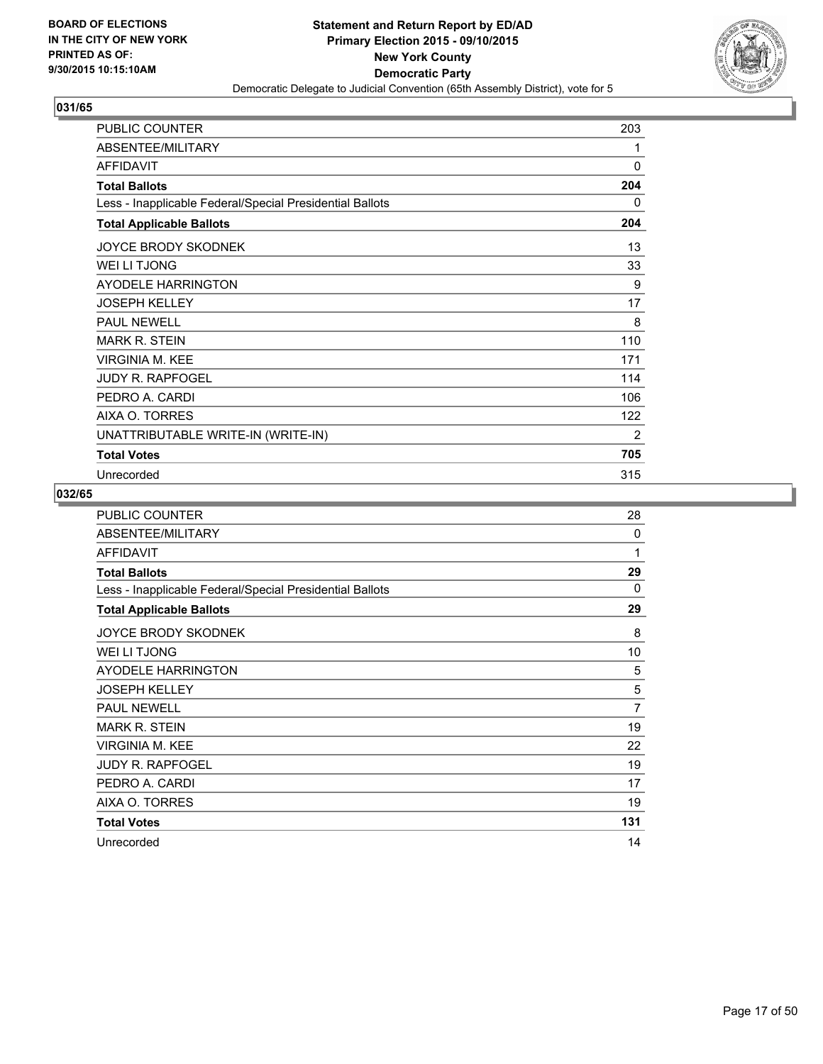BOARD OF ELECTIONS
IN THE CITY OF NEW YORK
PRINTED AS OF:
9/30/2015 10:15:10AM

**Statement and Return Report by ED/AD**
**Primary Election 2015 - 09/10/2015**
**New York County**
**Democratic Party**
Democratic Delegate to Judicial Convention (65th Assembly District), vote for 5

### 031/65

| | |
|---|---|
| PUBLIC COUNTER | 203 |
| ABSENTEE/MILITARY | 1 |
| AFFIDAVIT | 0 |
| **Total Ballots** | **204** |
| Less - Inapplicable Federal/Special Presidential Ballots | 0 |
| **Total Applicable Ballots** | **204** |
| JOYCE BRODY SKODNEK | 13 |
| WEI LI TJONG | 33 |
| AYODELE HARRINGTON | 9 |
| JOSEPH KELLEY | 17 |
| PAUL NEWELL | 8 |
| MARK R. STEIN | 110 |
| VIRGINIA M. KEE | 171 |
| JUDY R. RAPFOGEL | 114 |
| PEDRO A. CARDI | 106 |
| AIXA O. TORRES | 122 |
| UNATTRIBUTABLE WRITE-IN (WRITE-IN) | 2 |
| **Total Votes** | **705** |
| Unrecorded | 315 |

### 032/65

| | |
|---|---|
| PUBLIC COUNTER | 28 |
| ABSENTEE/MILITARY | 0 |
| AFFIDAVIT | 1 |
| **Total Ballots** | **29** |
| Less - Inapplicable Federal/Special Presidential Ballots | 0 |
| **Total Applicable Ballots** | **29** |
| JOYCE BRODY SKODNEK | 8 |
| WEI LI TJONG | 10 |
| AYODELE HARRINGTON | 5 |
| JOSEPH KELLEY | 5 |
| PAUL NEWELL | 7 |
| MARK R. STEIN | 19 |
| VIRGINIA M. KEE | 22 |
| JUDY R. RAPFOGEL | 19 |
| PEDRO A. CARDI | 17 |
| AIXA O. TORRES | 19 |
| **Total Votes** | **131** |
| Unrecorded | 14 |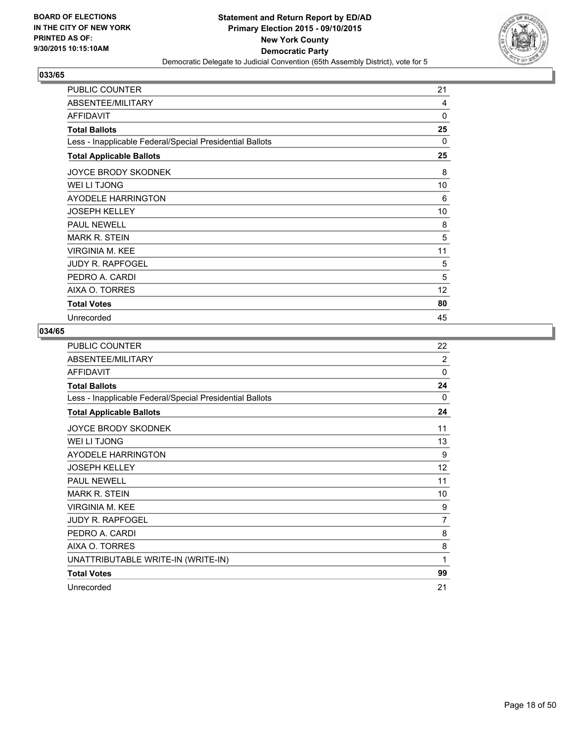BOARD OF ELECTIONS
IN THE CITY OF NEW YORK
PRINTED AS OF:
9/30/2015 10:15:10AM

**Statement and Return Report by ED/AD**
**Primary Election 2015 - 09/10/2015**
**New York County**
**Democratic Party**
Democratic Delegate to Judicial Convention (65th Assembly District), vote for 5

## 033/65

| | |
|---|---|
| PUBLIC COUNTER | 21 |
| ABSENTEE/MILITARY | 4 |
| AFFIDAVIT | 0 |
| **Total Ballots** | **25** |
| Less - Inapplicable Federal/Special Presidential Ballots | 0 |
| **Total Applicable Ballots** | **25** |
| JOYCE BRODY SKODNEK | 8 |
| WEI LI TJONG | 10 |
| AYODELE HARRINGTON | 6 |
| JOSEPH KELLEY | 10 |
| PAUL NEWELL | 8 |
| MARK R. STEIN | 5 |
| VIRGINIA M. KEE | 11 |
| JUDY R. RAPFOGEL | 5 |
| PEDRO A. CARDI | 5 |
| AIXA O. TORRES | 12 |
| **Total Votes** | **80** |
| Unrecorded | 45 |

## 034/65

| | |
|---|---|
| PUBLIC COUNTER | 22 |
| ABSENTEE/MILITARY | 2 |
| AFFIDAVIT | 0 |
| **Total Ballots** | **24** |
| Less - Inapplicable Federal/Special Presidential Ballots | 0 |
| **Total Applicable Ballots** | **24** |
| JOYCE BRODY SKODNEK | 11 |
| WEI LI TJONG | 13 |
| AYODELE HARRINGTON | 9 |
| JOSEPH KELLEY | 12 |
| PAUL NEWELL | 11 |
| MARK R. STEIN | 10 |
| VIRGINIA M. KEE | 9 |
| JUDY R. RAPFOGEL | 7 |
| PEDRO A. CARDI | 8 |
| AIXA O. TORRES | 8 |
| UNATTRIBUTABLE WRITE-IN (WRITE-IN) | 1 |
| **Total Votes** | **99** |
| Unrecorded | 21 |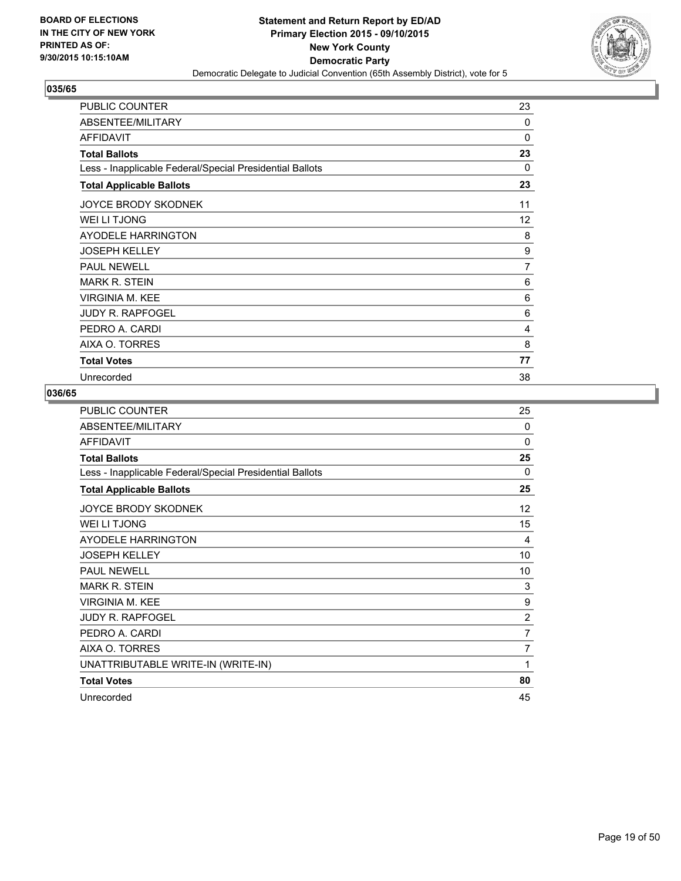**BOARD OF ELECTIONS IN THE CITY OF NEW YORK PRINTED AS OF: 9/30/2015 10:15:10AM**

**Statement and Return Report by ED/AD
Primary Election 2015 - 09/10/2015
New York County
Democratic Party**
Democratic Delegate to Judicial Convention (65th Assembly District), vote for 5

### 035/65

| | |
|---|---|
| PUBLIC COUNTER | 23 |
| ABSENTEE/MILITARY | 0 |
| AFFIDAVIT | 0 |
| **Total Ballots** | **23** |
| Less - Inapplicable Federal/Special Presidential Ballots | 0 |
| **Total Applicable Ballots** | **23** |
| JOYCE BRODY SKODNEK | 11 |
| WEI LI TJONG | 12 |
| AYODELE HARRINGTON | 8 |
| JOSEPH KELLEY | 9 |
| PAUL NEWELL | 7 |
| MARK R. STEIN | 6 |
| VIRGINIA M. KEE | 6 |
| JUDY R. RAPFOGEL | 6 |
| PEDRO A. CARDI | 4 |
| AIXA O. TORRES | 8 |
| **Total Votes** | **77** |
| Unrecorded | 38 |

### 036/65

| | |
|---|---|
| PUBLIC COUNTER | 25 |
| ABSENTEE/MILITARY | 0 |
| AFFIDAVIT | 0 |
| **Total Ballots** | **25** |
| Less - Inapplicable Federal/Special Presidential Ballots | 0 |
| **Total Applicable Ballots** | **25** |
| JOYCE BRODY SKODNEK | 12 |
| WEI LI TJONG | 15 |
| AYODELE HARRINGTON | 4 |
| JOSEPH KELLEY | 10 |
| PAUL NEWELL | 10 |
| MARK R. STEIN | 3 |
| VIRGINIA M. KEE | 9 |
| JUDY R. RAPFOGEL | 2 |
| PEDRO A. CARDI | 7 |
| AIXA O. TORRES | 7 |
| UNATTRIBUTABLE WRITE-IN (WRITE-IN) | 1 |
| **Total Votes** | **80** |
| Unrecorded | 45 |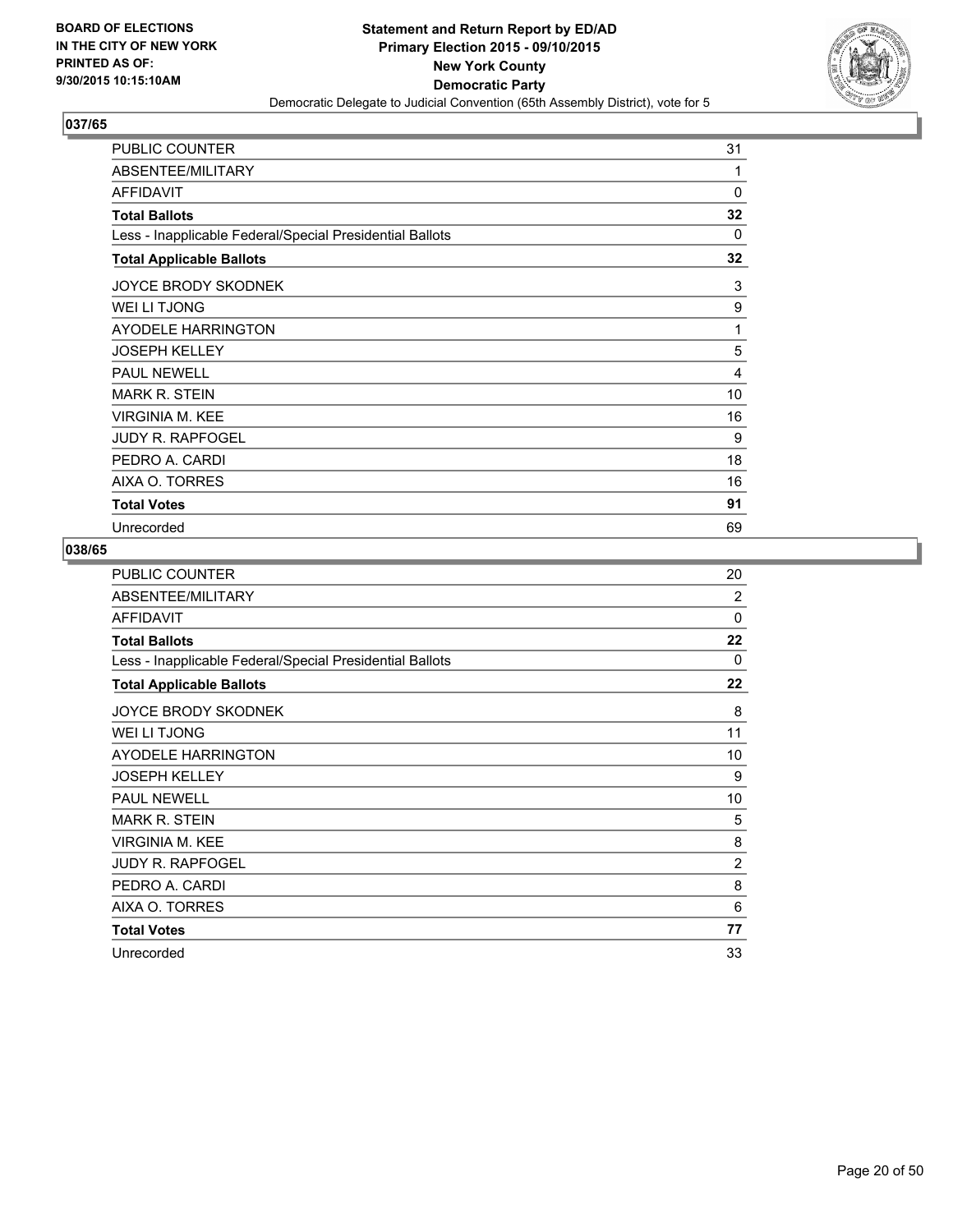BOARD OF ELECTIONS
IN THE CITY OF NEW YORK
PRINTED AS OF:
9/30/2015 10:15:10AM

**Statement and Return Report by ED/AD**
**Primary Election 2015 - 09/10/2015**
**New York County**
**Democratic Party**
Democratic Delegate to Judicial Convention (65th Assembly District), vote for 5

### 037/65

| | |
|---|---|
| PUBLIC COUNTER | 31 |
| ABSENTEE/MILITARY | 1 |
| AFFIDAVIT | 0 |
| **Total Ballots** | **32** |
| Less - Inapplicable Federal/Special Presidential Ballots | 0 |
| **Total Applicable Ballots** | **32** |
| JOYCE BRODY SKODNEK | 3 |
| WEI LI TJONG | 9 |
| AYODELE HARRINGTON | 1 |
| JOSEPH KELLEY | 5 |
| PAUL NEWELL | 4 |
| MARK R. STEIN | 10 |
| VIRGINIA M. KEE | 16 |
| JUDY R. RAPFOGEL | 9 |
| PEDRO A. CARDI | 18 |
| AIXA O. TORRES | 16 |
| **Total Votes** | **91** |
| Unrecorded | 69 |

### 038/65

| | |
|---|---|
| PUBLIC COUNTER | 20 |
| ABSENTEE/MILITARY | 2 |
| AFFIDAVIT | 0 |
| **Total Ballots** | **22** |
| Less - Inapplicable Federal/Special Presidential Ballots | 0 |
| **Total Applicable Ballots** | **22** |
| JOYCE BRODY SKODNEK | 8 |
| WEI LI TJONG | 11 |
| AYODELE HARRINGTON | 10 |
| JOSEPH KELLEY | 9 |
| PAUL NEWELL | 10 |
| MARK R. STEIN | 5 |
| VIRGINIA M. KEE | 8 |
| JUDY R. RAPFOGEL | 2 |
| PEDRO A. CARDI | 8 |
| AIXA O. TORRES | 6 |
| **Total Votes** | **77** |
| Unrecorded | 33 |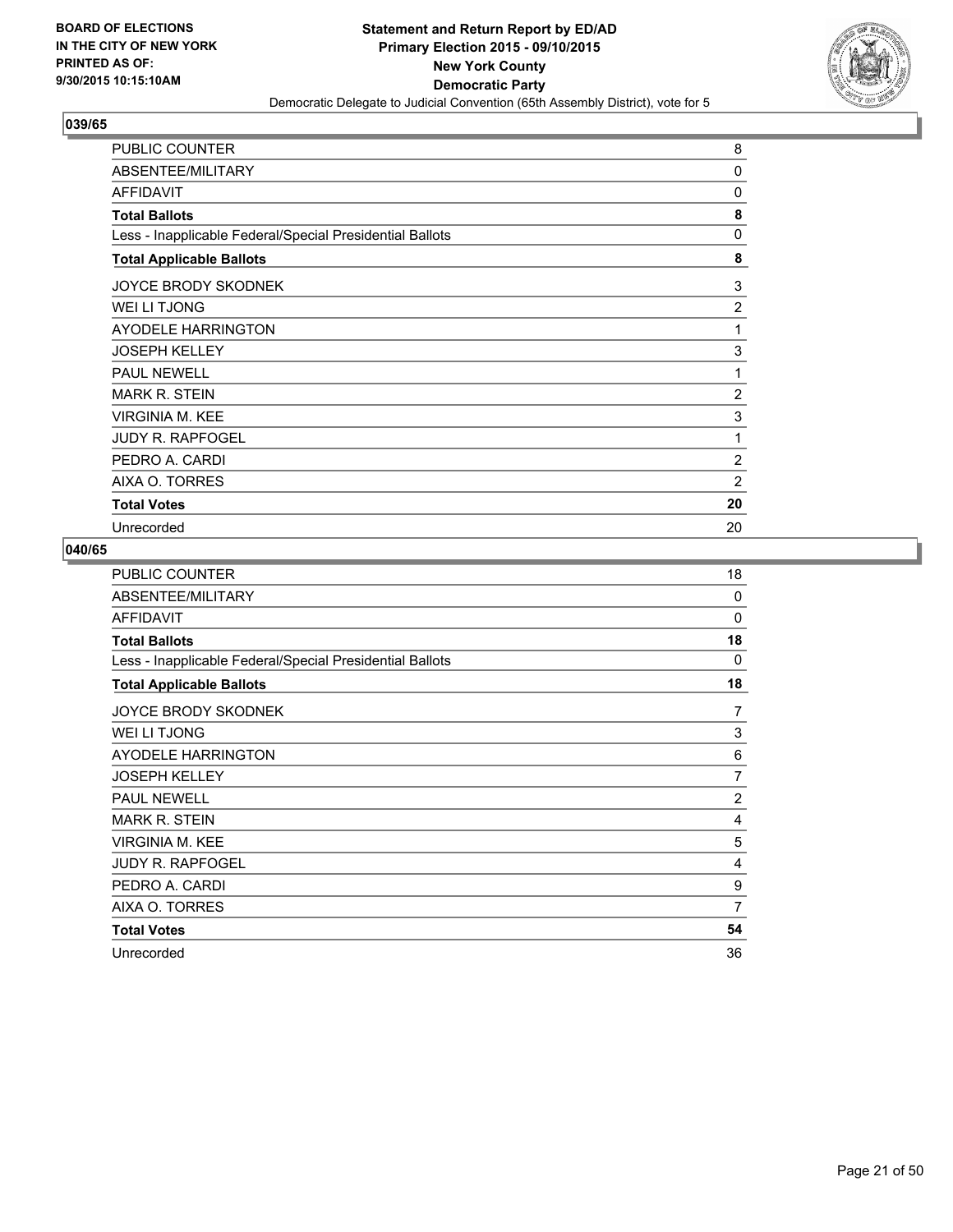BOARD OF ELECTIONS
IN THE CITY OF NEW YORK
PRINTED AS OF:
9/30/2015 10:15:10AM

**Statement and Return Report by ED/AD**
**Primary Election 2015 - 09/10/2015**
**New York County**
**Democratic Party**
Democratic Delegate to Judicial Convention (65th Assembly District), vote for 5

## 039/65

| | |
|---|---|
| PUBLIC COUNTER | 8 |
| ABSENTEE/MILITARY | 0 |
| AFFIDAVIT | 0 |
| **Total Ballots** | **8** |
| Less - Inapplicable Federal/Special Presidential Ballots | 0 |
| **Total Applicable Ballots** | **8** |
| JOYCE BRODY SKODNEK | 3 |
| WEI LI TJONG | 2 |
| AYODELE HARRINGTON | 1 |
| JOSEPH KELLEY | 3 |
| PAUL NEWELL | 1 |
| MARK R. STEIN | 2 |
| VIRGINIA M. KEE | 3 |
| JUDY R. RAPFOGEL | 1 |
| PEDRO A. CARDI | 2 |
| AIXA O. TORRES | 2 |
| **Total Votes** | **20** |
| Unrecorded | 20 |

## 040/65

| | |
|---|---|
| PUBLIC COUNTER | 18 |
| ABSENTEE/MILITARY | 0 |
| AFFIDAVIT | 0 |
| **Total Ballots** | **18** |
| Less - Inapplicable Federal/Special Presidential Ballots | 0 |
| **Total Applicable Ballots** | **18** |
| JOYCE BRODY SKODNEK | 7 |
| WEI LI TJONG | 3 |
| AYODELE HARRINGTON | 6 |
| JOSEPH KELLEY | 7 |
| PAUL NEWELL | 2 |
| MARK R. STEIN | 4 |
| VIRGINIA M. KEE | 5 |
| JUDY R. RAPFOGEL | 4 |
| PEDRO A. CARDI | 9 |
| AIXA O. TORRES | 7 |
| **Total Votes** | **54** |
| Unrecorded | 36 |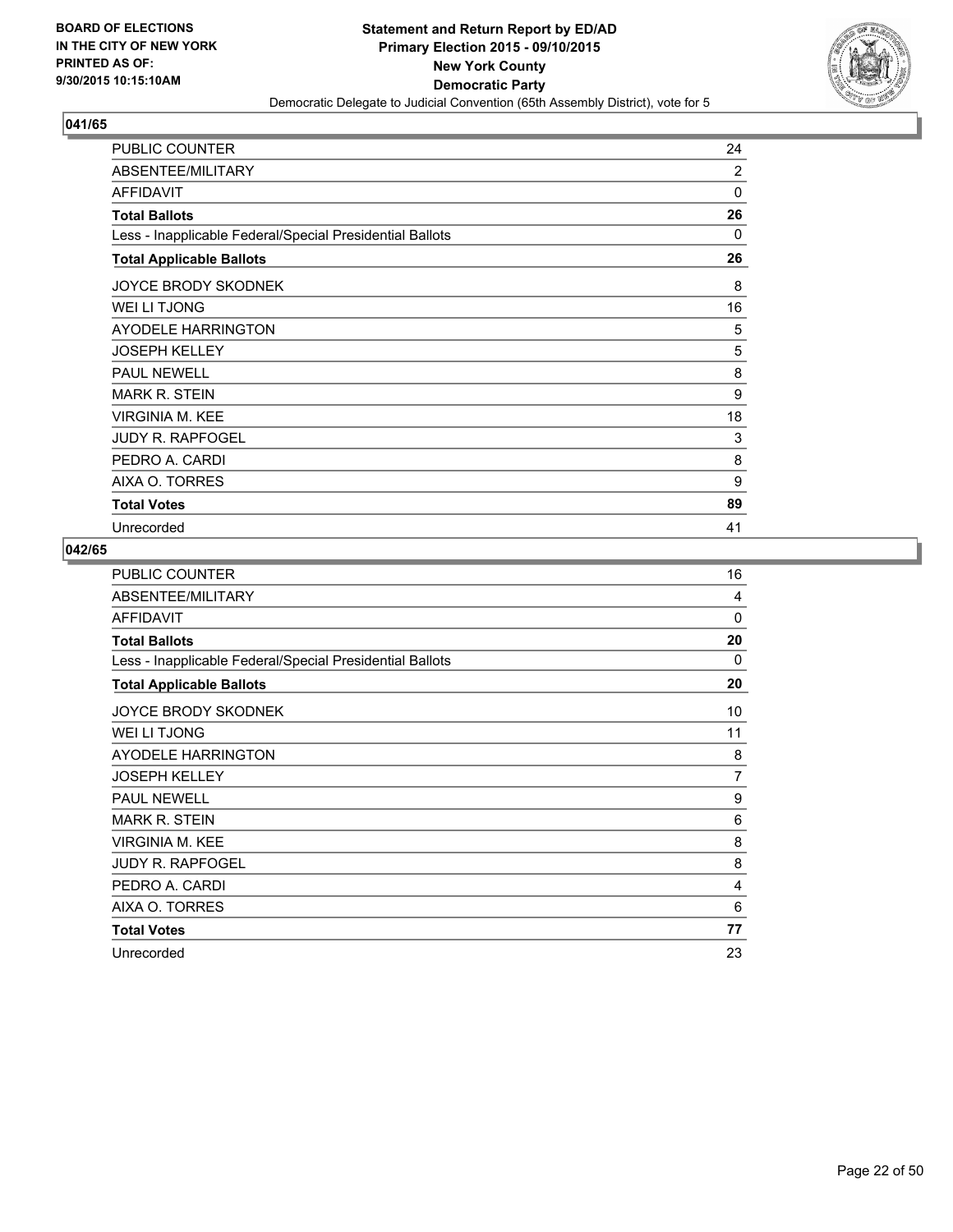BOARD OF ELECTIONS
IN THE CITY OF NEW YORK
PRINTED AS OF:
9/30/2015 10:15:10AM

**Statement and Return Report by ED/AD**
**Primary Election 2015 - 09/10/2015**
**New York County**
**Democratic Party**
Democratic Delegate to Judicial Convention (65th Assembly District), vote for 5

## 041/65

| | |
|---|---|
| PUBLIC COUNTER | 24 |
| ABSENTEE/MILITARY | 2 |
| AFFIDAVIT | 0 |
| **Total Ballots** | **26** |
| Less - Inapplicable Federal/Special Presidential Ballots | 0 |
| **Total Applicable Ballots** | **26** |
| JOYCE BRODY SKODNEK | 8 |
| WEI LI TJONG | 16 |
| AYODELE HARRINGTON | 5 |
| JOSEPH KELLEY | 5 |
| PAUL NEWELL | 8 |
| MARK R. STEIN | 9 |
| VIRGINIA M. KEE | 18 |
| JUDY R. RAPFOGEL | 3 |
| PEDRO A. CARDI | 8 |
| AIXA O. TORRES | 9 |
| **Total Votes** | **89** |
| Unrecorded | 41 |

## 042/65

| | |
|---|---|
| PUBLIC COUNTER | 16 |
| ABSENTEE/MILITARY | 4 |
| AFFIDAVIT | 0 |
| **Total Ballots** | **20** |
| Less - Inapplicable Federal/Special Presidential Ballots | 0 |
| **Total Applicable Ballots** | **20** |
| JOYCE BRODY SKODNEK | 10 |
| WEI LI TJONG | 11 |
| AYODELE HARRINGTON | 8 |
| JOSEPH KELLEY | 7 |
| PAUL NEWELL | 9 |
| MARK R. STEIN | 6 |
| VIRGINIA M. KEE | 8 |
| JUDY R. RAPFOGEL | 8 |
| PEDRO A. CARDI | 4 |
| AIXA O. TORRES | 6 |
| **Total Votes** | **77** |
| Unrecorded | 23 |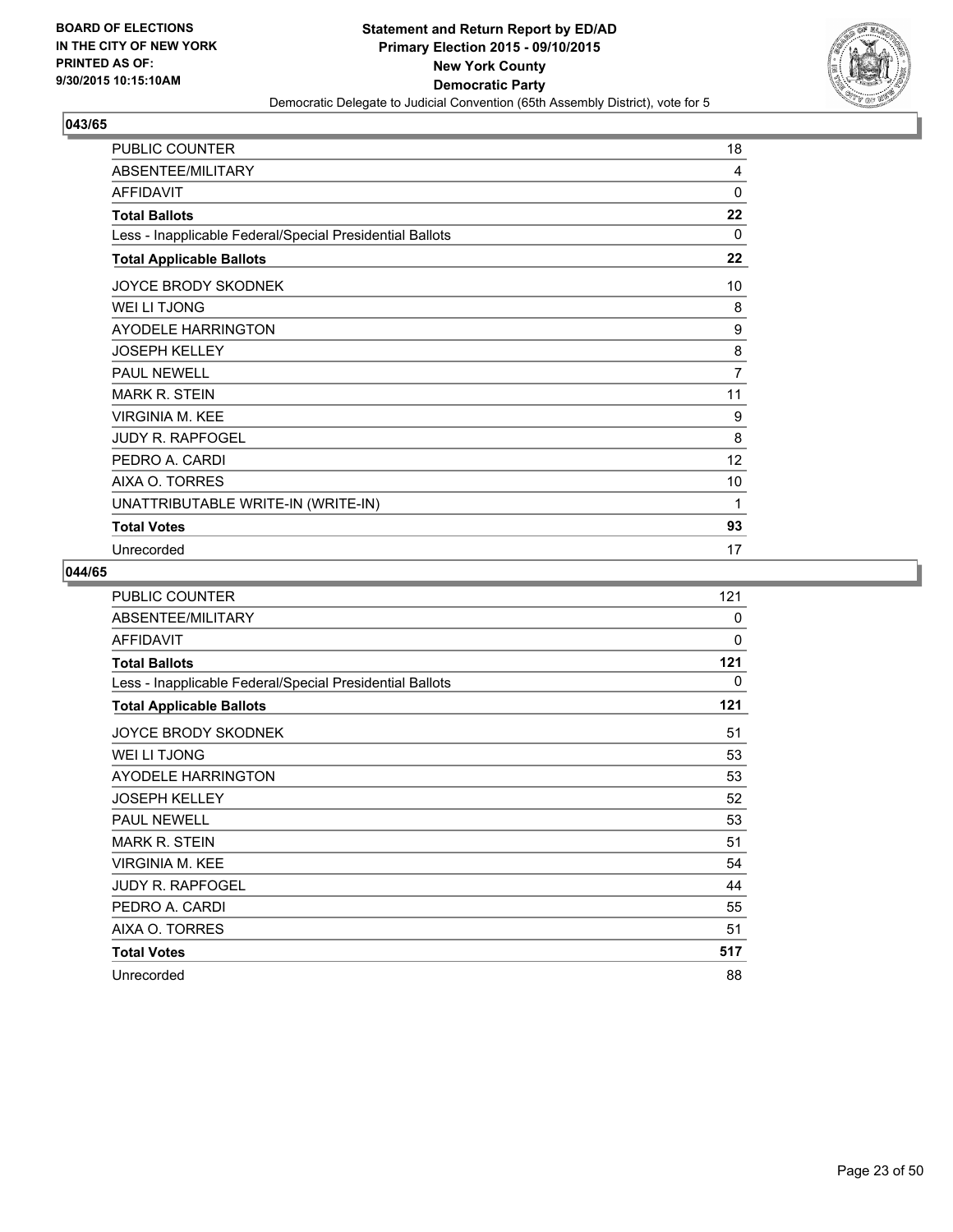BOARD OF ELECTIONS
IN THE CITY OF NEW YORK
PRINTED AS OF:
9/30/2015 10:15:10AM

**Statement and Return Report by ED/AD**
**Primary Election 2015 - 09/10/2015**
**New York County**
**Democratic Party**
Democratic Delegate to Judicial Convention (65th Assembly District), vote for 5

### 043/65

| | |
|---|---|
| PUBLIC COUNTER | 18 |
| ABSENTEE/MILITARY | 4 |
| AFFIDAVIT | 0 |
| **Total Ballots** | **22** |
| Less - Inapplicable Federal/Special Presidential Ballots | 0 |
| **Total Applicable Ballots** | **22** |
| JOYCE BRODY SKODNEK | 10 |
| WEI LI TJONG | 8 |
| AYODELE HARRINGTON | 9 |
| JOSEPH KELLEY | 8 |
| PAUL NEWELL | 7 |
| MARK R. STEIN | 11 |
| VIRGINIA M. KEE | 9 |
| JUDY R. RAPFOGEL | 8 |
| PEDRO A. CARDI | 12 |
| AIXA O. TORRES | 10 |
| UNATTRIBUTABLE WRITE-IN (WRITE-IN) | 1 |
| **Total Votes** | **93** |
| Unrecorded | 17 |

### 044/65

| | |
|---|---|
| PUBLIC COUNTER | 121 |
| ABSENTEE/MILITARY | 0 |
| AFFIDAVIT | 0 |
| **Total Ballots** | **121** |
| Less - Inapplicable Federal/Special Presidential Ballots | 0 |
| **Total Applicable Ballots** | **121** |
| JOYCE BRODY SKODNEK | 51 |
| WEI LI TJONG | 53 |
| AYODELE HARRINGTON | 53 |
| JOSEPH KELLEY | 52 |
| PAUL NEWELL | 53 |
| MARK R. STEIN | 51 |
| VIRGINIA M. KEE | 54 |
| JUDY R. RAPFOGEL | 44 |
| PEDRO A. CARDI | 55 |
| AIXA O. TORRES | 51 |
| **Total Votes** | **517** |
| Unrecorded | 88 |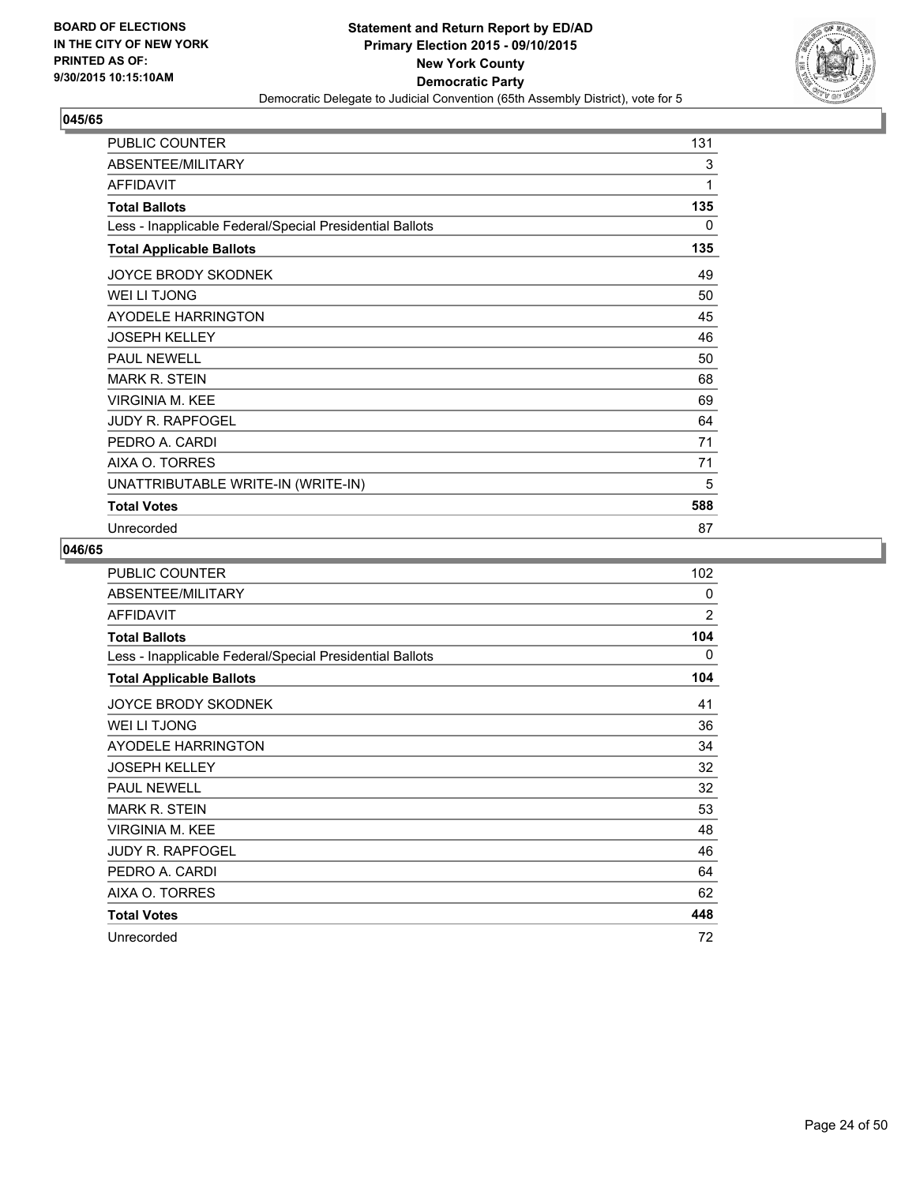BOARD OF ELECTIONS
IN THE CITY OF NEW YORK
PRINTED AS OF:
9/30/2015 10:15:10AM

**Statement and Return Report by ED/AD**
**Primary Election 2015 - 09/10/2015**
**New York County**
**Democratic Party**
Democratic Delegate to Judicial Convention (65th Assembly District), vote for 5

## 045/65

| | |
|---|---|
| PUBLIC COUNTER | 131 |
| ABSENTEE/MILITARY | 3 |
| AFFIDAVIT | 1 |
| **Total Ballots** | **135** |
| Less - Inapplicable Federal/Special Presidential Ballots | 0 |
| **Total Applicable Ballots** | **135** |
| JOYCE BRODY SKODNEK | 49 |
| WEI LI TJONG | 50 |
| AYODELE HARRINGTON | 45 |
| JOSEPH KELLEY | 46 |
| PAUL NEWELL | 50 |
| MARK R. STEIN | 68 |
| VIRGINIA M. KEE | 69 |
| JUDY R. RAPFOGEL | 64 |
| PEDRO A. CARDI | 71 |
| AIXA O. TORRES | 71 |
| UNATTRIBUTABLE WRITE-IN (WRITE-IN) | 5 |
| **Total Votes** | **588** |
| Unrecorded | 87 |

## 046/65

| | |
|---|---|
| PUBLIC COUNTER | 102 |
| ABSENTEE/MILITARY | 0 |
| AFFIDAVIT | 2 |
| **Total Ballots** | **104** |
| Less - Inapplicable Federal/Special Presidential Ballots | 0 |
| **Total Applicable Ballots** | **104** |
| JOYCE BRODY SKODNEK | 41 |
| WEI LI TJONG | 36 |
| AYODELE HARRINGTON | 34 |
| JOSEPH KELLEY | 32 |
| PAUL NEWELL | 32 |
| MARK R. STEIN | 53 |
| VIRGINIA M. KEE | 48 |
| JUDY R. RAPFOGEL | 46 |
| PEDRO A. CARDI | 64 |
| AIXA O. TORRES | 62 |
| **Total Votes** | **448** |
| Unrecorded | 72 |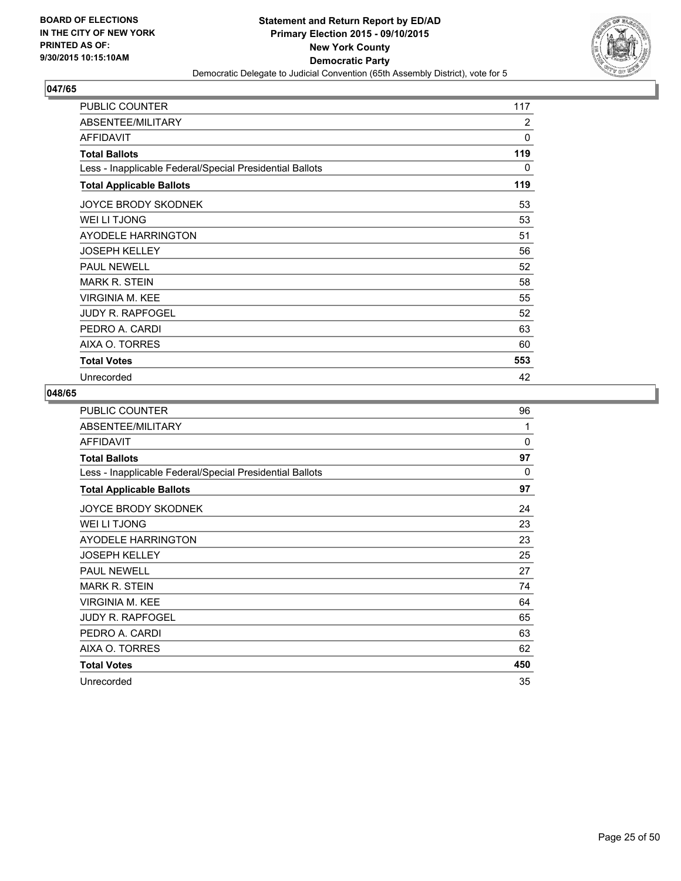**BOARD OF ELECTIONS IN THE CITY OF NEW YORK PRINTED AS OF: 9/30/2015 10:15:10AM**

**Statement and Return Report by ED/AD**
**Primary Election 2015 - 09/10/2015**
**New York County**
**Democratic Party**
Democratic Delegate to Judicial Convention (65th Assembly District), vote for 5

## 047/65

| | |
|---|---|
| PUBLIC COUNTER | 117 |
| ABSENTEE/MILITARY | 2 |
| AFFIDAVIT | 0 |
| **Total Ballots** | **119** |
| Less - Inapplicable Federal/Special Presidential Ballots | 0 |
| **Total Applicable Ballots** | **119** |
| JOYCE BRODY SKODNEK | 53 |
| WEI LI TJONG | 53 |
| AYODELE HARRINGTON | 51 |
| JOSEPH KELLEY | 56 |
| PAUL NEWELL | 52 |
| MARK R. STEIN | 58 |
| VIRGINIA M. KEE | 55 |
| JUDY R. RAPFOGEL | 52 |
| PEDRO A. CARDI | 63 |
| AIXA O. TORRES | 60 |
| **Total Votes** | **553** |
| Unrecorded | 42 |

## 048/65

| | |
|---|---|
| PUBLIC COUNTER | 96 |
| ABSENTEE/MILITARY | 1 |
| AFFIDAVIT | 0 |
| **Total Ballots** | **97** |
| Less - Inapplicable Federal/Special Presidential Ballots | 0 |
| **Total Applicable Ballots** | **97** |
| JOYCE BRODY SKODNEK | 24 |
| WEI LI TJONG | 23 |
| AYODELE HARRINGTON | 23 |
| JOSEPH KELLEY | 25 |
| PAUL NEWELL | 27 |
| MARK R. STEIN | 74 |
| VIRGINIA M. KEE | 64 |
| JUDY R. RAPFOGEL | 65 |
| PEDRO A. CARDI | 63 |
| AIXA O. TORRES | 62 |
| **Total Votes** | **450** |
| Unrecorded | 35 |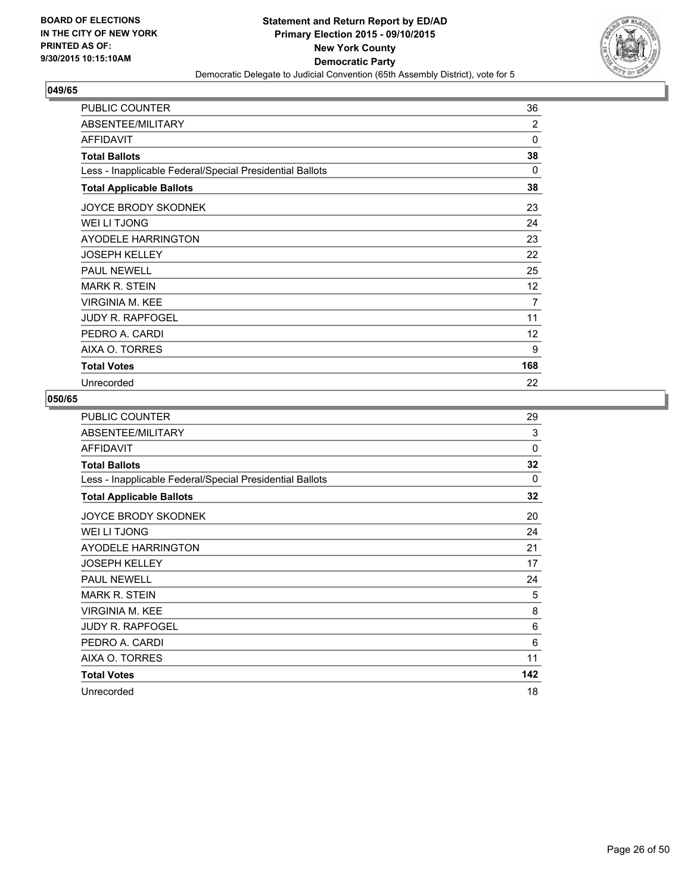## 049/65

| | |
|---|---|
| PUBLIC COUNTER | 36 |
| ABSENTEE/MILITARY | 2 |
| AFFIDAVIT | 0 |
| **Total Ballots** | **38** |
| Less - Inapplicable Federal/Special Presidential Ballots | 0 |
| **Total Applicable Ballots** | **38** |
| JOYCE BRODY SKODNEK | 23 |
| WEI LI TJONG | 24 |
| AYODELE HARRINGTON | 23 |
| JOSEPH KELLEY | 22 |
| PAUL NEWELL | 25 |
| MARK R. STEIN | 12 |
| VIRGINIA M. KEE | 7 |
| JUDY R. RAPFOGEL | 11 |
| PEDRO A. CARDI | 12 |
| AIXA O. TORRES | 9 |
| **Total Votes** | **168** |
| Unrecorded | 22 |

## 050/65

| | |
|---|---|
| PUBLIC COUNTER | 29 |
| ABSENTEE/MILITARY | 3 |
| AFFIDAVIT | 0 |
| **Total Ballots** | **32** |
| Less - Inapplicable Federal/Special Presidential Ballots | 0 |
| **Total Applicable Ballots** | **32** |
| JOYCE BRODY SKODNEK | 20 |
| WEI LI TJONG | 24 |
| AYODELE HARRINGTON | 21 |
| JOSEPH KELLEY | 17 |
| PAUL NEWELL | 24 |
| MARK R. STEIN | 5 |
| VIRGINIA M. KEE | 8 |
| JUDY R. RAPFOGEL | 6 |
| PEDRO A. CARDI | 6 |
| AIXA O. TORRES | 11 |
| **Total Votes** | **142** |
| Unrecorded | 18 |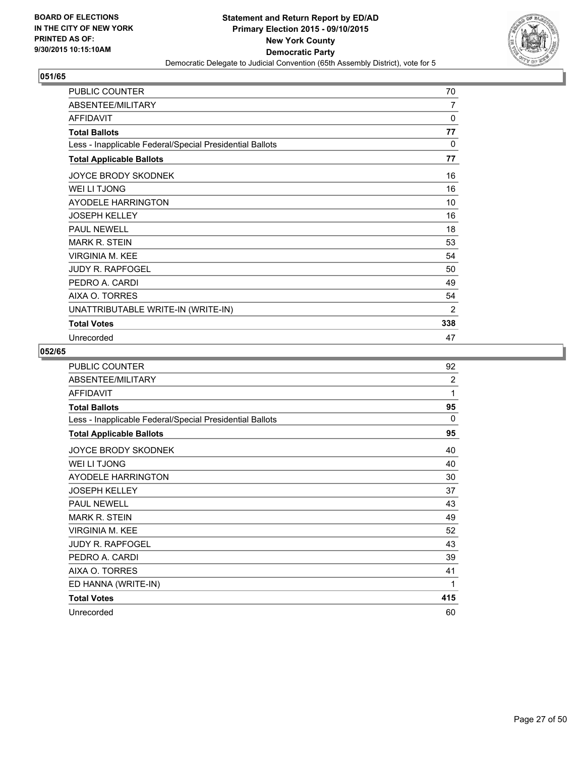**Statement and Return Report by ED/AD**
**Primary Election 2015 - 09/10/2015**
**New York County**
**Democratic Party**
Democratic Delegate to Judicial Convention (65th Assembly District), vote for 5

BOARD OF ELECTIONS
IN THE CITY OF NEW YORK
PRINTED AS OF:
9/30/2015 10:15:10AM

## 051/65

| | |
|---|---|
| PUBLIC COUNTER | 70 |
| ABSENTEE/MILITARY | 7 |
| AFFIDAVIT | 0 |
| **Total Ballots** | **77** |
| Less - Inapplicable Federal/Special Presidential Ballots | 0 |
| **Total Applicable Ballots** | **77** |
| JOYCE BRODY SKODNEK | 16 |
| WEI LI TJONG | 16 |
| AYODELE HARRINGTON | 10 |
| JOSEPH KELLEY | 16 |
| PAUL NEWELL | 18 |
| MARK R. STEIN | 53 |
| VIRGINIA M. KEE | 54 |
| JUDY R. RAPFOGEL | 50 |
| PEDRO A. CARDI | 49 |
| AIXA O. TORRES | 54 |
| UNATTRIBUTABLE WRITE-IN (WRITE-IN) | 2 |
| **Total Votes** | **338** |
| Unrecorded | 47 |

## 052/65

| | |
|---|---|
| PUBLIC COUNTER | 92 |
| ABSENTEE/MILITARY | 2 |
| AFFIDAVIT | 1 |
| **Total Ballots** | **95** |
| Less - Inapplicable Federal/Special Presidential Ballots | 0 |
| **Total Applicable Ballots** | **95** |
| JOYCE BRODY SKODNEK | 40 |
| WEI LI TJONG | 40 |
| AYODELE HARRINGTON | 30 |
| JOSEPH KELLEY | 37 |
| PAUL NEWELL | 43 |
| MARK R. STEIN | 49 |
| VIRGINIA M. KEE | 52 |
| JUDY R. RAPFOGEL | 43 |
| PEDRO A. CARDI | 39 |
| AIXA O. TORRES | 41 |
| ED HANNA (WRITE-IN) | 1 |
| **Total Votes** | **415** |
| Unrecorded | 60 |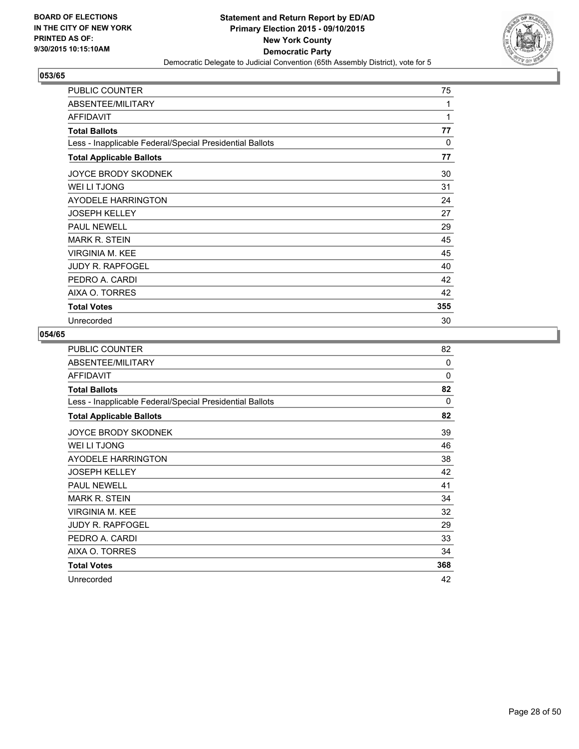BOARD OF ELECTIONS
IN THE CITY OF NEW YORK
PRINTED AS OF:
9/30/2015 10:15:10AM

**Statement and Return Report by ED/AD**
**Primary Election 2015 - 09/10/2015**
**New York County**
**Democratic Party**
Democratic Delegate to Judicial Convention (65th Assembly District), vote for 5

### 053/65

| | |
|---|---|
| PUBLIC COUNTER | 75 |
| ABSENTEE/MILITARY | 1 |
| AFFIDAVIT | 1 |
| **Total Ballots** | **77** |
| Less - Inapplicable Federal/Special Presidential Ballots | 0 |
| **Total Applicable Ballots** | **77** |
| JOYCE BRODY SKODNEK | 30 |
| WEI LI TJONG | 31 |
| AYODELE HARRINGTON | 24 |
| JOSEPH KELLEY | 27 |
| PAUL NEWELL | 29 |
| MARK R. STEIN | 45 |
| VIRGINIA M. KEE | 45 |
| JUDY R. RAPFOGEL | 40 |
| PEDRO A. CARDI | 42 |
| AIXA O. TORRES | 42 |
| **Total Votes** | **355** |
| Unrecorded | 30 |

### 054/65

| | |
|---|---|
| PUBLIC COUNTER | 82 |
| ABSENTEE/MILITARY | 0 |
| AFFIDAVIT | 0 |
| **Total Ballots** | **82** |
| Less - Inapplicable Federal/Special Presidential Ballots | 0 |
| **Total Applicable Ballots** | **82** |
| JOYCE BRODY SKODNEK | 39 |
| WEI LI TJONG | 46 |
| AYODELE HARRINGTON | 38 |
| JOSEPH KELLEY | 42 |
| PAUL NEWELL | 41 |
| MARK R. STEIN | 34 |
| VIRGINIA M. KEE | 32 |
| JUDY R. RAPFOGEL | 29 |
| PEDRO A. CARDI | 33 |
| AIXA O. TORRES | 34 |
| **Total Votes** | **368** |
| Unrecorded | 42 |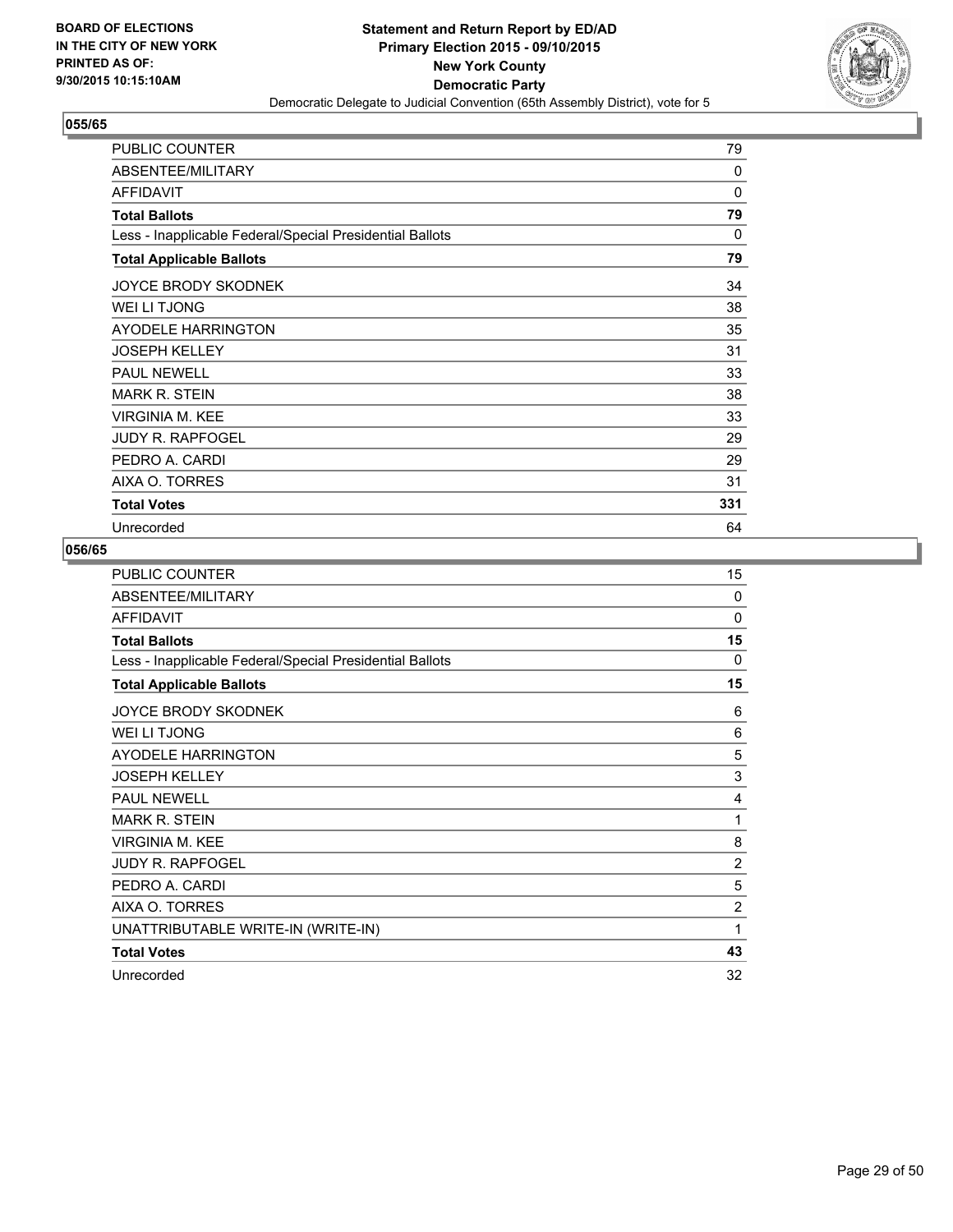**Statement and Return Report by ED/AD**
**Primary Election 2015 - 09/10/2015**
**New York County**
**Democratic Party**
Democratic Delegate to Judicial Convention (65th Assembly District), vote for 5

BOARD OF ELECTIONS
IN THE CITY OF NEW YORK
PRINTED AS OF:
9/30/2015 10:15:10AM

### 055/65

| | |
|---|---|
| PUBLIC COUNTER | 79 |
| ABSENTEE/MILITARY | 0 |
| AFFIDAVIT | 0 |
| **Total Ballots** | **79** |
| Less - Inapplicable Federal/Special Presidential Ballots | 0 |
| **Total Applicable Ballots** | **79** |
| JOYCE BRODY SKODNEK | 34 |
| WEI LI TJONG | 38 |
| AYODELE HARRINGTON | 35 |
| JOSEPH KELLEY | 31 |
| PAUL NEWELL | 33 |
| MARK R. STEIN | 38 |
| VIRGINIA M. KEE | 33 |
| JUDY R. RAPFOGEL | 29 |
| PEDRO A. CARDI | 29 |
| AIXA O. TORRES | 31 |
| **Total Votes** | **331** |
| Unrecorded | 64 |

### 056/65

| | |
|---|---|
| PUBLIC COUNTER | 15 |
| ABSENTEE/MILITARY | 0 |
| AFFIDAVIT | 0 |
| **Total Ballots** | **15** |
| Less - Inapplicable Federal/Special Presidential Ballots | 0 |
| **Total Applicable Ballots** | **15** |
| JOYCE BRODY SKODNEK | 6 |
| WEI LI TJONG | 6 |
| AYODELE HARRINGTON | 5 |
| JOSEPH KELLEY | 3 |
| PAUL NEWELL | 4 |
| MARK R. STEIN | 1 |
| VIRGINIA M. KEE | 8 |
| JUDY R. RAPFOGEL | 2 |
| PEDRO A. CARDI | 5 |
| AIXA O. TORRES | 2 |
| UNATTRIBUTABLE WRITE-IN (WRITE-IN) | 1 |
| **Total Votes** | **43** |
| Unrecorded | 32 |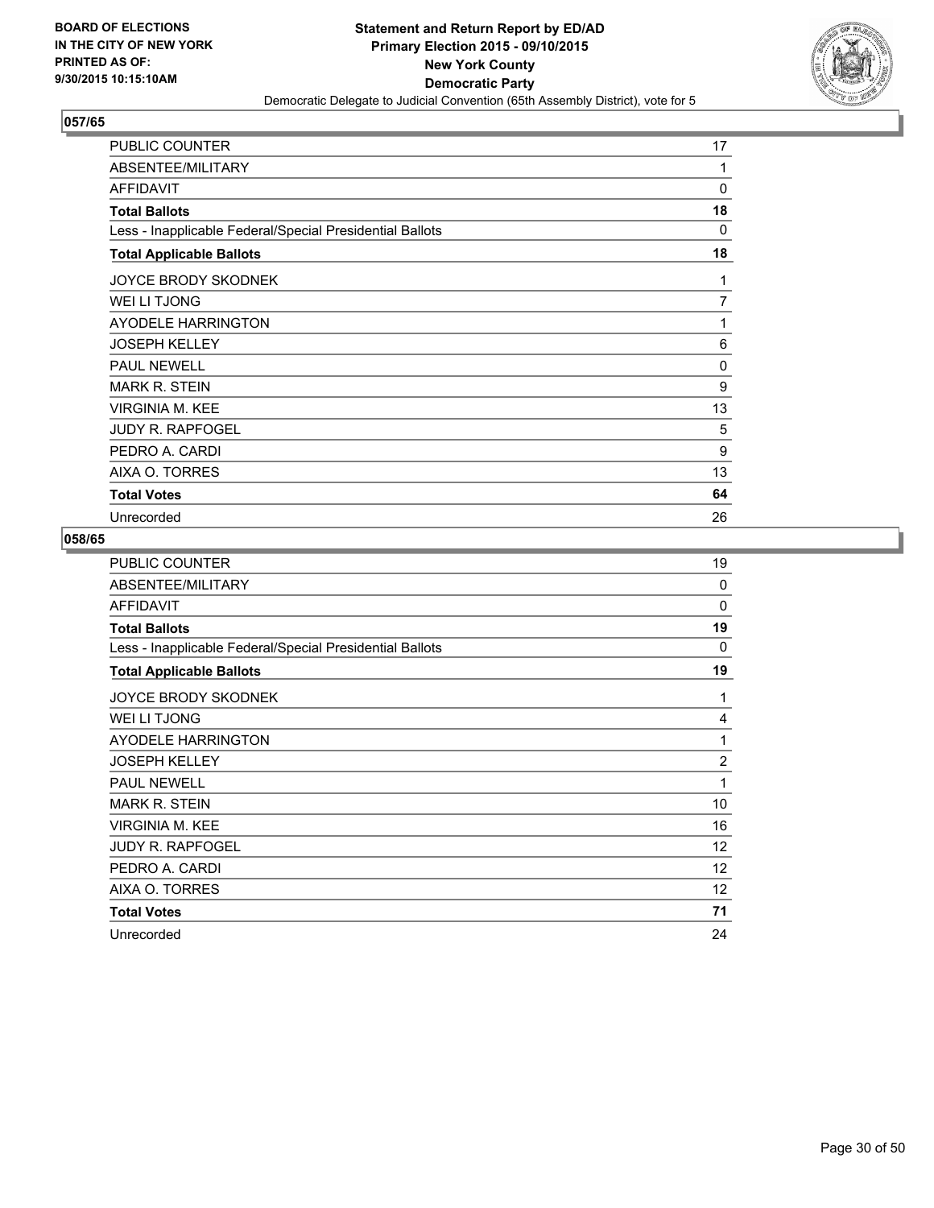BOARD OF ELECTIONS
IN THE CITY OF NEW YORK
PRINTED AS OF:
9/30/2015 10:15:10AM

**Statement and Return Report by ED/AD**
**Primary Election 2015 - 09/10/2015**
**New York County**
**Democratic Party**
Democratic Delegate to Judicial Convention (65th Assembly District), vote for 5

## 057/65

| | |
|---|---|
| PUBLIC COUNTER | 17 |
| ABSENTEE/MILITARY | 1 |
| AFFIDAVIT | 0 |
| **Total Ballots** | **18** |
| Less - Inapplicable Federal/Special Presidential Ballots | 0 |
| **Total Applicable Ballots** | **18** |
| JOYCE BRODY SKODNEK | 1 |
| WEI LI TJONG | 7 |
| AYODELE HARRINGTON | 1 |
| JOSEPH KELLEY | 6 |
| PAUL NEWELL | 0 |
| MARK R. STEIN | 9 |
| VIRGINIA M. KEE | 13 |
| JUDY R. RAPFOGEL | 5 |
| PEDRO A. CARDI | 9 |
| AIXA O. TORRES | 13 |
| **Total Votes** | **64** |
| Unrecorded | 26 |

## 058/65

| | |
|---|---|
| PUBLIC COUNTER | 19 |
| ABSENTEE/MILITARY | 0 |
| AFFIDAVIT | 0 |
| **Total Ballots** | **19** |
| Less - Inapplicable Federal/Special Presidential Ballots | 0 |
| **Total Applicable Ballots** | **19** |
| JOYCE BRODY SKODNEK | 1 |
| WEI LI TJONG | 4 |
| AYODELE HARRINGTON | 1 |
| JOSEPH KELLEY | 2 |
| PAUL NEWELL | 1 |
| MARK R. STEIN | 10 |
| VIRGINIA M. KEE | 16 |
| JUDY R. RAPFOGEL | 12 |
| PEDRO A. CARDI | 12 |
| AIXA O. TORRES | 12 |
| **Total Votes** | **71** |
| Unrecorded | 24 |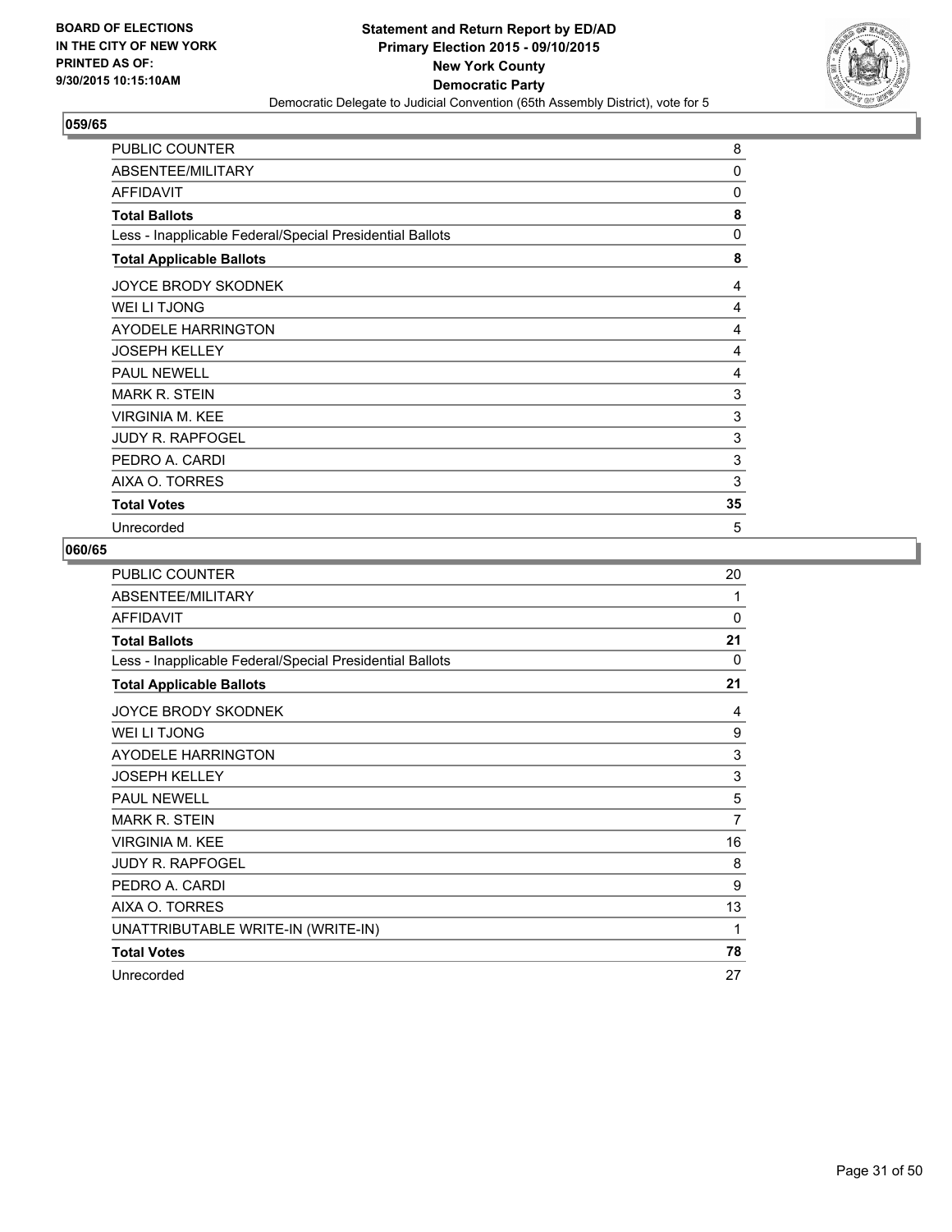**Statement and Return Report by ED/AD**
**Primary Election 2015 - 09/10/2015**
**New York County**
**Democratic Party**
Democratic Delegate to Judicial Convention (65th Assembly District), vote for 5

BOARD OF ELECTIONS
IN THE CITY OF NEW YORK
PRINTED AS OF:
9/30/2015 10:15:10AM

**059/65**

| | |
|---|---|
| PUBLIC COUNTER | 8 |
| ABSENTEE/MILITARY | 0 |
| AFFIDAVIT | 0 |
| **Total Ballots** | **8** |
| Less - Inapplicable Federal/Special Presidential Ballots | 0 |
| **Total Applicable Ballots** | **8** |
| JOYCE BRODY SKODNEK | 4 |
| WEI LI TJONG | 4 |
| AYODELE HARRINGTON | 4 |
| JOSEPH KELLEY | 4 |
| PAUL NEWELL | 4 |
| MARK R. STEIN | 3 |
| VIRGINIA M. KEE | 3 |
| JUDY R. RAPFOGEL | 3 |
| PEDRO A. CARDI | 3 |
| AIXA O. TORRES | 3 |
| **Total Votes** | **35** |
| Unrecorded | 5 |

**060/65**

| | |
|---|---|
| PUBLIC COUNTER | 20 |
| ABSENTEE/MILITARY | 1 |
| AFFIDAVIT | 0 |
| **Total Ballots** | **21** |
| Less - Inapplicable Federal/Special Presidential Ballots | 0 |
| **Total Applicable Ballots** | **21** |
| JOYCE BRODY SKODNEK | 4 |
| WEI LI TJONG | 9 |
| AYODELE HARRINGTON | 3 |
| JOSEPH KELLEY | 3 |
| PAUL NEWELL | 5 |
| MARK R. STEIN | 7 |
| VIRGINIA M. KEE | 16 |
| JUDY R. RAPFOGEL | 8 |
| PEDRO A. CARDI | 9 |
| AIXA O. TORRES | 13 |
| UNATTRIBUTABLE WRITE-IN (WRITE-IN) | 1 |
| **Total Votes** | **78** |
| Unrecorded | 27 |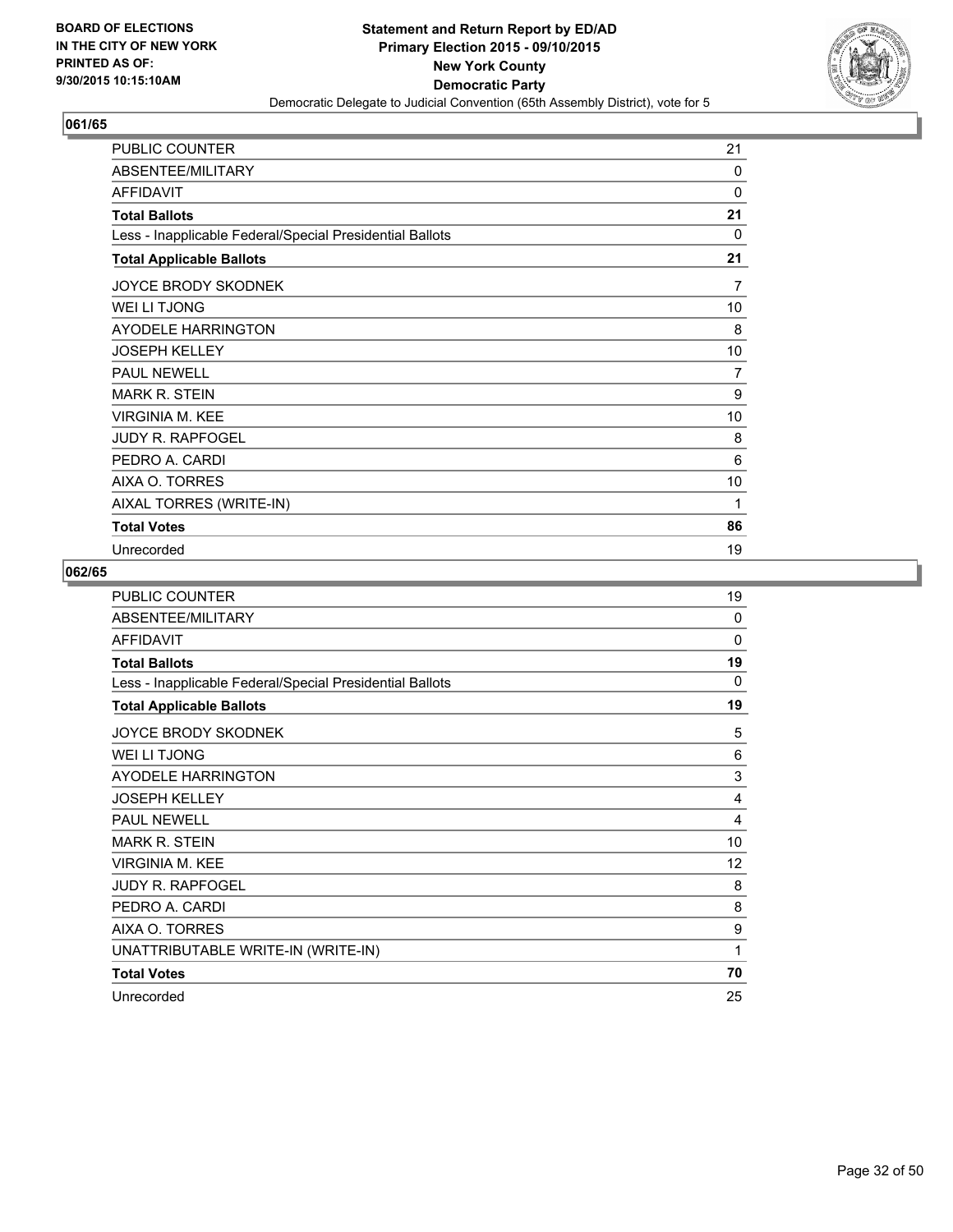BOARD OF ELECTIONS
IN THE CITY OF NEW YORK
PRINTED AS OF:
9/30/2015 10:15:10AM

**Statement and Return Report by ED/AD**
**Primary Election 2015 - 09/10/2015**
**New York County**
**Democratic Party**
Democratic Delegate to Judicial Convention (65th Assembly District), vote for 5

## 061/65

| | |
|---|---|
| PUBLIC COUNTER | 21 |
| ABSENTEE/MILITARY | 0 |
| AFFIDAVIT | 0 |
| **Total Ballots** | **21** |
| Less - Inapplicable Federal/Special Presidential Ballots | 0 |
| **Total Applicable Ballots** | **21** |
| JOYCE BRODY SKODNEK | 7 |
| WEI LI TJONG | 10 |
| AYODELE HARRINGTON | 8 |
| JOSEPH KELLEY | 10 |
| PAUL NEWELL | 7 |
| MARK R. STEIN | 9 |
| VIRGINIA M. KEE | 10 |
| JUDY R. RAPFOGEL | 8 |
| PEDRO A. CARDI | 6 |
| AIXA O. TORRES | 10 |
| AIXAL TORRES (WRITE-IN) | 1 |
| **Total Votes** | **86** |
| Unrecorded | 19 |

## 062/65

| | |
|---|---|
| PUBLIC COUNTER | 19 |
| ABSENTEE/MILITARY | 0 |
| AFFIDAVIT | 0 |
| **Total Ballots** | **19** |
| Less - Inapplicable Federal/Special Presidential Ballots | 0 |
| **Total Applicable Ballots** | **19** |
| JOYCE BRODY SKODNEK | 5 |
| WEI LI TJONG | 6 |
| AYODELE HARRINGTON | 3 |
| JOSEPH KELLEY | 4 |
| PAUL NEWELL | 4 |
| MARK R. STEIN | 10 |
| VIRGINIA M. KEE | 12 |
| JUDY R. RAPFOGEL | 8 |
| PEDRO A. CARDI | 8 |
| AIXA O. TORRES | 9 |
| UNATTRIBUTABLE WRITE-IN (WRITE-IN) | 1 |
| **Total Votes** | **70** |
| Unrecorded | 25 |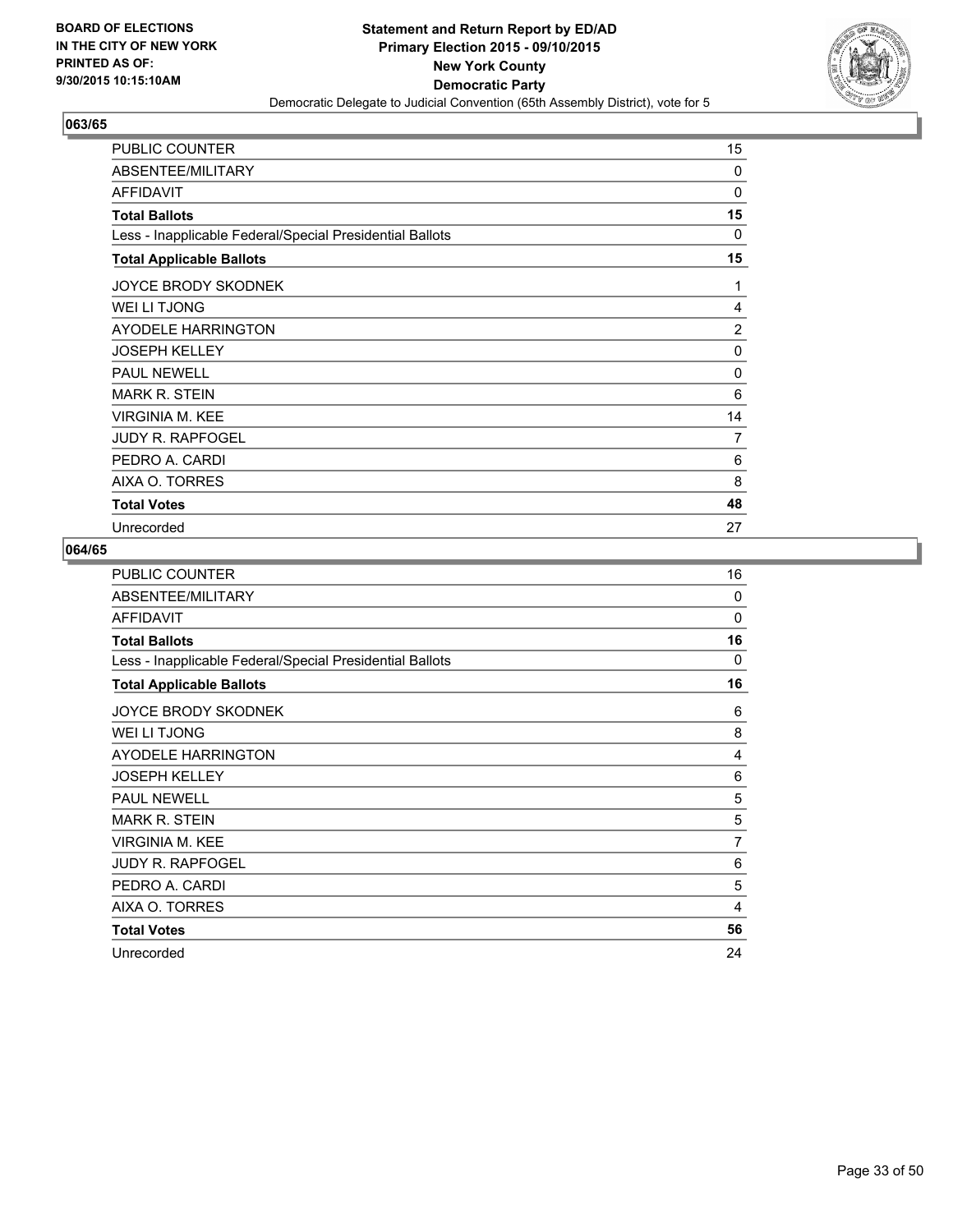BOARD OF ELECTIONS
IN THE CITY OF NEW YORK
PRINTED AS OF:
9/30/2015 10:15:10AM

**Statement and Return Report by ED/AD**
**Primary Election 2015 - 09/10/2015**
**New York County**
**Democratic Party**
Democratic Delegate to Judicial Convention (65th Assembly District), vote for 5

## 063/65

| | |
|---|---|
| PUBLIC COUNTER | 15 |
| ABSENTEE/MILITARY | 0 |
| AFFIDAVIT | 0 |
| **Total Ballots** | **15** |
| Less - Inapplicable Federal/Special Presidential Ballots | 0 |
| **Total Applicable Ballots** | **15** |
| JOYCE BRODY SKODNEK | 1 |
| WEI LI TJONG | 4 |
| AYODELE HARRINGTON | 2 |
| JOSEPH KELLEY | 0 |
| PAUL NEWELL | 0 |
| MARK R. STEIN | 6 |
| VIRGINIA M. KEE | 14 |
| JUDY R. RAPFOGEL | 7 |
| PEDRO A. CARDI | 6 |
| AIXA O. TORRES | 8 |
| **Total Votes** | **48** |
| Unrecorded | 27 |

## 064/65

| | |
|---|---|
| PUBLIC COUNTER | 16 |
| ABSENTEE/MILITARY | 0 |
| AFFIDAVIT | 0 |
| **Total Ballots** | **16** |
| Less - Inapplicable Federal/Special Presidential Ballots | 0 |
| **Total Applicable Ballots** | **16** |
| JOYCE BRODY SKODNEK | 6 |
| WEI LI TJONG | 8 |
| AYODELE HARRINGTON | 4 |
| JOSEPH KELLEY | 6 |
| PAUL NEWELL | 5 |
| MARK R. STEIN | 5 |
| VIRGINIA M. KEE | 7 |
| JUDY R. RAPFOGEL | 6 |
| PEDRO A. CARDI | 5 |
| AIXA O. TORRES | 4 |
| **Total Votes** | **56** |
| Unrecorded | 24 |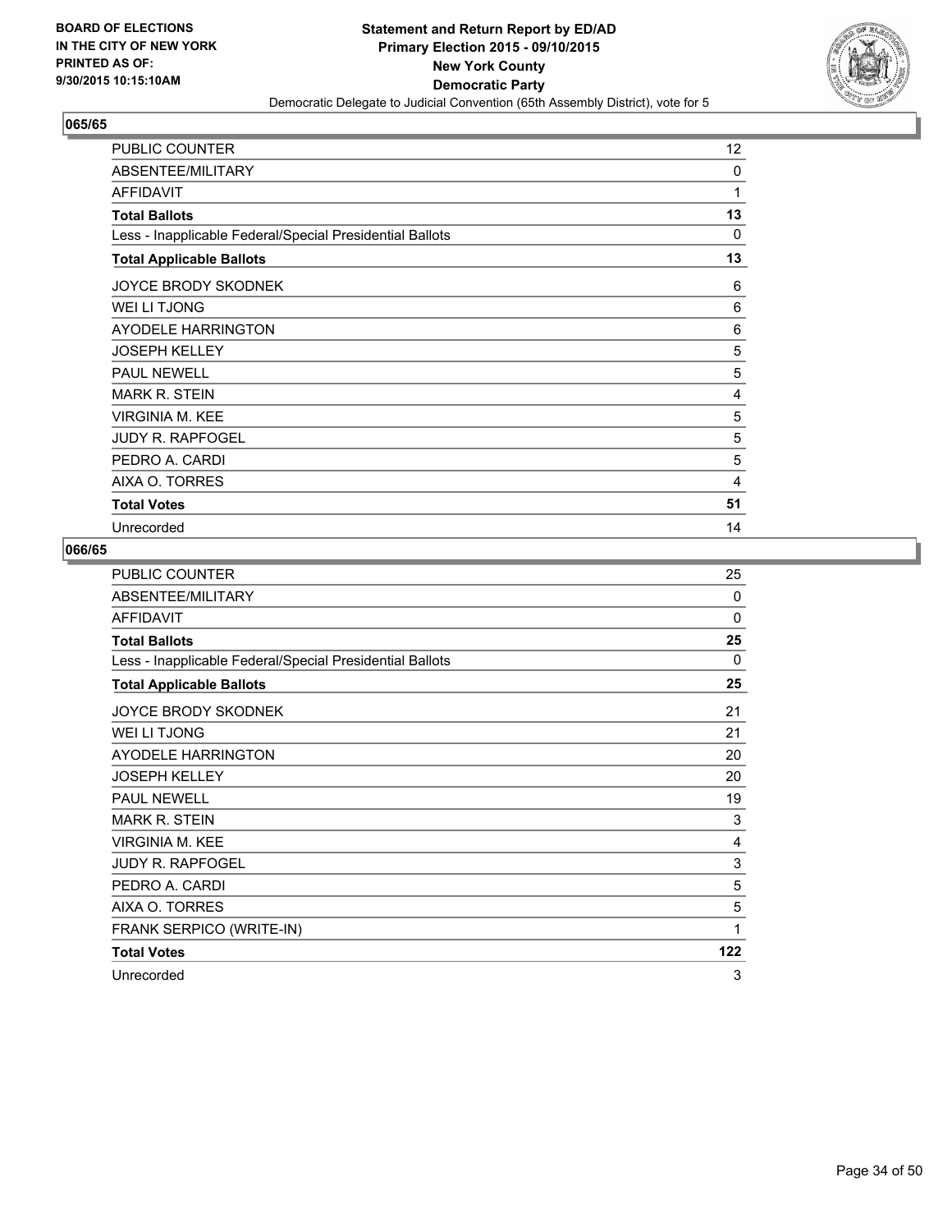BOARD OF ELECTIONS
IN THE CITY OF NEW YORK
PRINTED AS OF:
9/30/2015 10:15:10AM

**Statement and Return Report by ED/AD**
**Primary Election 2015 - 09/10/2015**
**New York County**
**Democratic Party**
Democratic Delegate to Judicial Convention (65th Assembly District), vote for 5

### 065/65

| | |
|---|---|
| PUBLIC COUNTER | 12 |
| ABSENTEE/MILITARY | 0 |
| AFFIDAVIT | 1 |
| **Total Ballots** | **13** |
| Less - Inapplicable Federal/Special Presidential Ballots | 0 |
| **Total Applicable Ballots** | **13** |
| JOYCE BRODY SKODNEK | 6 |
| WEI LI TJONG | 6 |
| AYODELE HARRINGTON | 6 |
| JOSEPH KELLEY | 5 |
| PAUL NEWELL | 5 |
| MARK R. STEIN | 4 |
| VIRGINIA M. KEE | 5 |
| JUDY R. RAPFOGEL | 5 |
| PEDRO A. CARDI | 5 |
| AIXA O. TORRES | 4 |
| **Total Votes** | **51** |
| Unrecorded | 14 |

### 066/65

| | |
|---|---|
| PUBLIC COUNTER | 25 |
| ABSENTEE/MILITARY | 0 |
| AFFIDAVIT | 0 |
| **Total Ballots** | **25** |
| Less - Inapplicable Federal/Special Presidential Ballots | 0 |
| **Total Applicable Ballots** | **25** |
| JOYCE BRODY SKODNEK | 21 |
| WEI LI TJONG | 21 |
| AYODELE HARRINGTON | 20 |
| JOSEPH KELLEY | 20 |
| PAUL NEWELL | 19 |
| MARK R. STEIN | 3 |
| VIRGINIA M. KEE | 4 |
| JUDY R. RAPFOGEL | 3 |
| PEDRO A. CARDI | 5 |
| AIXA O. TORRES | 5 |
| FRANK SERPICO (WRITE-IN) | 1 |
| **Total Votes** | **122** |
| Unrecorded | 3 |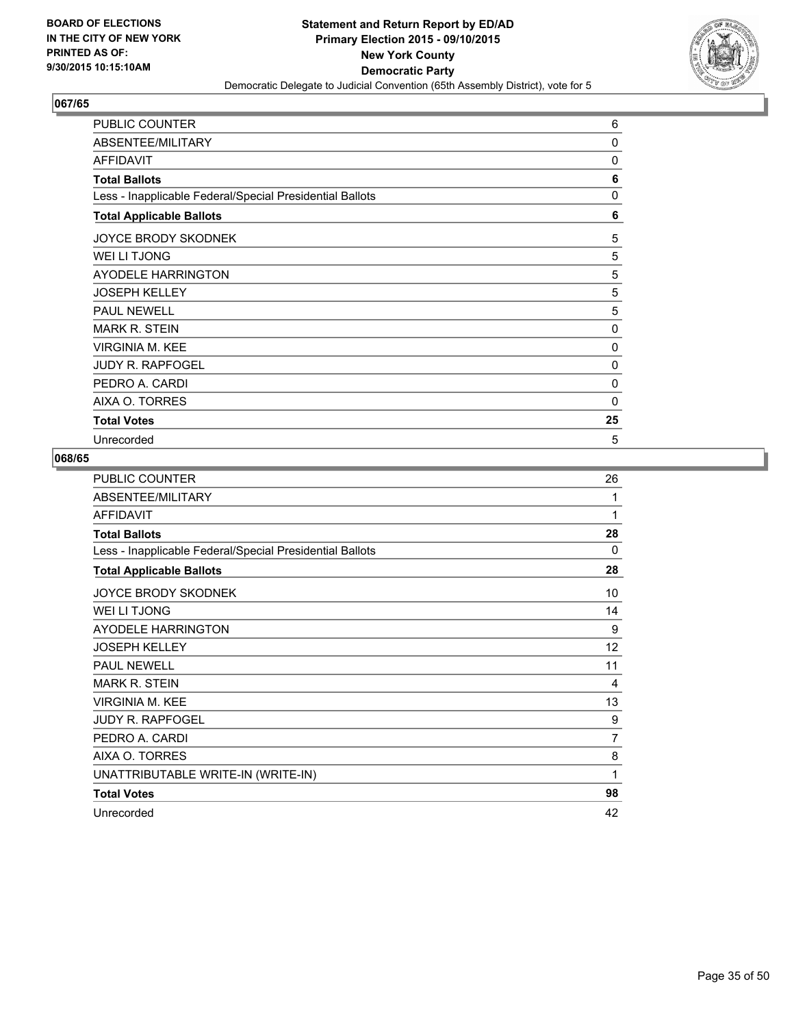BOARD OF ELECTIONS
IN THE CITY OF NEW YORK
PRINTED AS OF:
9/30/2015 10:15:10AM

**Statement and Return Report by ED/AD**
**Primary Election 2015 - 09/10/2015**
**New York County**
**Democratic Party**
Democratic Delegate to Judicial Convention (65th Assembly District), vote for 5

### 067/65

| | |
|---|---|
| PUBLIC COUNTER | 6 |
| ABSENTEE/MILITARY | 0 |
| AFFIDAVIT | 0 |
| **Total Ballots** | **6** |
| Less - Inapplicable Federal/Special Presidential Ballots | 0 |
| **Total Applicable Ballots** | **6** |
| JOYCE BRODY SKODNEK | 5 |
| WEI LI TJONG | 5 |
| AYODELE HARRINGTON | 5 |
| JOSEPH KELLEY | 5 |
| PAUL NEWELL | 5 |
| MARK R. STEIN | 0 |
| VIRGINIA M. KEE | 0 |
| JUDY R. RAPFOGEL | 0 |
| PEDRO A. CARDI | 0 |
| AIXA O. TORRES | 0 |
| **Total Votes** | **25** |
| Unrecorded | 5 |

### 068/65

| | |
|---|---|
| PUBLIC COUNTER | 26 |
| ABSENTEE/MILITARY | 1 |
| AFFIDAVIT | 1 |
| **Total Ballots** | **28** |
| Less - Inapplicable Federal/Special Presidential Ballots | 0 |
| **Total Applicable Ballots** | **28** |
| JOYCE BRODY SKODNEK | 10 |
| WEI LI TJONG | 14 |
| AYODELE HARRINGTON | 9 |
| JOSEPH KELLEY | 12 |
| PAUL NEWELL | 11 |
| MARK R. STEIN | 4 |
| VIRGINIA M. KEE | 13 |
| JUDY R. RAPFOGEL | 9 |
| PEDRO A. CARDI | 7 |
| AIXA O. TORRES | 8 |
| UNATTRIBUTABLE WRITE-IN (WRITE-IN) | 1 |
| **Total Votes** | **98** |
| Unrecorded | 42 |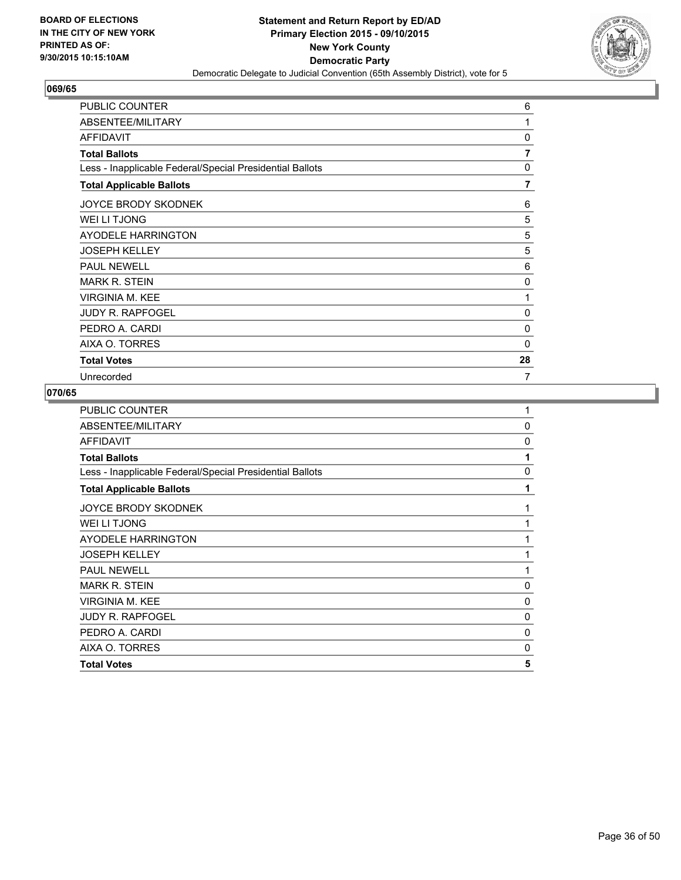BOARD OF ELECTIONS
IN THE CITY OF NEW YORK
PRINTED AS OF:
9/30/2015 10:15:10AM

**Statement and Return Report by ED/AD**
**Primary Election 2015 - 09/10/2015**
**New York County**
**Democratic Party**
Democratic Delegate to Judicial Convention (65th Assembly District), vote for 5

## 069/65

| | |
|---|---|
| PUBLIC COUNTER | 6 |
| ABSENTEE/MILITARY | 1 |
| AFFIDAVIT | 0 |
| **Total Ballots** | **7** |
| Less - Inapplicable Federal/Special Presidential Ballots | 0 |
| **Total Applicable Ballots** | **7** |
| JOYCE BRODY SKODNEK | 6 |
| WEI LI TJONG | 5 |
| AYODELE HARRINGTON | 5 |
| JOSEPH KELLEY | 5 |
| PAUL NEWELL | 6 |
| MARK R. STEIN | 0 |
| VIRGINIA M. KEE | 1 |
| JUDY R. RAPFOGEL | 0 |
| PEDRO A. CARDI | 0 |
| AIXA O. TORRES | 0 |
| **Total Votes** | **28** |
| Unrecorded | 7 |

## 070/65

| | |
|---|---|
| PUBLIC COUNTER | 1 |
| ABSENTEE/MILITARY | 0 |
| AFFIDAVIT | 0 |
| **Total Ballots** | **1** |
| Less - Inapplicable Federal/Special Presidential Ballots | 0 |
| **Total Applicable Ballots** | **1** |
| JOYCE BRODY SKODNEK | 1 |
| WEI LI TJONG | 1 |
| AYODELE HARRINGTON | 1 |
| JOSEPH KELLEY | 1 |
| PAUL NEWELL | 1 |
| MARK R. STEIN | 0 |
| VIRGINIA M. KEE | 0 |
| JUDY R. RAPFOGEL | 0 |
| PEDRO A. CARDI | 0 |
| AIXA O. TORRES | 0 |
| **Total Votes** | **5** |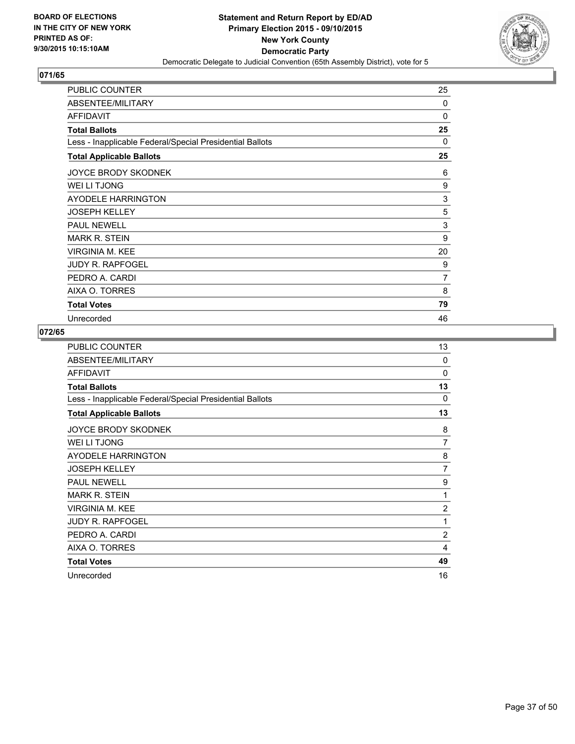## 071/65

| | |
|---|---|
| PUBLIC COUNTER | 25 |
| ABSENTEE/MILITARY | 0 |
| AFFIDAVIT | 0 |
| **Total Ballots** | **25** |
| Less - Inapplicable Federal/Special Presidential Ballots | 0 |
| **Total Applicable Ballots** | **25** |
| JOYCE BRODY SKODNEK | 6 |
| WEI LI TJONG | 9 |
| AYODELE HARRINGTON | 3 |
| JOSEPH KELLEY | 5 |
| PAUL NEWELL | 3 |
| MARK R. STEIN | 9 |
| VIRGINIA M. KEE | 20 |
| JUDY R. RAPFOGEL | 9 |
| PEDRO A. CARDI | 7 |
| AIXA O. TORRES | 8 |
| **Total Votes** | **79** |
| Unrecorded | 46 |

## 072/65

| | |
|---|---|
| PUBLIC COUNTER | 13 |
| ABSENTEE/MILITARY | 0 |
| AFFIDAVIT | 0 |
| **Total Ballots** | **13** |
| Less - Inapplicable Federal/Special Presidential Ballots | 0 |
| **Total Applicable Ballots** | **13** |
| JOYCE BRODY SKODNEK | 8 |
| WEI LI TJONG | 7 |
| AYODELE HARRINGTON | 8 |
| JOSEPH KELLEY | 7 |
| PAUL NEWELL | 9 |
| MARK R. STEIN | 1 |
| VIRGINIA M. KEE | 2 |
| JUDY R. RAPFOGEL | 1 |
| PEDRO A. CARDI | 2 |
| AIXA O. TORRES | 4 |
| **Total Votes** | **49** |
| Unrecorded | 16 |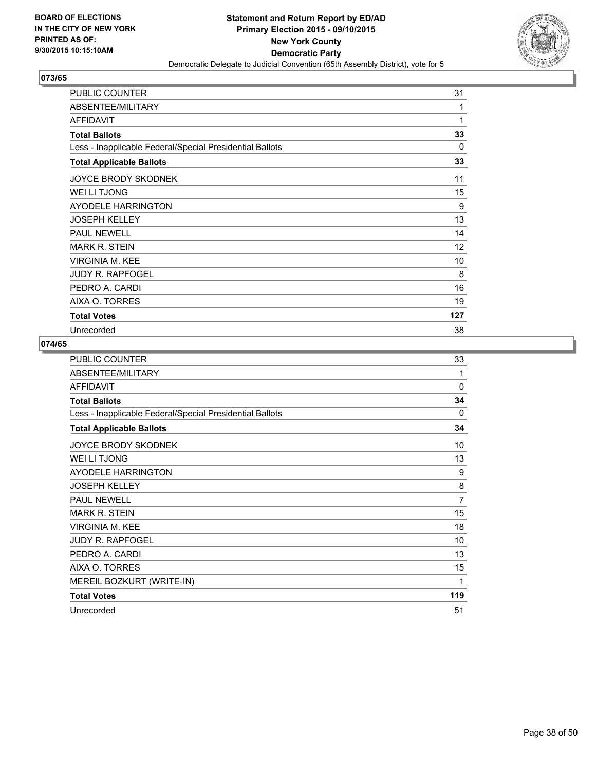**BOARD OF ELECTIONS IN THE CITY OF NEW YORK PRINTED AS OF: 9/30/2015 10:15:10AM**

**Statement and Return Report by ED/AD**
**Primary Election 2015 - 09/10/2015**
**New York County**
**Democratic Party**
Democratic Delegate to Judicial Convention (65th Assembly District), vote for 5

## 073/65

| | |
|---|---|
| PUBLIC COUNTER | 31 |
| ABSENTEE/MILITARY | 1 |
| AFFIDAVIT | 1 |
| **Total Ballots** | **33** |
| Less - Inapplicable Federal/Special Presidential Ballots | 0 |
| **Total Applicable Ballots** | **33** |
| JOYCE BRODY SKODNEK | 11 |
| WEI LI TJONG | 15 |
| AYODELE HARRINGTON | 9 |
| JOSEPH KELLEY | 13 |
| PAUL NEWELL | 14 |
| MARK R. STEIN | 12 |
| VIRGINIA M. KEE | 10 |
| JUDY R. RAPFOGEL | 8 |
| PEDRO A. CARDI | 16 |
| AIXA O. TORRES | 19 |
| **Total Votes** | **127** |
| Unrecorded | 38 |

## 074/65

| | |
|---|---|
| PUBLIC COUNTER | 33 |
| ABSENTEE/MILITARY | 1 |
| AFFIDAVIT | 0 |
| **Total Ballots** | **34** |
| Less - Inapplicable Federal/Special Presidential Ballots | 0 |
| **Total Applicable Ballots** | **34** |
| JOYCE BRODY SKODNEK | 10 |
| WEI LI TJONG | 13 |
| AYODELE HARRINGTON | 9 |
| JOSEPH KELLEY | 8 |
| PAUL NEWELL | 7 |
| MARK R. STEIN | 15 |
| VIRGINIA M. KEE | 18 |
| JUDY R. RAPFOGEL | 10 |
| PEDRO A. CARDI | 13 |
| AIXA O. TORRES | 15 |
| MEREIL BOZKURT (WRITE-IN) | 1 |
| **Total Votes** | **119** |
| Unrecorded | 51 |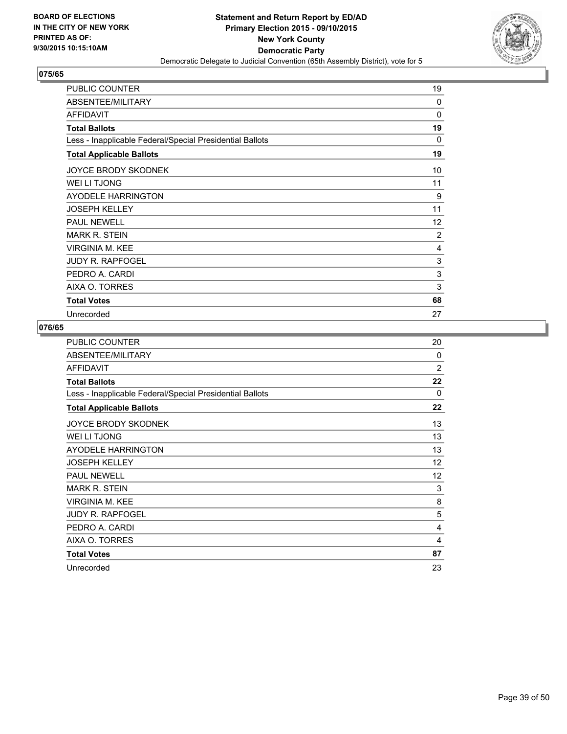BOARD OF ELECTIONS
IN THE CITY OF NEW YORK
PRINTED AS OF:
9/30/2015 10:15:10AM

**Statement and Return Report by ED/AD**
**Primary Election 2015 - 09/10/2015**
**New York County**
**Democratic Party**
Democratic Delegate to Judicial Convention (65th Assembly District), vote for 5

## 075/65

| | |
|---|---|
| PUBLIC COUNTER | 19 |
| ABSENTEE/MILITARY | 0 |
| AFFIDAVIT | 0 |
| **Total Ballots** | **19** |
| Less - Inapplicable Federal/Special Presidential Ballots | 0 |
| **Total Applicable Ballots** | **19** |
| JOYCE BRODY SKODNEK | 10 |
| WEI LI TJONG | 11 |
| AYODELE HARRINGTON | 9 |
| JOSEPH KELLEY | 11 |
| PAUL NEWELL | 12 |
| MARK R. STEIN | 2 |
| VIRGINIA M. KEE | 4 |
| JUDY R. RAPFOGEL | 3 |
| PEDRO A. CARDI | 3 |
| AIXA O. TORRES | 3 |
| **Total Votes** | **68** |
| Unrecorded | 27 |

## 076/65

| | |
|---|---|
| PUBLIC COUNTER | 20 |
| ABSENTEE/MILITARY | 0 |
| AFFIDAVIT | 2 |
| **Total Ballots** | **22** |
| Less - Inapplicable Federal/Special Presidential Ballots | 0 |
| **Total Applicable Ballots** | **22** |
| JOYCE BRODY SKODNEK | 13 |
| WEI LI TJONG | 13 |
| AYODELE HARRINGTON | 13 |
| JOSEPH KELLEY | 12 |
| PAUL NEWELL | 12 |
| MARK R. STEIN | 3 |
| VIRGINIA M. KEE | 8 |
| JUDY R. RAPFOGEL | 5 |
| PEDRO A. CARDI | 4 |
| AIXA O. TORRES | 4 |
| **Total Votes** | **87** |
| Unrecorded | 23 |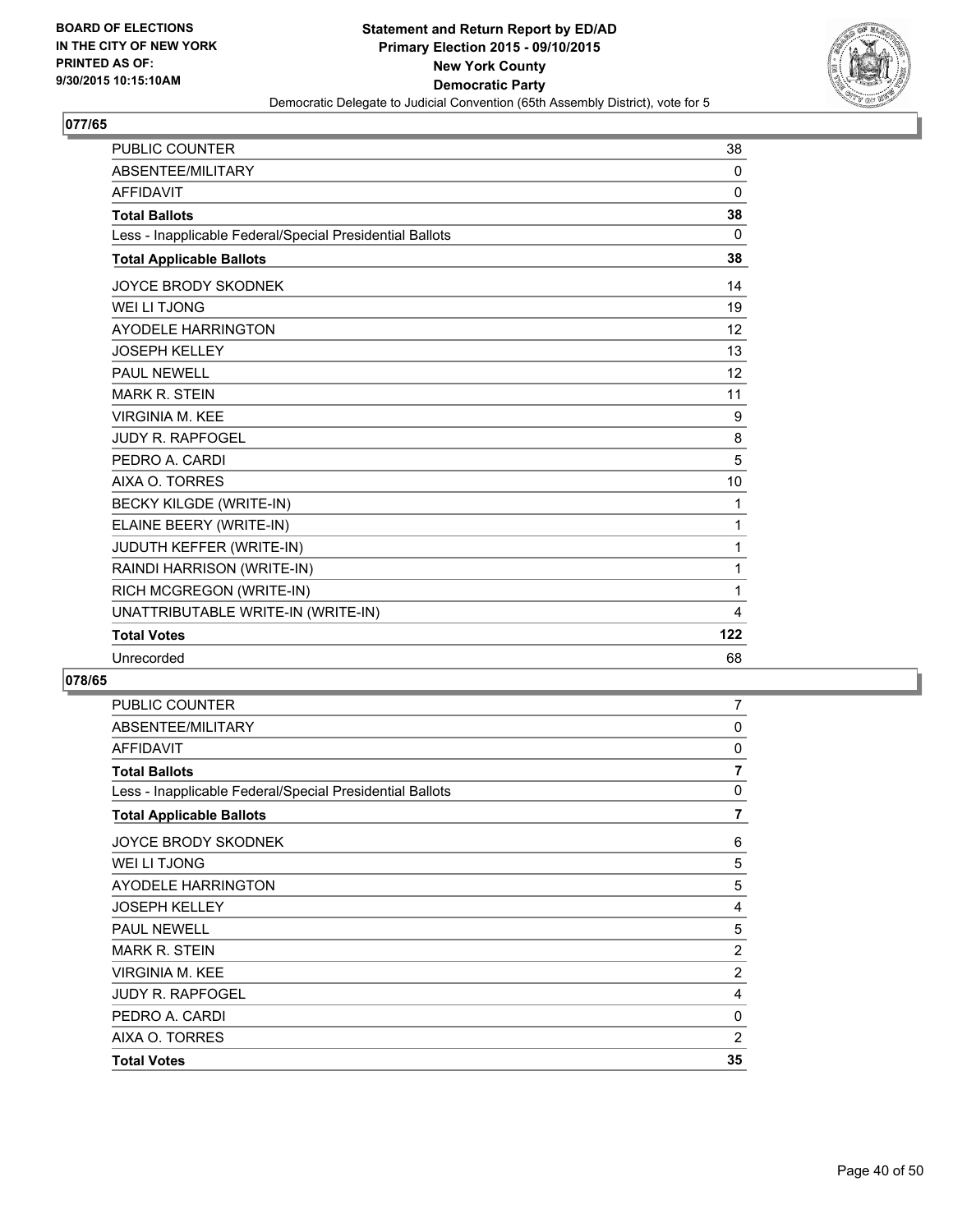**BOARD OF ELECTIONS IN THE CITY OF NEW YORK PRINTED AS OF: 9/30/2015 10:15:10AM**

**Statement and Return Report by ED/AD Primary Election 2015 - 09/10/2015 New York County Democratic Party**

Democratic Delegate to Judicial Convention (65th Assembly District), vote for 5

## 077/65

| | |
|---|---|
| PUBLIC COUNTER | 38 |
| ABSENTEE/MILITARY | 0 |
| AFFIDAVIT | 0 |
| **Total Ballots** | **38** |
| Less - Inapplicable Federal/Special Presidential Ballots | 0 |
| **Total Applicable Ballots** | **38** |
| JOYCE BRODY SKODNEK | 14 |
| WEI LI TJONG | 19 |
| AYODELE HARRINGTON | 12 |
| JOSEPH KELLEY | 13 |
| PAUL NEWELL | 12 |
| MARK R. STEIN | 11 |
| VIRGINIA M. KEE | 9 |
| JUDY R. RAPFOGEL | 8 |
| PEDRO A. CARDI | 5 |
| AIXA O. TORRES | 10 |
| BECKY KILGDE (WRITE-IN) | 1 |
| ELAINE BEERY (WRITE-IN) | 1 |
| JUDUTH KEFFER (WRITE-IN) | 1 |
| RAINDI HARRISON (WRITE-IN) | 1 |
| RICH MCGREGON (WRITE-IN) | 1 |
| UNATTRIBUTABLE WRITE-IN (WRITE-IN) | 4 |
| **Total Votes** | **122** |
| Unrecorded | 68 |

## 078/65

| | |
|---|---|
| PUBLIC COUNTER | 7 |
| ABSENTEE/MILITARY | 0 |
| AFFIDAVIT | 0 |
| **Total Ballots** | **7** |
| Less - Inapplicable Federal/Special Presidential Ballots | 0 |
| **Total Applicable Ballots** | **7** |
| JOYCE BRODY SKODNEK | 6 |
| WEI LI TJONG | 5 |
| AYODELE HARRINGTON | 5 |
| JOSEPH KELLEY | 4 |
| PAUL NEWELL | 5 |
| MARK R. STEIN | 2 |
| VIRGINIA M. KEE | 2 |
| JUDY R. RAPFOGEL | 4 |
| PEDRO A. CARDI | 0 |
| AIXA O. TORRES | 2 |
| **Total Votes** | **35** |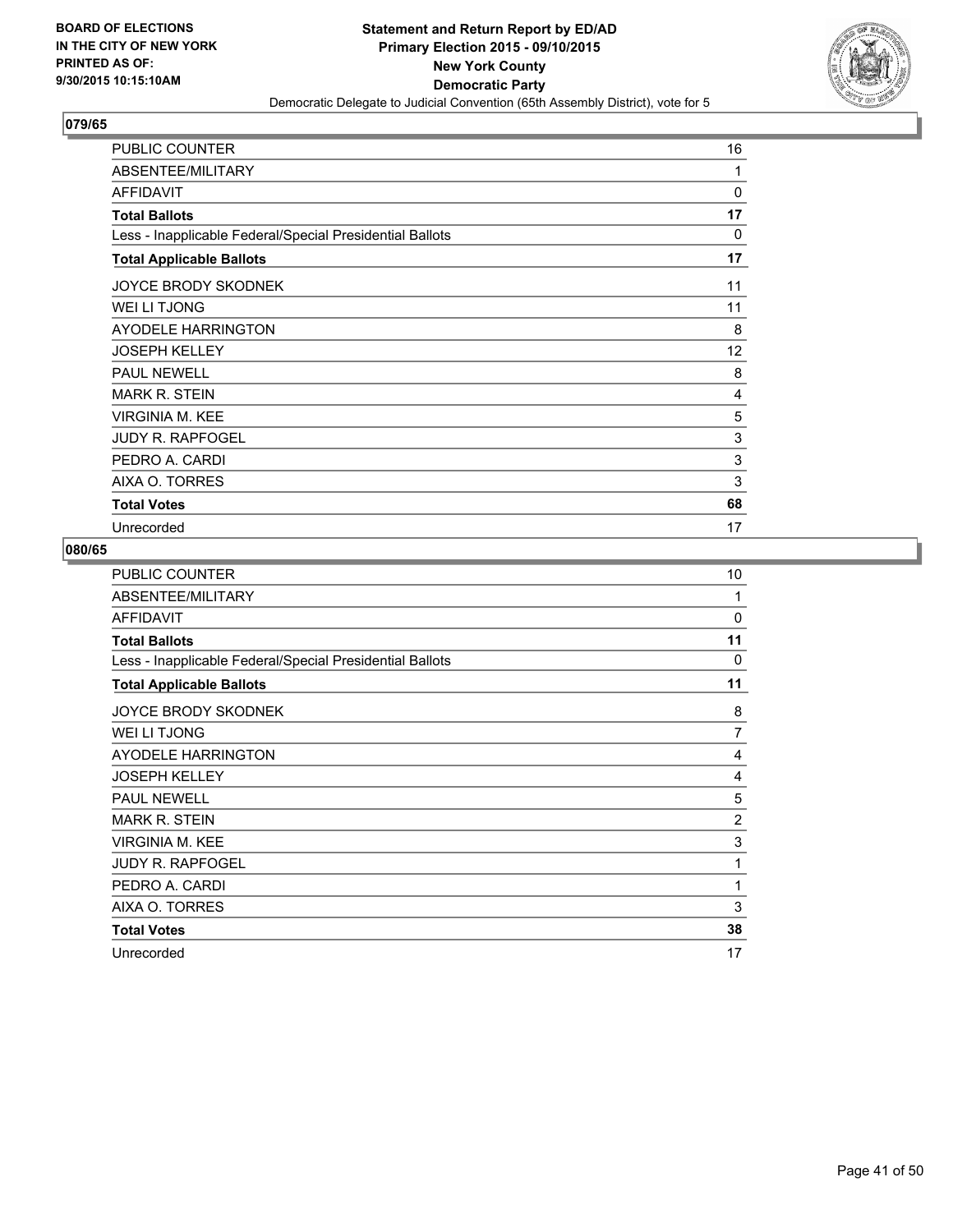BOARD OF ELECTIONS
IN THE CITY OF NEW YORK
PRINTED AS OF:
9/30/2015 10:15:10AM

**Statement and Return Report by ED/AD**
**Primary Election 2015 - 09/10/2015**
**New York County**
**Democratic Party**
Democratic Delegate to Judicial Convention (65th Assembly District), vote for 5

## 079/65

| | |
|---|---|
| PUBLIC COUNTER | 16 |
| ABSENTEE/MILITARY | 1 |
| AFFIDAVIT | 0 |
| **Total Ballots** | **17** |
| Less - Inapplicable Federal/Special Presidential Ballots | 0 |
| **Total Applicable Ballots** | **17** |
| JOYCE BRODY SKODNEK | 11 |
| WEI LI TJONG | 11 |
| AYODELE HARRINGTON | 8 |
| JOSEPH KELLEY | 12 |
| PAUL NEWELL | 8 |
| MARK R. STEIN | 4 |
| VIRGINIA M. KEE | 5 |
| JUDY R. RAPFOGEL | 3 |
| PEDRO A. CARDI | 3 |
| AIXA O. TORRES | 3 |
| **Total Votes** | **68** |
| Unrecorded | 17 |

## 080/65

| | |
|---|---|
| PUBLIC COUNTER | 10 |
| ABSENTEE/MILITARY | 1 |
| AFFIDAVIT | 0 |
| **Total Ballots** | **11** |
| Less - Inapplicable Federal/Special Presidential Ballots | 0 |
| **Total Applicable Ballots** | **11** |
| JOYCE BRODY SKODNEK | 8 |
| WEI LI TJONG | 7 |
| AYODELE HARRINGTON | 4 |
| JOSEPH KELLEY | 4 |
| PAUL NEWELL | 5 |
| MARK R. STEIN | 2 |
| VIRGINIA M. KEE | 3 |
| JUDY R. RAPFOGEL | 1 |
| PEDRO A. CARDI | 1 |
| AIXA O. TORRES | 3 |
| **Total Votes** | **38** |
| Unrecorded | 17 |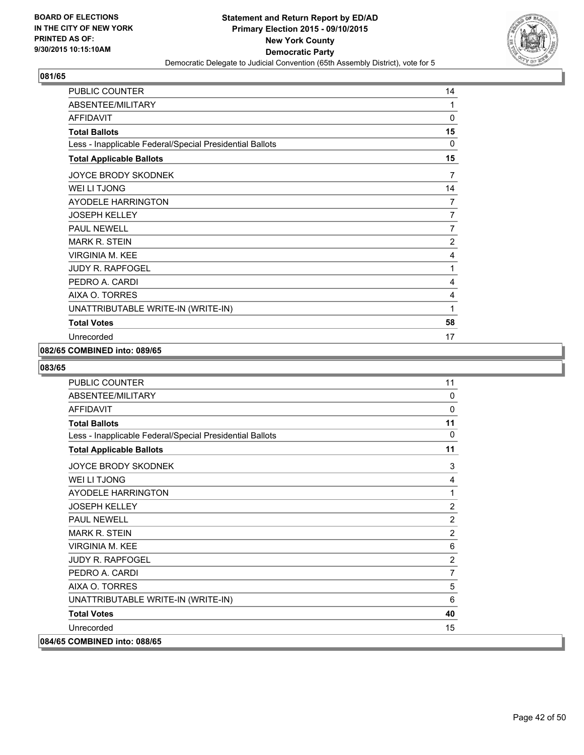### 081/65

| | |
|---|---|
| PUBLIC COUNTER | 14 |
| ABSENTEE/MILITARY | 1 |
| AFFIDAVIT | 0 |
| **Total Ballots** | **15** |
| Less - Inapplicable Federal/Special Presidential Ballots | 0 |
| **Total Applicable Ballots** | **15** |
| JOYCE BRODY SKODNEK | 7 |
| WEI LI TJONG | 14 |
| AYODELE HARRINGTON | 7 |
| JOSEPH KELLEY | 7 |
| PAUL NEWELL | 7 |
| MARK R. STEIN | 2 |
| VIRGINIA M. KEE | 4 |
| JUDY R. RAPFOGEL | 1 |
| PEDRO A. CARDI | 4 |
| AIXA O. TORRES | 4 |
| UNATTRIBUTABLE WRITE-IN (WRITE-IN) | 1 |
| **Total Votes** | **58** |
| Unrecorded | 17 |

### 082/65 COMBINED into: 089/65

### 083/65

| | |
|---|---|
| PUBLIC COUNTER | 11 |
| ABSENTEE/MILITARY | 0 |
| AFFIDAVIT | 0 |
| **Total Ballots** | **11** |
| Less - Inapplicable Federal/Special Presidential Ballots | 0 |
| **Total Applicable Ballots** | **11** |
| JOYCE BRODY SKODNEK | 3 |
| WEI LI TJONG | 4 |
| AYODELE HARRINGTON | 1 |
| JOSEPH KELLEY | 2 |
| PAUL NEWELL | 2 |
| MARK R. STEIN | 2 |
| VIRGINIA M. KEE | 6 |
| JUDY R. RAPFOGEL | 2 |
| PEDRO A. CARDI | 7 |
| AIXA O. TORRES | 5 |
| UNATTRIBUTABLE WRITE-IN (WRITE-IN) | 6 |
| **Total Votes** | **40** |
| Unrecorded | 15 |

### 084/65 COMBINED into: 088/65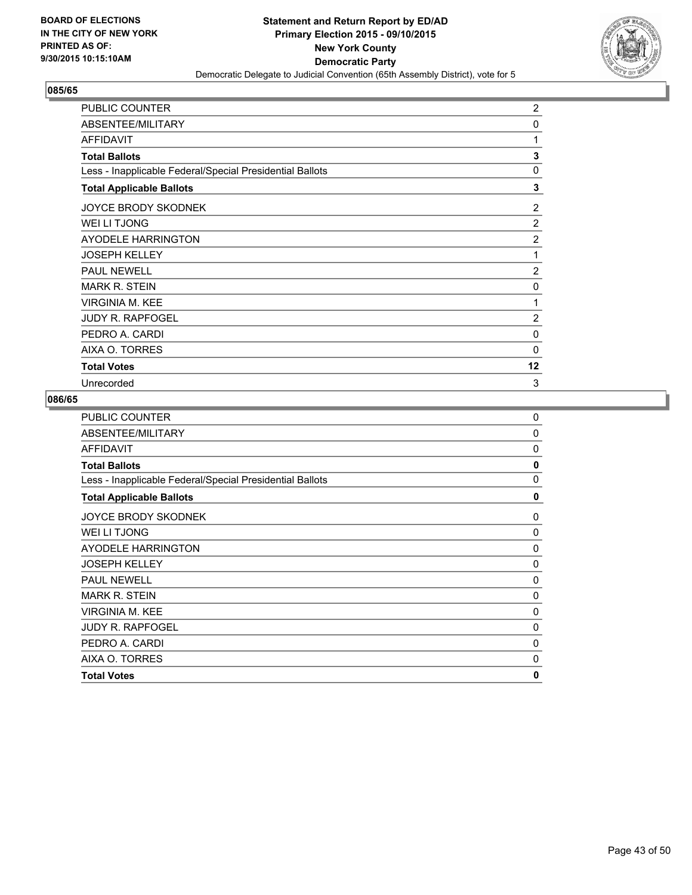BOARD OF ELECTIONS
IN THE CITY OF NEW YORK
PRINTED AS OF:
9/30/2015 10:15:10AM

**Statement and Return Report by ED/AD**
**Primary Election 2015 - 09/10/2015**
**New York County**
**Democratic Party**
Democratic Delegate to Judicial Convention (65th Assembly District), vote for 5

## 085/65

| | |
|---|---|
| PUBLIC COUNTER | 2 |
| ABSENTEE/MILITARY | 0 |
| AFFIDAVIT | 1 |
| **Total Ballots** | **3** |
| Less - Inapplicable Federal/Special Presidential Ballots | 0 |
| **Total Applicable Ballots** | **3** |
| JOYCE BRODY SKODNEK | 2 |
| WEI LI TJONG | 2 |
| AYODELE HARRINGTON | 2 |
| JOSEPH KELLEY | 1 |
| PAUL NEWELL | 2 |
| MARK R. STEIN | 0 |
| VIRGINIA M. KEE | 1 |
| JUDY R. RAPFOGEL | 2 |
| PEDRO A. CARDI | 0 |
| AIXA O. TORRES | 0 |
| **Total Votes** | **12** |
| Unrecorded | 3 |

## 086/65

| | |
|---|---|
| PUBLIC COUNTER | 0 |
| ABSENTEE/MILITARY | 0 |
| AFFIDAVIT | 0 |
| **Total Ballots** | **0** |
| Less - Inapplicable Federal/Special Presidential Ballots | 0 |
| **Total Applicable Ballots** | **0** |
| JOYCE BRODY SKODNEK | 0 |
| WEI LI TJONG | 0 |
| AYODELE HARRINGTON | 0 |
| JOSEPH KELLEY | 0 |
| PAUL NEWELL | 0 |
| MARK R. STEIN | 0 |
| VIRGINIA M. KEE | 0 |
| JUDY R. RAPFOGEL | 0 |
| PEDRO A. CARDI | 0 |
| AIXA O. TORRES | 0 |
| **Total Votes** | **0** |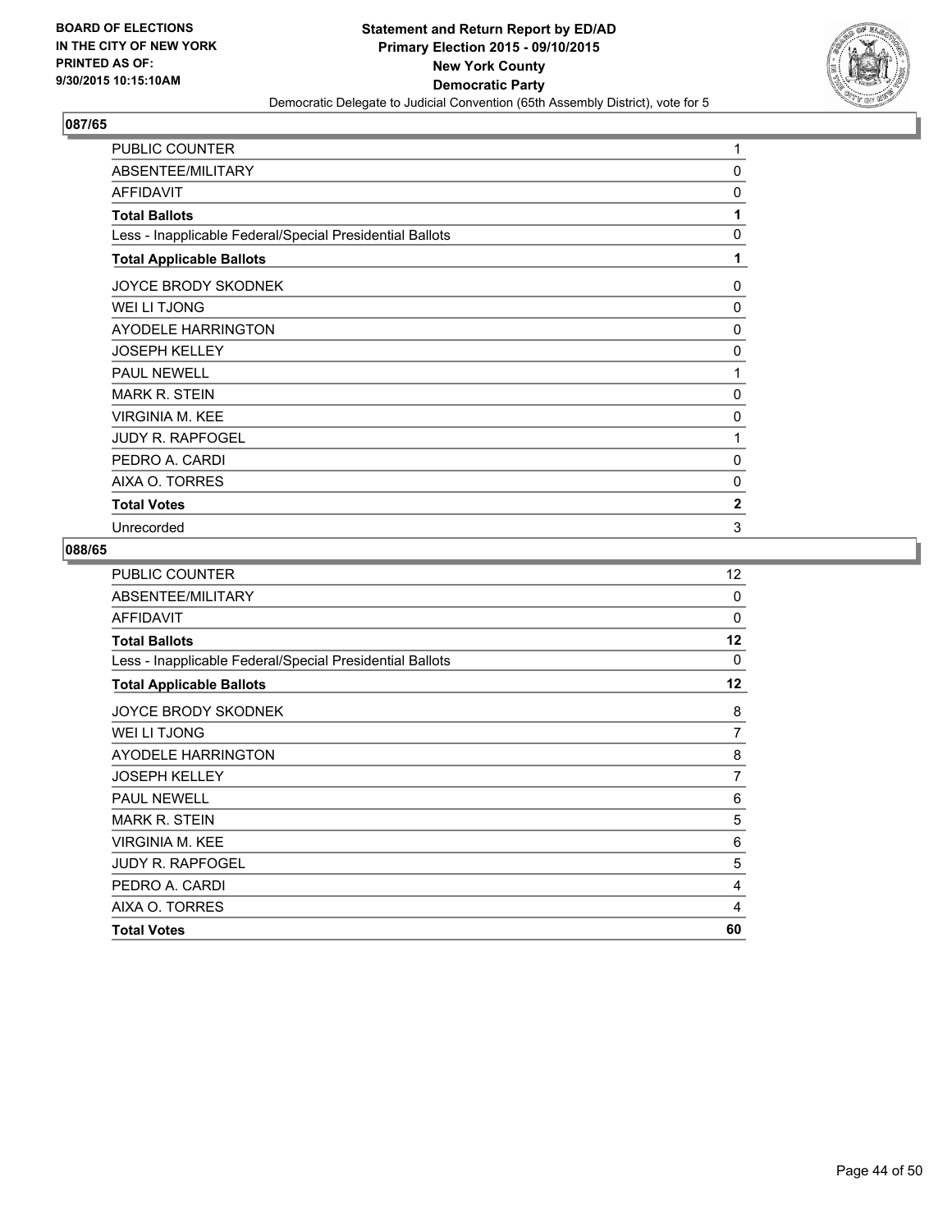**BOARD OF ELECTIONS IN THE CITY OF NEW YORK PRINTED AS OF: 9/30/2015 10:15:10AM**

**Statement and Return Report by ED/AD Primary Election 2015 - 09/10/2015 New York County Democratic Party**

Democratic Delegate to Judicial Convention (65th Assembly District), vote for 5

**087/65**

| | |
|---|---|
| PUBLIC COUNTER | 1 |
| ABSENTEE/MILITARY | 0 |
| AFFIDAVIT | 0 |
| **Total Ballots** | **1** |
| Less - Inapplicable Federal/Special Presidential Ballots | 0 |
| **Total Applicable Ballots** | **1** |
| JOYCE BRODY SKODNEK | 0 |
| WEI LI TJONG | 0 |
| AYODELE HARRINGTON | 0 |
| JOSEPH KELLEY | 0 |
| PAUL NEWELL | 1 |
| MARK R. STEIN | 0 |
| VIRGINIA M. KEE | 0 |
| JUDY R. RAPFOGEL | 1 |
| PEDRO A. CARDI | 0 |
| AIXA O. TORRES | 0 |
| **Total Votes** | **2** |
| Unrecorded | 3 |

**088/65**

| | |
|---|---|
| PUBLIC COUNTER | 12 |
| ABSENTEE/MILITARY | 0 |
| AFFIDAVIT | 0 |
| **Total Ballots** | **12** |
| Less - Inapplicable Federal/Special Presidential Ballots | 0 |
| **Total Applicable Ballots** | **12** |
| JOYCE BRODY SKODNEK | 8 |
| WEI LI TJONG | 7 |
| AYODELE HARRINGTON | 8 |
| JOSEPH KELLEY | 7 |
| PAUL NEWELL | 6 |
| MARK R. STEIN | 5 |
| VIRGINIA M. KEE | 6 |
| JUDY R. RAPFOGEL | 5 |
| PEDRO A. CARDI | 4 |
| AIXA O. TORRES | 4 |
| **Total Votes** | **60** |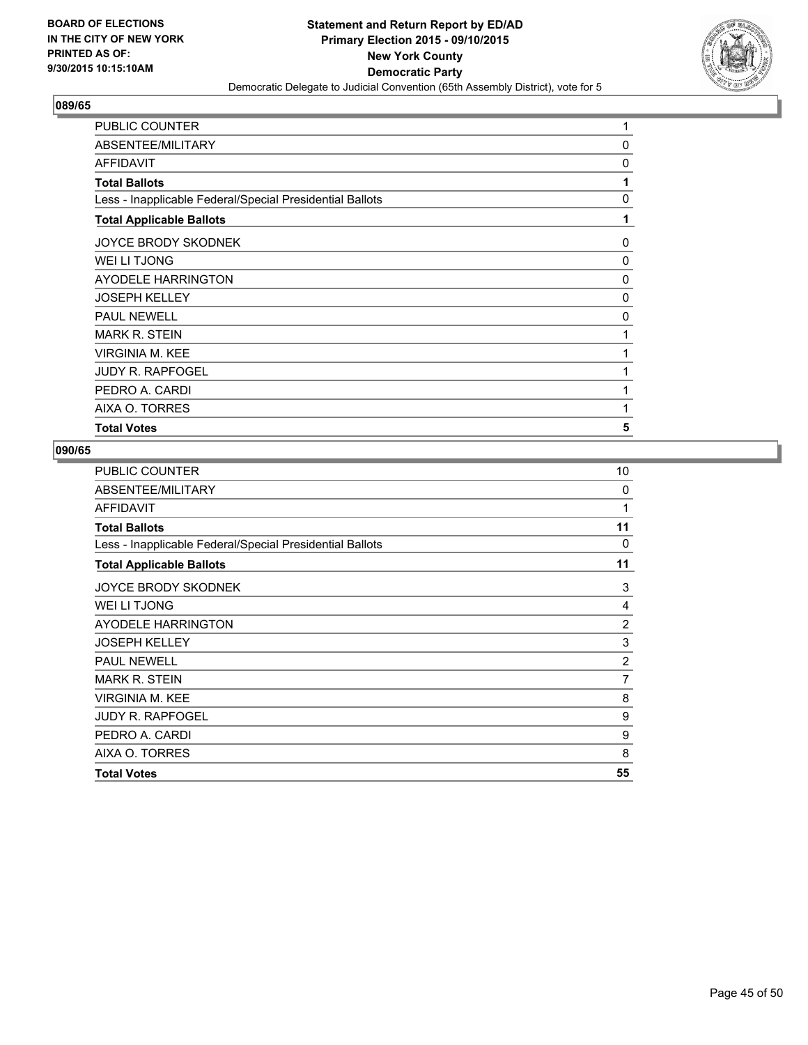BOARD OF ELECTIONS
IN THE CITY OF NEW YORK
PRINTED AS OF:
9/30/2015 10:15:10AM

**Statement and Return Report by ED/AD**
**Primary Election 2015 - 09/10/2015**
**New York County**
**Democratic Party**
Democratic Delegate to Judicial Convention (65th Assembly District), vote for 5

## 089/65

| | |
|---|---|
| PUBLIC COUNTER | 1 |
| ABSENTEE/MILITARY | 0 |
| AFFIDAVIT | 0 |
| **Total Ballots** | **1** |
| Less - Inapplicable Federal/Special Presidential Ballots | 0 |
| **Total Applicable Ballots** | **1** |
| JOYCE BRODY SKODNEK | 0 |
| WEI LI TJONG | 0 |
| AYODELE HARRINGTON | 0 |
| JOSEPH KELLEY | 0 |
| PAUL NEWELL | 0 |
| MARK R. STEIN | 1 |
| VIRGINIA M. KEE | 1 |
| JUDY R. RAPFOGEL | 1 |
| PEDRO A. CARDI | 1 |
| AIXA O. TORRES | 1 |
| **Total Votes** | **5** |

## 090/65

| | |
|---|---|
| PUBLIC COUNTER | 10 |
| ABSENTEE/MILITARY | 0 |
| AFFIDAVIT | 1 |
| **Total Ballots** | **11** |
| Less - Inapplicable Federal/Special Presidential Ballots | 0 |
| **Total Applicable Ballots** | **11** |
| JOYCE BRODY SKODNEK | 3 |
| WEI LI TJONG | 4 |
| AYODELE HARRINGTON | 2 |
| JOSEPH KELLEY | 3 |
| PAUL NEWELL | 2 |
| MARK R. STEIN | 7 |
| VIRGINIA M. KEE | 8 |
| JUDY R. RAPFOGEL | 9 |
| PEDRO A. CARDI | 9 |
| AIXA O. TORRES | 8 |
| **Total Votes** | **55** |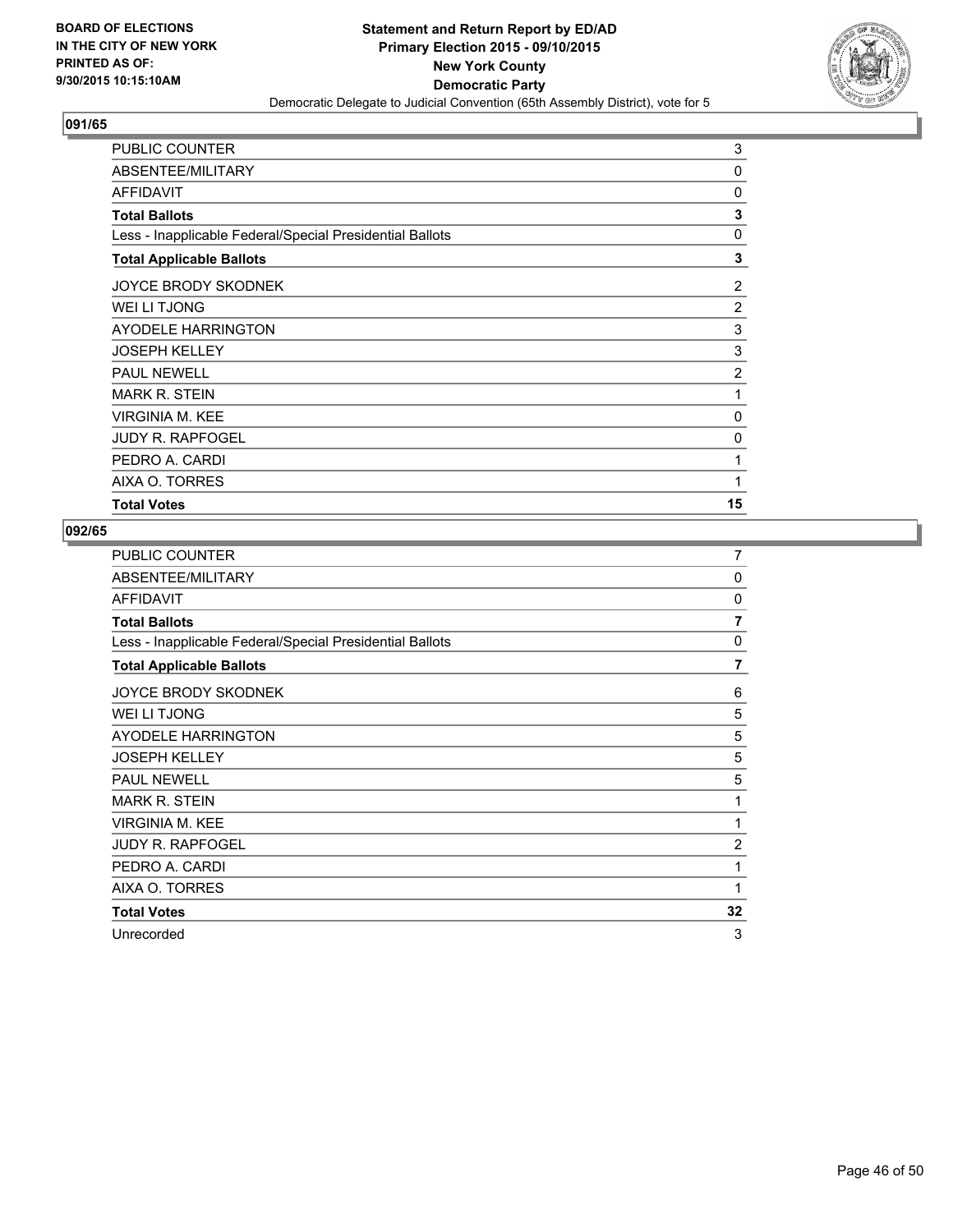**BOARD OF ELECTIONS IN THE CITY OF NEW YORK PRINTED AS OF: 9/30/2015 10:15:10AM**

**Statement and Return Report by ED/AD Primary Election 2015 - 09/10/2015 New York County Democratic Party**

Democratic Delegate to Judicial Convention (65th Assembly District), vote for 5

## 091/65

| | |
|---|---|
| PUBLIC COUNTER | 3 |
| ABSENTEE/MILITARY | 0 |
| AFFIDAVIT | 0 |
| **Total Ballots** | **3** |
| Less - Inapplicable Federal/Special Presidential Ballots | 0 |
| **Total Applicable Ballots** | **3** |
| JOYCE BRODY SKODNEK | 2 |
| WEI LI TJONG | 2 |
| AYODELE HARRINGTON | 3 |
| JOSEPH KELLEY | 3 |
| PAUL NEWELL | 2 |
| MARK R. STEIN | 1 |
| VIRGINIA M. KEE | 0 |
| JUDY R. RAPFOGEL | 0 |
| PEDRO A. CARDI | 1 |
| AIXA O. TORRES | 1 |
| **Total Votes** | **15** |

## 092/65

| | |
|---|---|
| PUBLIC COUNTER | 7 |
| ABSENTEE/MILITARY | 0 |
| AFFIDAVIT | 0 |
| **Total Ballots** | **7** |
| Less - Inapplicable Federal/Special Presidential Ballots | 0 |
| **Total Applicable Ballots** | **7** |
| JOYCE BRODY SKODNEK | 6 |
| WEI LI TJONG | 5 |
| AYODELE HARRINGTON | 5 |
| JOSEPH KELLEY | 5 |
| PAUL NEWELL | 5 |
| MARK R. STEIN | 1 |
| VIRGINIA M. KEE | 1 |
| JUDY R. RAPFOGEL | 2 |
| PEDRO A. CARDI | 1 |
| AIXA O. TORRES | 1 |
| **Total Votes** | **32** |
| Unrecorded | 3 |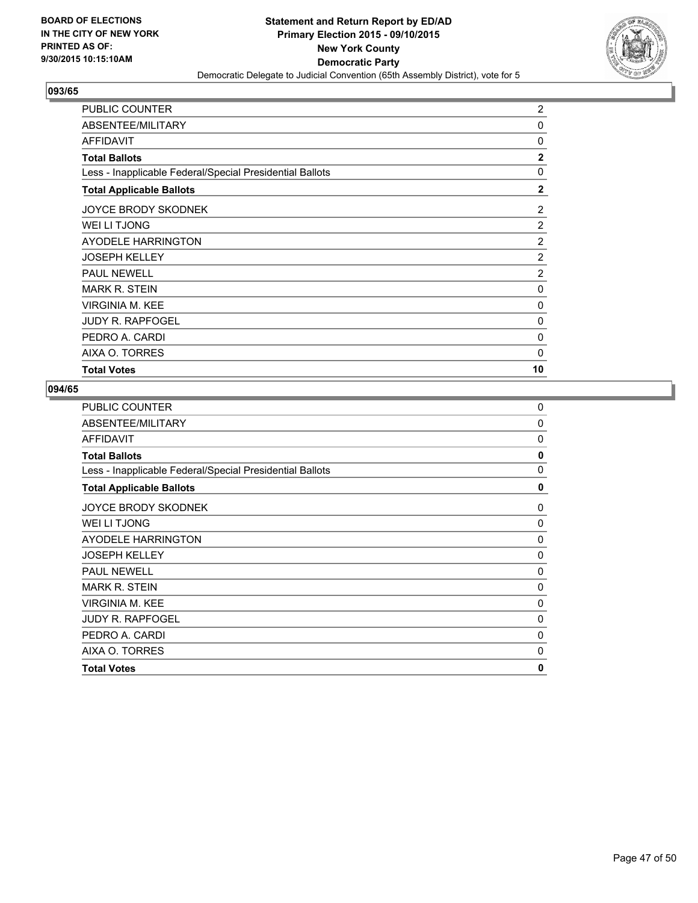**BOARD OF ELECTIONS IN THE CITY OF NEW YORK PRINTED AS OF: 9/30/2015 10:15:10AM**

**Statement and Return Report by ED/AD**
**Primary Election 2015 - 09/10/2015**
**New York County**
**Democratic Party**
Democratic Delegate to Judicial Convention (65th Assembly District), vote for 5

## 093/65

| | |
|---|---|
| PUBLIC COUNTER | 2 |
| ABSENTEE/MILITARY | 0 |
| AFFIDAVIT | 0 |
| **Total Ballots** | **2** |
| Less - Inapplicable Federal/Special Presidential Ballots | 0 |
| **Total Applicable Ballots** | **2** |
| JOYCE BRODY SKODNEK | 2 |
| WEI LI TJONG | 2 |
| AYODELE HARRINGTON | 2 |
| JOSEPH KELLEY | 2 |
| PAUL NEWELL | 2 |
| MARK R. STEIN | 0 |
| VIRGINIA M. KEE | 0 |
| JUDY R. RAPFOGEL | 0 |
| PEDRO A. CARDI | 0 |
| AIXA O. TORRES | 0 |
| **Total Votes** | **10** |

## 094/65

| | |
|---|---|
| PUBLIC COUNTER | 0 |
| ABSENTEE/MILITARY | 0 |
| AFFIDAVIT | 0 |
| **Total Ballots** | **0** |
| Less - Inapplicable Federal/Special Presidential Ballots | 0 |
| **Total Applicable Ballots** | **0** |
| JOYCE BRODY SKODNEK | 0 |
| WEI LI TJONG | 0 |
| AYODELE HARRINGTON | 0 |
| JOSEPH KELLEY | 0 |
| PAUL NEWELL | 0 |
| MARK R. STEIN | 0 |
| VIRGINIA M. KEE | 0 |
| JUDY R. RAPFOGEL | 0 |
| PEDRO A. CARDI | 0 |
| AIXA O. TORRES | 0 |
| **Total Votes** | **0** |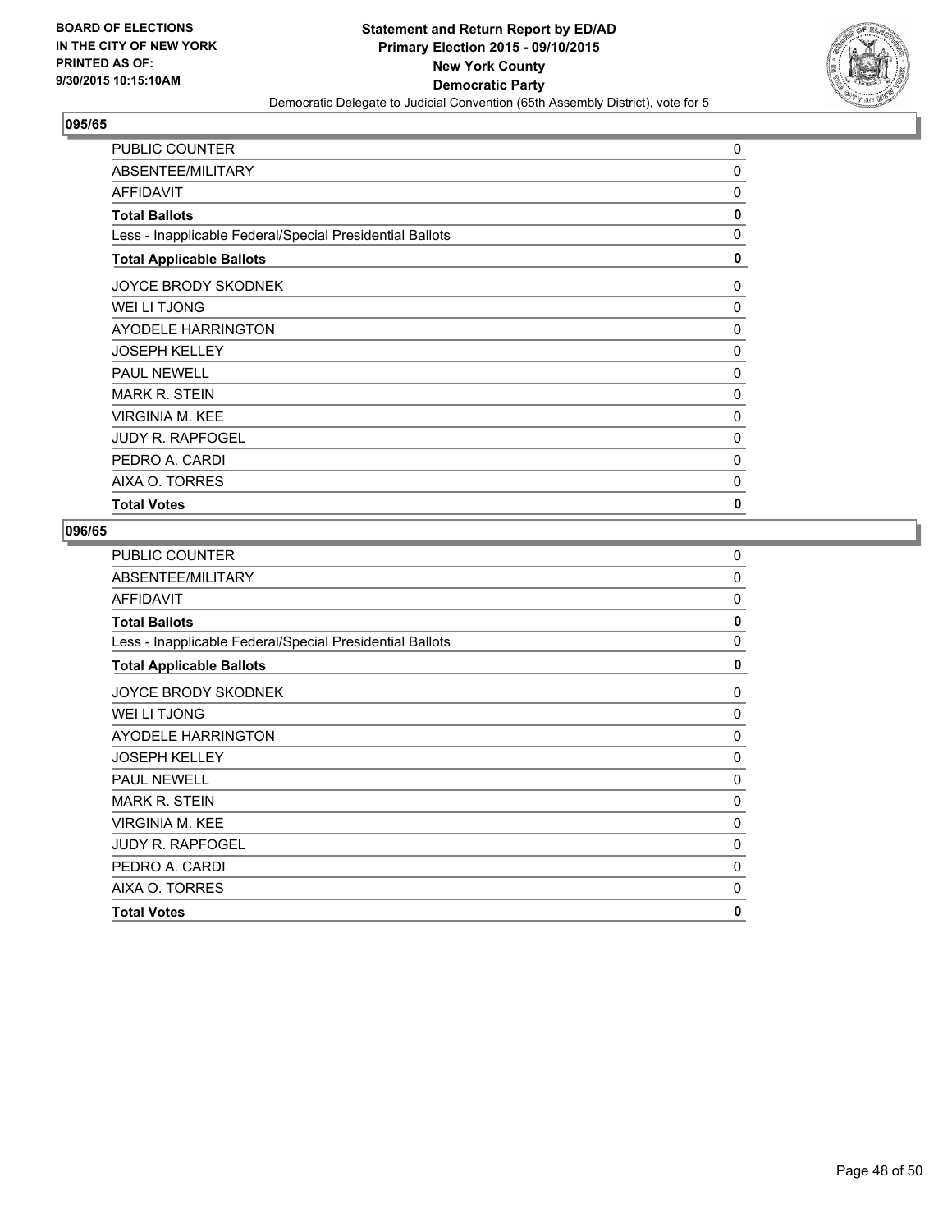### 095/65

| | |
|---|---|
| PUBLIC COUNTER | 0 |
| ABSENTEE/MILITARY | 0 |
| AFFIDAVIT | 0 |
| **Total Ballots** | **0** |
| Less - Inapplicable Federal/Special Presidential Ballots | 0 |
| **Total Applicable Ballots** | **0** |
| JOYCE BRODY SKODNEK | 0 |
| WEI LI TJONG | 0 |
| AYODELE HARRINGTON | 0 |
| JOSEPH KELLEY | 0 |
| PAUL NEWELL | 0 |
| MARK R. STEIN | 0 |
| VIRGINIA M. KEE | 0 |
| JUDY R. RAPFOGEL | 0 |
| PEDRO A. CARDI | 0 |
| AIXA O. TORRES | 0 |
| **Total Votes** | **0** |

### 096/65

| | |
|---|---|
| PUBLIC COUNTER | 0 |
| ABSENTEE/MILITARY | 0 |
| AFFIDAVIT | 0 |
| **Total Ballots** | **0** |
| Less - Inapplicable Federal/Special Presidential Ballots | 0 |
| **Total Applicable Ballots** | **0** |
| JOYCE BRODY SKODNEK | 0 |
| WEI LI TJONG | 0 |
| AYODELE HARRINGTON | 0 |
| JOSEPH KELLEY | 0 |
| PAUL NEWELL | 0 |
| MARK R. STEIN | 0 |
| VIRGINIA M. KEE | 0 |
| JUDY R. RAPFOGEL | 0 |
| PEDRO A. CARDI | 0 |
| AIXA O. TORRES | 0 |
| **Total Votes** | **0** |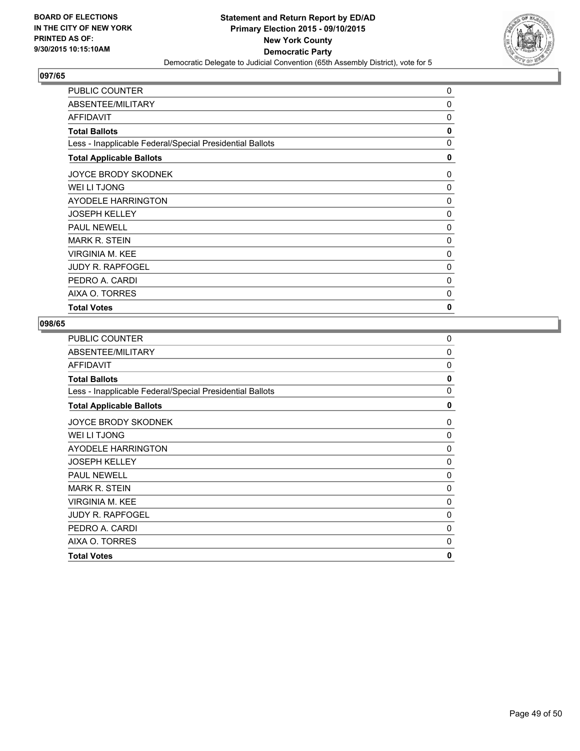BOARD OF ELECTIONS
IN THE CITY OF NEW YORK
PRINTED AS OF:
9/30/2015 10:15:10AM

**Statement and Return Report by ED/AD**
**Primary Election 2015 - 09/10/2015**
**New York County**
**Democratic Party**
Democratic Delegate to Judicial Convention (65th Assembly District), vote for 5

## 097/65

| | |
|---|---|
| PUBLIC COUNTER | 0 |
| ABSENTEE/MILITARY | 0 |
| AFFIDAVIT | 0 |
| **Total Ballots** | **0** |
| Less - Inapplicable Federal/Special Presidential Ballots | 0 |
| **Total Applicable Ballots** | **0** |
| JOYCE BRODY SKODNEK | 0 |
| WEI LI TJONG | 0 |
| AYODELE HARRINGTON | 0 |
| JOSEPH KELLEY | 0 |
| PAUL NEWELL | 0 |
| MARK R. STEIN | 0 |
| VIRGINIA M. KEE | 0 |
| JUDY R. RAPFOGEL | 0 |
| PEDRO A. CARDI | 0 |
| AIXA O. TORRES | 0 |
| **Total Votes** | **0** |

## 098/65

| | |
|---|---|
| PUBLIC COUNTER | 0 |
| ABSENTEE/MILITARY | 0 |
| AFFIDAVIT | 0 |
| **Total Ballots** | **0** |
| Less - Inapplicable Federal/Special Presidential Ballots | 0 |
| **Total Applicable Ballots** | **0** |
| JOYCE BRODY SKODNEK | 0 |
| WEI LI TJONG | 0 |
| AYODELE HARRINGTON | 0 |
| JOSEPH KELLEY | 0 |
| PAUL NEWELL | 0 |
| MARK R. STEIN | 0 |
| VIRGINIA M. KEE | 0 |
| JUDY R. RAPFOGEL | 0 |
| PEDRO A. CARDI | 0 |
| AIXA O. TORRES | 0 |
| **Total Votes** | **0** |